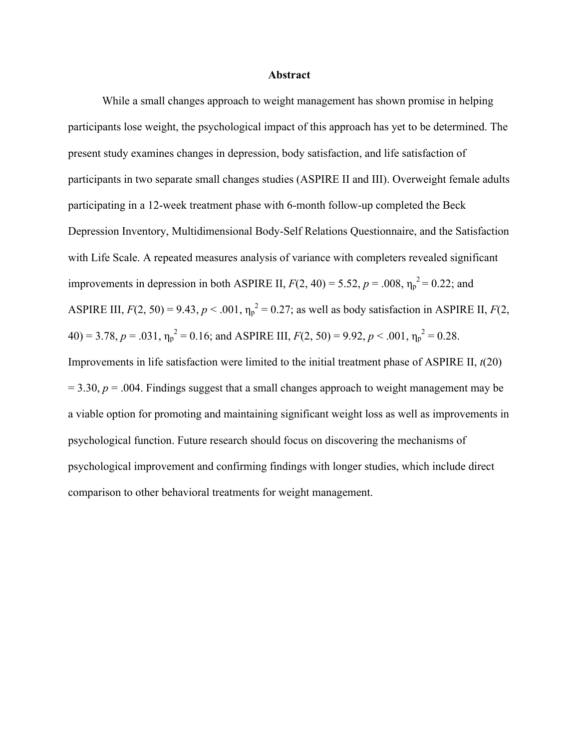# Abstract

While a small changes approach to weight management has shown promise in helping participants lose weight, the psychological impact of this approach has yet to be determined. The present study examines changes in depression, body satisfaction, and life satisfaction of participants in two separate small changes studies (ASPIRE II and III). Overweight female adults participating in a 12-week treatment phase with 6-month follow-up completed the Beck Depression Inventory, Multidimensional Body-Self Relations Questionnaire, and the Satisfaction with Life Scale. A repeated measures analysis of variance with completers revealed significant improvements in depression in both ASPIRE II, $F(2, 40) = 5.52$, $p = .008$, $\eta_p^2 = 0.22$; and ASPIRE III, $F(2, 50) = 9.43$, $p < .001$, $\eta_p^2 = 0.27$; as well as body satisfaction in ASPIRE II, $F(2, 40) = 3.78$, $p = .031$, $\eta_p^2 = 0.16$; and ASPIRE III, $F(2, 50) = 9.92$, $p < .001$, $\eta_p^2 = 0.28$. Improvements in life satisfaction were limited to the initial treatment phase of ASPIRE II, $t(20) = 3.30$, $p = .004$. Findings suggest that a small changes approach to weight management may be a viable option for promoting and maintaining significant weight loss as well as improvements in psychological function. Future research should focus on discovering the mechanisms of psychological improvement and confirming findings with longer studies, which include direct comparison to other behavioral treatments for weight management.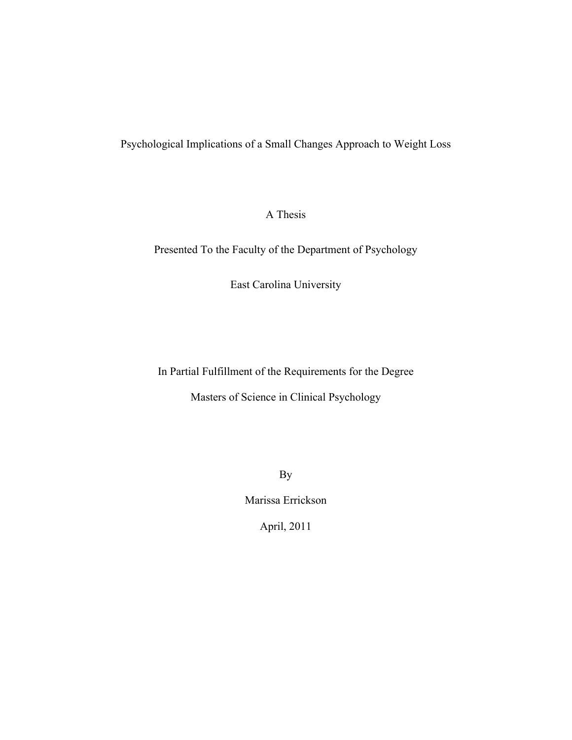Psychological Implications of a Small Changes Approach to Weight Loss

A Thesis

Presented To the Faculty of the Department of Psychology

East Carolina University

In Partial Fulfillment of the Requirements for the Degree

Masters of Science in Clinical Psychology

By

Marissa Errickson

April, 2011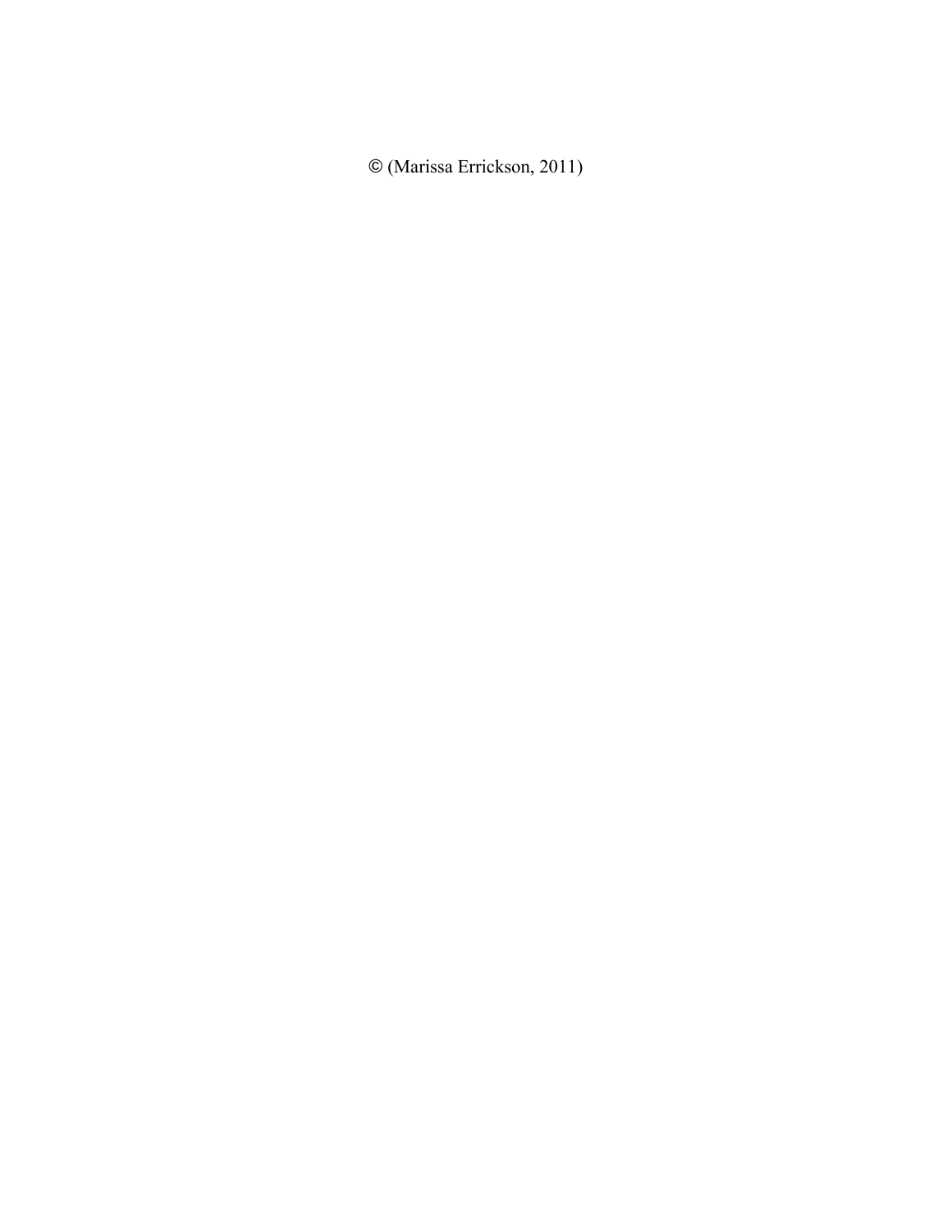© (Marissa Errickson, 2011)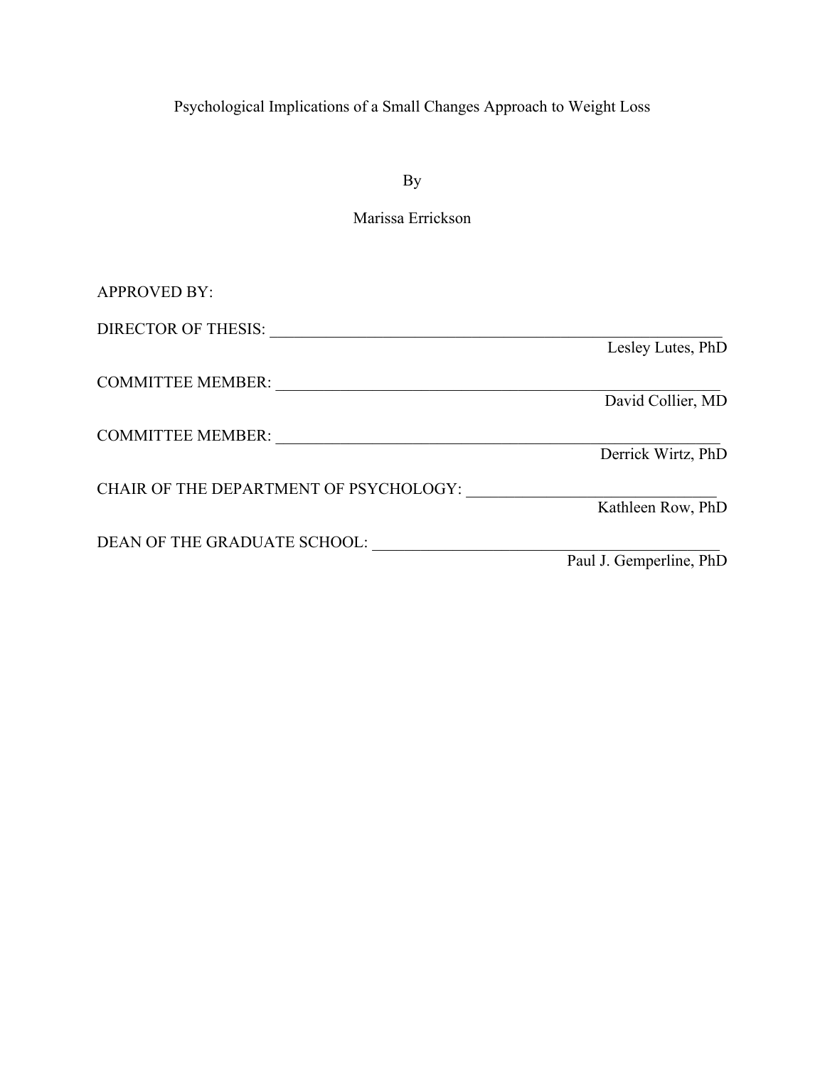Psychological Implications of a Small Changes Approach to Weight Loss

By

Marissa Errickson

APPROVED BY:

DIRECTOR OF THESIS: ______________________________________________
Lesley Lutes, PhD

COMMITTEE MEMBER: ______________________________________________
David Collier, MD

COMMITTEE MEMBER: ______________________________________________
Derrick Wirtz, PhD

CHAIR OF THE DEPARTMENT OF PSYCHOLOGY: ______________________________
Kathleen Row, PhD

DEAN OF THE GRADUATE SCHOOL: ____________________________________
Paul J. Gemperline, PhD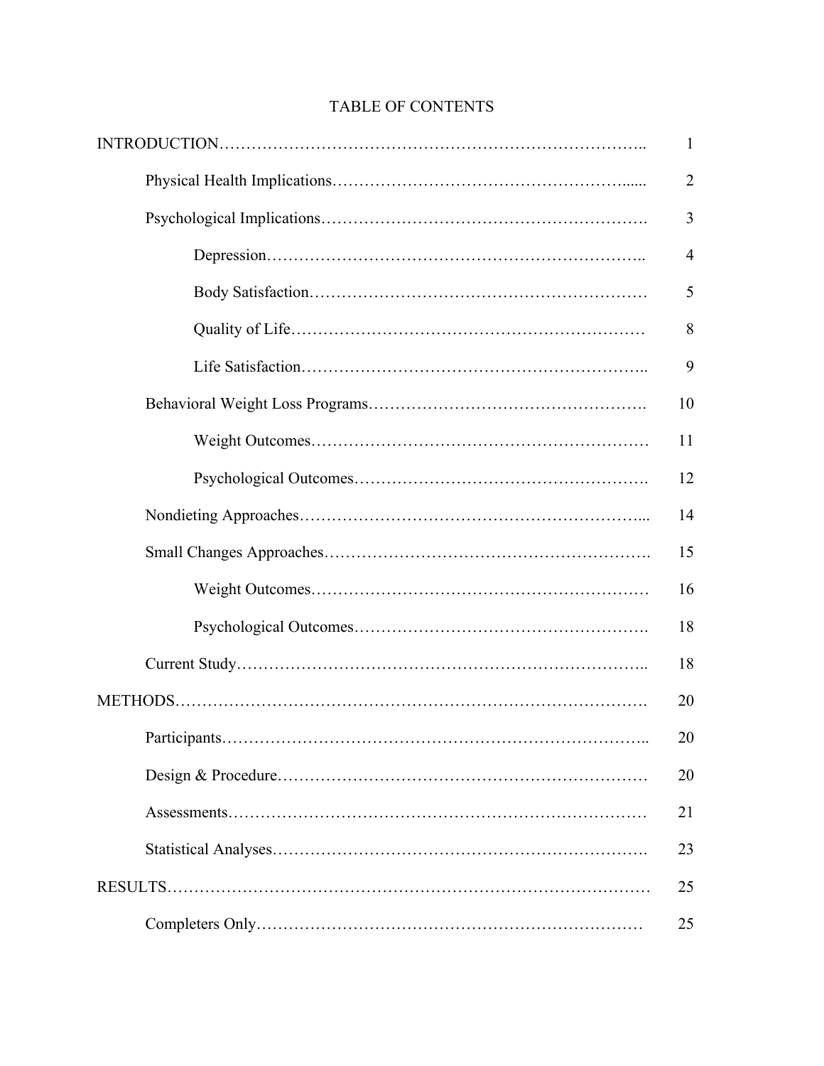# TABLE OF CONTENTS

| | |
|---|---|
| INTRODUCTION | 1 |
| Physical Health Implications | 2 |
| Psychological Implications | 3 |
| Depression | 4 |
| Body Satisfaction | 5 |
| Quality of Life | 8 |
| Life Satisfaction | 9 |
| Behavioral Weight Loss Programs | 10 |
| Weight Outcomes | 11 |
| Psychological Outcomes | 12 |
| Nondieting Approaches | 14 |
| Small Changes Approaches | 15 |
| Weight Outcomes | 16 |
| Psychological Outcomes | 18 |
| Current Study | 18 |
| METHODS | 20 |
| Participants | 20 |
| Design & Procedure | 20 |
| Assessments | 21 |
| Statistical Analyses | 23 |
| RESULTS | 25 |
| Completers Only | 25 |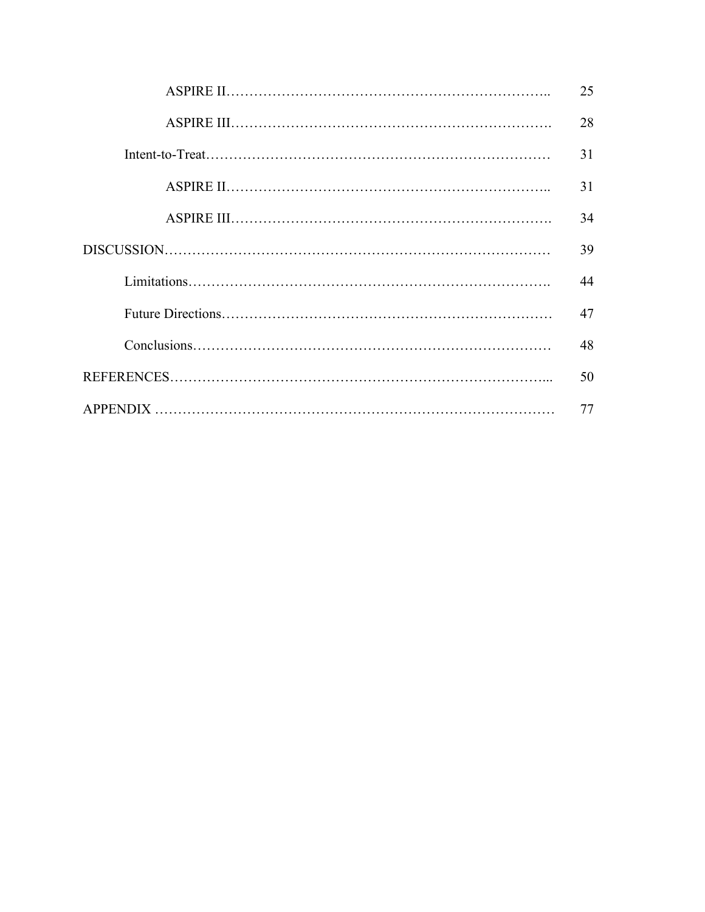ASPIRE II……………………………………………………………….. 25

ASPIRE III………………………………………………………………. 28

Intent-to-Treat……………………………………………………………… 31

ASPIRE II……………………………………………………………….. 31

ASPIRE III………………………………………………………………. 34

DISCUSSION……………………………………………………………………… 39

Limitations………………………………………………………………………. 44

Future Directions………………………………………………………………… 47

Conclusions……………………………………………………………………… 48

REFERENCES…………………………………………………………………….... 50

APPENDIX ………………………………………………………………………… 77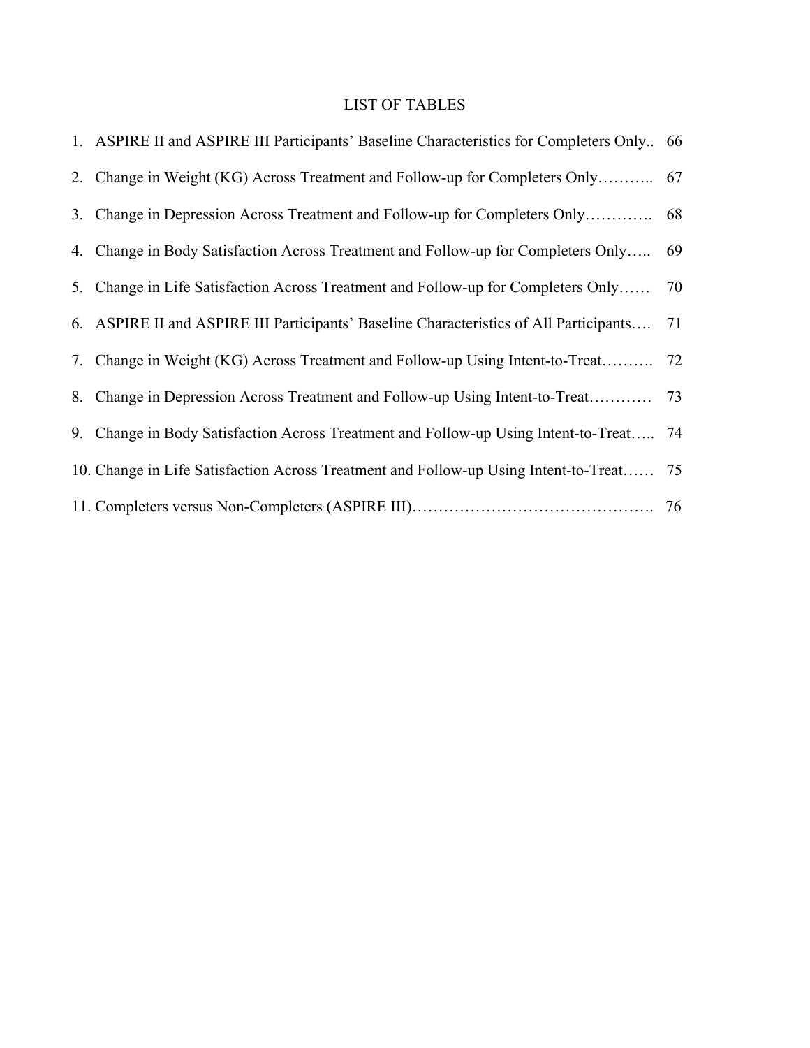# LIST OF TABLES

1. ASPIRE II and ASPIRE III Participants' Baseline Characteristics for Completers Only.. 66
2. Change in Weight (KG) Across Treatment and Follow-up for Completers Only……….. 67
3. Change in Depression Across Treatment and Follow-up for Completers Only…………. 68
4. Change in Body Satisfaction Across Treatment and Follow-up for Completers Only….. 69
5. Change in Life Satisfaction Across Treatment and Follow-up for Completers Only…… 70
6. ASPIRE II and ASPIRE III Participants' Baseline Characteristics of All Participants…. 71
7. Change in Weight (KG) Across Treatment and Follow-up Using Intent-to-Treat………. 72
8. Change in Depression Across Treatment and Follow-up Using Intent-to-Treat………… 73
9. Change in Body Satisfaction Across Treatment and Follow-up Using Intent-to-Treat….. 74
10. Change in Life Satisfaction Across Treatment and Follow-up Using Intent-to-Treat…… 75
11. Completers versus Non-Completers (ASPIRE III)………………………………………. 76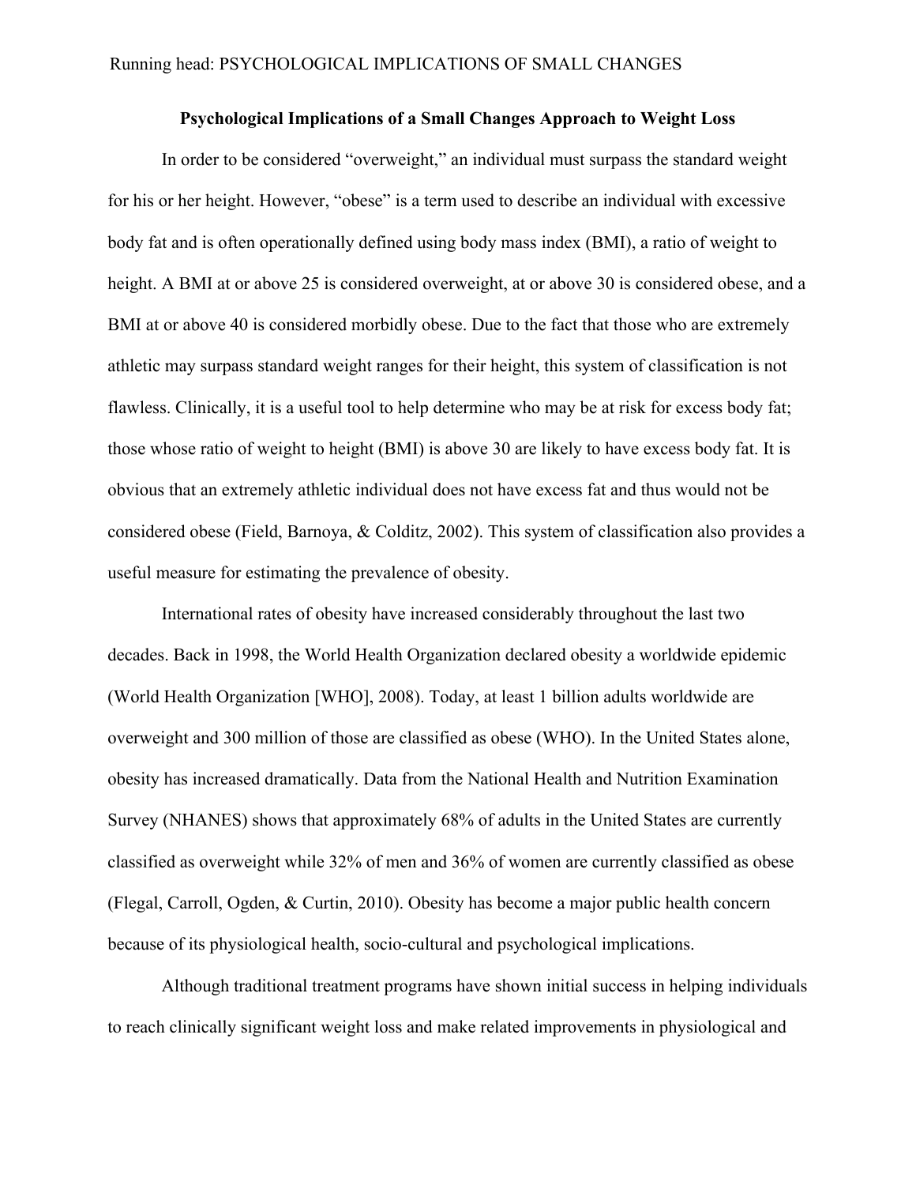**Psychological Implications of a Small Changes Approach to Weight Loss**

In order to be considered "overweight," an individual must surpass the standard weight for his or her height. However, "obese" is a term used to describe an individual with excessive body fat and is often operationally defined using body mass index (BMI), a ratio of weight to height. A BMI at or above 25 is considered overweight, at or above 30 is considered obese, and a BMI at or above 40 is considered morbidly obese. Due to the fact that those who are extremely athletic may surpass standard weight ranges for their height, this system of classification is not flawless. Clinically, it is a useful tool to help determine who may be at risk for excess body fat; those whose ratio of weight to height (BMI) is above 30 are likely to have excess body fat. It is obvious that an extremely athletic individual does not have excess fat and thus would not be considered obese (Field, Barnoya, & Colditz, 2002). This system of classification also provides a useful measure for estimating the prevalence of obesity.

International rates of obesity have increased considerably throughout the last two decades. Back in 1998, the World Health Organization declared obesity a worldwide epidemic (World Health Organization [WHO], 2008). Today, at least 1 billion adults worldwide are overweight and 300 million of those are classified as obese (WHO). In the United States alone, obesity has increased dramatically. Data from the National Health and Nutrition Examination Survey (NHANES) shows that approximately 68% of adults in the United States are currently classified as overweight while 32% of men and 36% of women are currently classified as obese (Flegal, Carroll, Ogden, & Curtin, 2010). Obesity has become a major public health concern because of its physiological health, socio-cultural and psychological implications.

Although traditional treatment programs have shown initial success in helping individuals to reach clinically significant weight loss and make related improvements in physiological and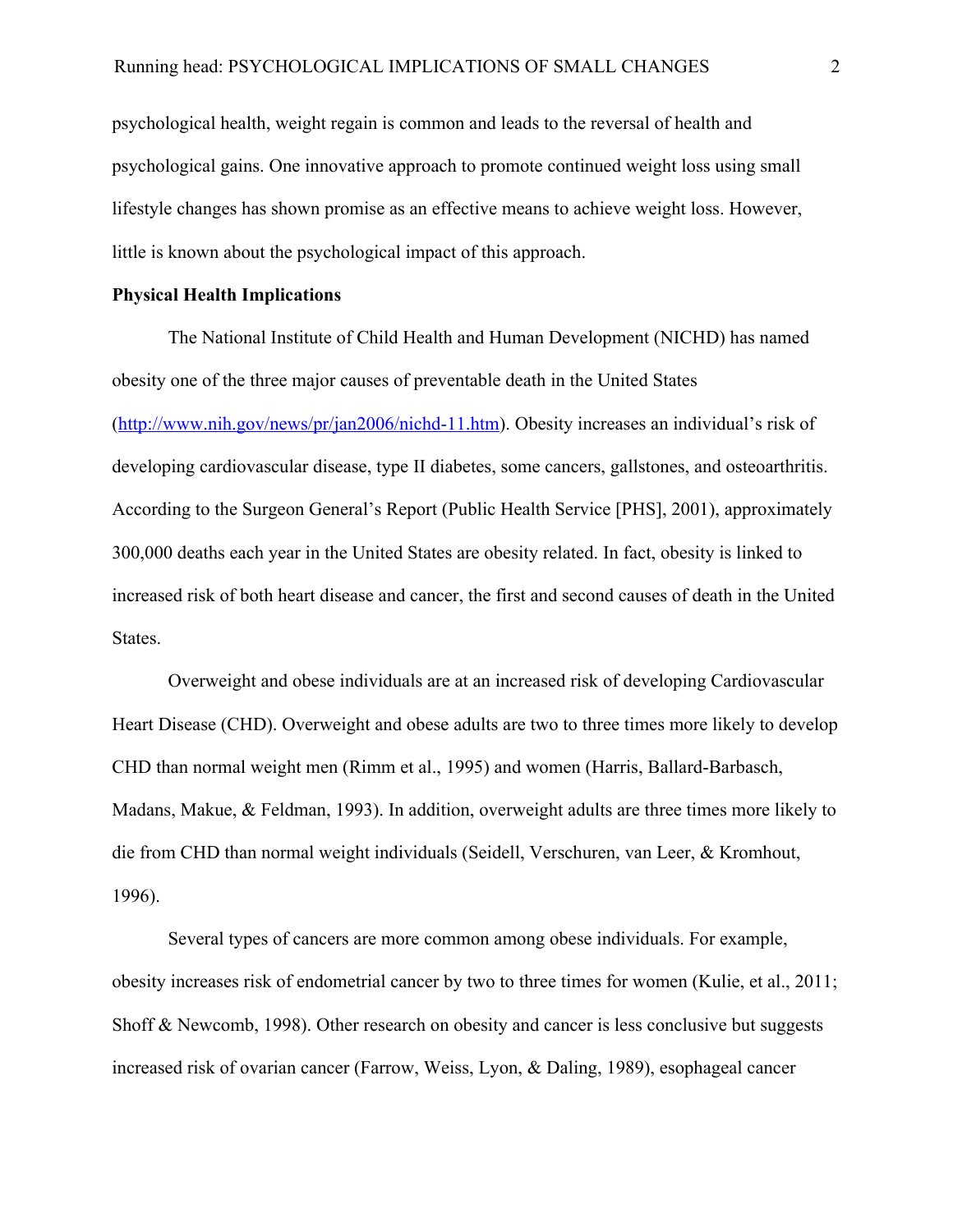psychological health, weight regain is common and leads to the reversal of health and psychological gains. One innovative approach to promote continued weight loss using small lifestyle changes has shown promise as an effective means to achieve weight loss. However, little is known about the psychological impact of this approach.

**Physical Health Implications**

The National Institute of Child Health and Human Development (NICHD) has named obesity one of the three major causes of preventable death in the United States (http://www.nih.gov/news/pr/jan2006/nichd-11.htm). Obesity increases an individual's risk of developing cardiovascular disease, type II diabetes, some cancers, gallstones, and osteoarthritis. According to the Surgeon General's Report (Public Health Service [PHS], 2001), approximately 300,000 deaths each year in the United States are obesity related. In fact, obesity is linked to increased risk of both heart disease and cancer, the first and second causes of death in the United States.

Overweight and obese individuals are at an increased risk of developing Cardiovascular Heart Disease (CHD). Overweight and obese adults are two to three times more likely to develop CHD than normal weight men (Rimm et al., 1995) and women (Harris, Ballard-Barbasch, Madans, Makue, & Feldman, 1993). In addition, overweight adults are three times more likely to die from CHD than normal weight individuals (Seidell, Verschuren, van Leer, & Kromhout, 1996).

Several types of cancers are more common among obese individuals. For example, obesity increases risk of endometrial cancer by two to three times for women (Kulie, et al., 2011; Shoff & Newcomb, 1998). Other research on obesity and cancer is less conclusive but suggests increased risk of ovarian cancer (Farrow, Weiss, Lyon, & Daling, 1989), esophageal cancer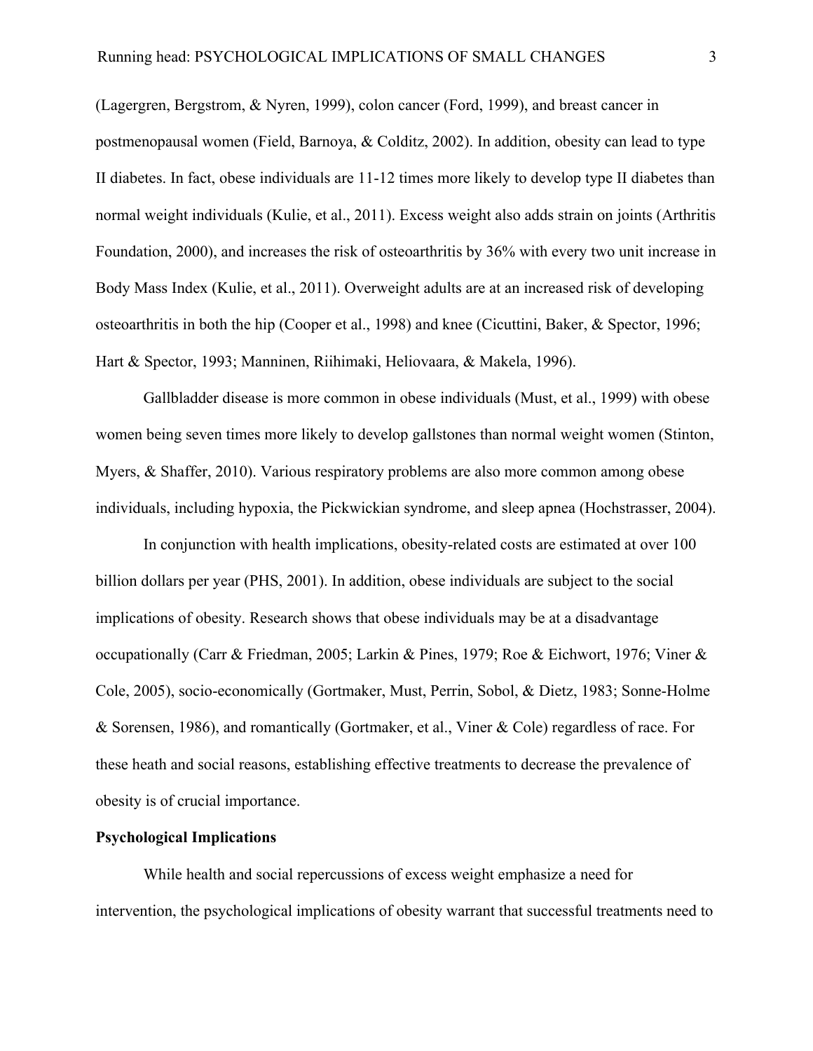(Lagergren, Bergstrom, & Nyren, 1999), colon cancer (Ford, 1999), and breast cancer in postmenopausal women (Field, Barnoya, & Colditz, 2002). In addition, obesity can lead to type II diabetes. In fact, obese individuals are 11-12 times more likely to develop type II diabetes than normal weight individuals (Kulie, et al., 2011). Excess weight also adds strain on joints (Arthritis Foundation, 2000), and increases the risk of osteoarthritis by 36% with every two unit increase in Body Mass Index (Kulie, et al., 2011). Overweight adults are at an increased risk of developing osteoarthritis in both the hip (Cooper et al., 1998) and knee (Cicuttini, Baker, & Spector, 1996; Hart & Spector, 1993; Manninen, Riihimaki, Heliovaara, & Makela, 1996).

Gallbladder disease is more common in obese individuals (Must, et al., 1999) with obese women being seven times more likely to develop gallstones than normal weight women (Stinton, Myers, & Shaffer, 2010). Various respiratory problems are also more common among obese individuals, including hypoxia, the Pickwickian syndrome, and sleep apnea (Hochstrasser, 2004).

In conjunction with health implications, obesity-related costs are estimated at over 100 billion dollars per year (PHS, 2001). In addition, obese individuals are subject to the social implications of obesity. Research shows that obese individuals may be at a disadvantage occupationally (Carr & Friedman, 2005; Larkin & Pines, 1979; Roe & Eichwort, 1976; Viner & Cole, 2005), socio-economically (Gortmaker, Must, Perrin, Sobol, & Dietz, 1983; Sonne-Holme & Sorensen, 1986), and romantically (Gortmaker, et al., Viner & Cole) regardless of race. For these heath and social reasons, establishing effective treatments to decrease the prevalence of obesity is of crucial importance.

**Psychological Implications**

While health and social repercussions of excess weight emphasize a need for intervention, the psychological implications of obesity warrant that successful treatments need to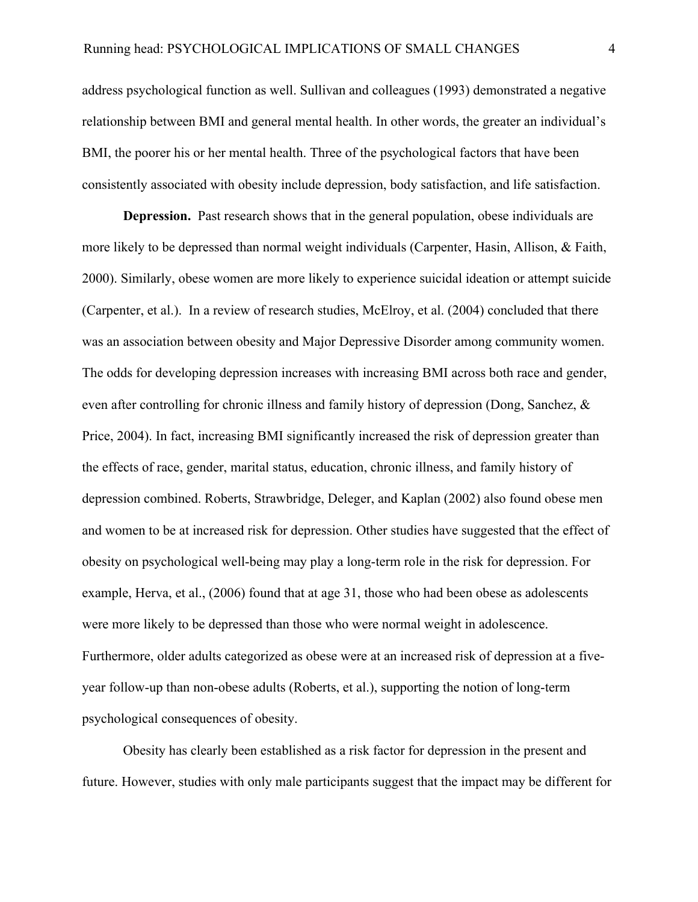address psychological function as well. Sullivan and colleagues (1993) demonstrated a negative relationship between BMI and general mental health. In other words, the greater an individual's BMI, the poorer his or her mental health. Three of the psychological factors that have been consistently associated with obesity include depression, body satisfaction, and life satisfaction.

**Depression.** Past research shows that in the general population, obese individuals are more likely to be depressed than normal weight individuals (Carpenter, Hasin, Allison, & Faith, 2000). Similarly, obese women are more likely to experience suicidal ideation or attempt suicide (Carpenter, et al.). In a review of research studies, McElroy, et al. (2004) concluded that there was an association between obesity and Major Depressive Disorder among community women. The odds for developing depression increases with increasing BMI across both race and gender, even after controlling for chronic illness and family history of depression (Dong, Sanchez, & Price, 2004). In fact, increasing BMI significantly increased the risk of depression greater than the effects of race, gender, marital status, education, chronic illness, and family history of depression combined. Roberts, Strawbridge, Deleger, and Kaplan (2002) also found obese men and women to be at increased risk for depression. Other studies have suggested that the effect of obesity on psychological well-being may play a long-term role in the risk for depression. For example, Herva, et al., (2006) found that at age 31, those who had been obese as adolescents were more likely to be depressed than those who were normal weight in adolescence. Furthermore, older adults categorized as obese were at an increased risk of depression at a five-year follow-up than non-obese adults (Roberts, et al.), supporting the notion of long-term psychological consequences of obesity.

Obesity has clearly been established as a risk factor for depression in the present and future. However, studies with only male participants suggest that the impact may be different for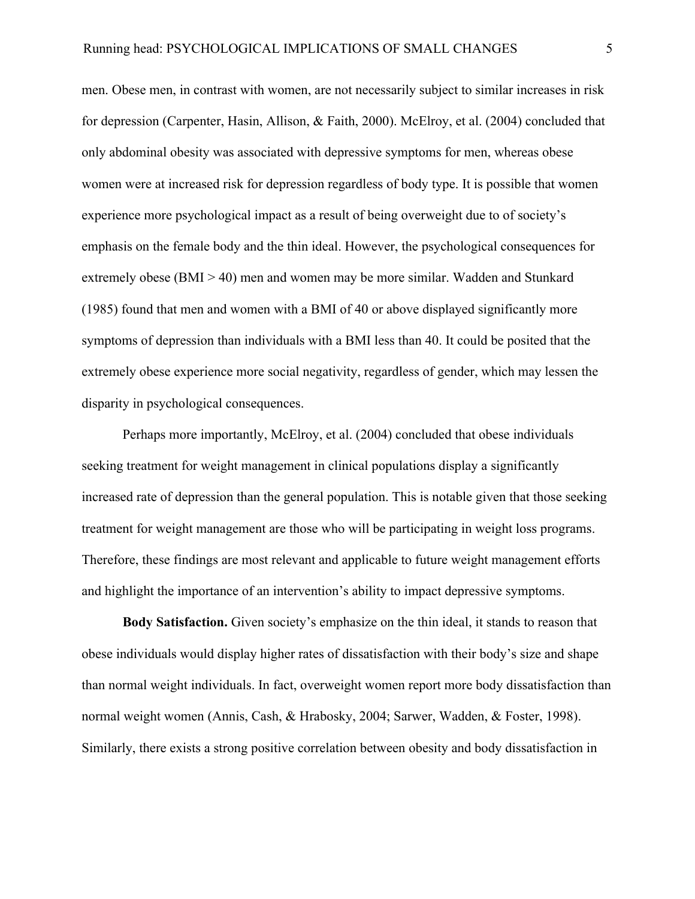men. Obese men, in contrast with women, are not necessarily subject to similar increases in risk for depression (Carpenter, Hasin, Allison, & Faith, 2000). McElroy, et al. (2004) concluded that only abdominal obesity was associated with depressive symptoms for men, whereas obese women were at increased risk for depression regardless of body type. It is possible that women experience more psychological impact as a result of being overweight due to of society's emphasis on the female body and the thin ideal. However, the psychological consequences for extremely obese (BMI > 40) men and women may be more similar. Wadden and Stunkard (1985) found that men and women with a BMI of 40 or above displayed significantly more symptoms of depression than individuals with a BMI less than 40. It could be posited that the extremely obese experience more social negativity, regardless of gender, which may lessen the disparity in psychological consequences.

Perhaps more importantly, McElroy, et al. (2004) concluded that obese individuals seeking treatment for weight management in clinical populations display a significantly increased rate of depression than the general population. This is notable given that those seeking treatment for weight management are those who will be participating in weight loss programs. Therefore, these findings are most relevant and applicable to future weight management efforts and highlight the importance of an intervention's ability to impact depressive symptoms.

**Body Satisfaction.** Given society's emphasize on the thin ideal, it stands to reason that obese individuals would display higher rates of dissatisfaction with their body's size and shape than normal weight individuals. In fact, overweight women report more body dissatisfaction than normal weight women (Annis, Cash, & Hrabosky, 2004; Sarwer, Wadden, & Foster, 1998). Similarly, there exists a strong positive correlation between obesity and body dissatisfaction in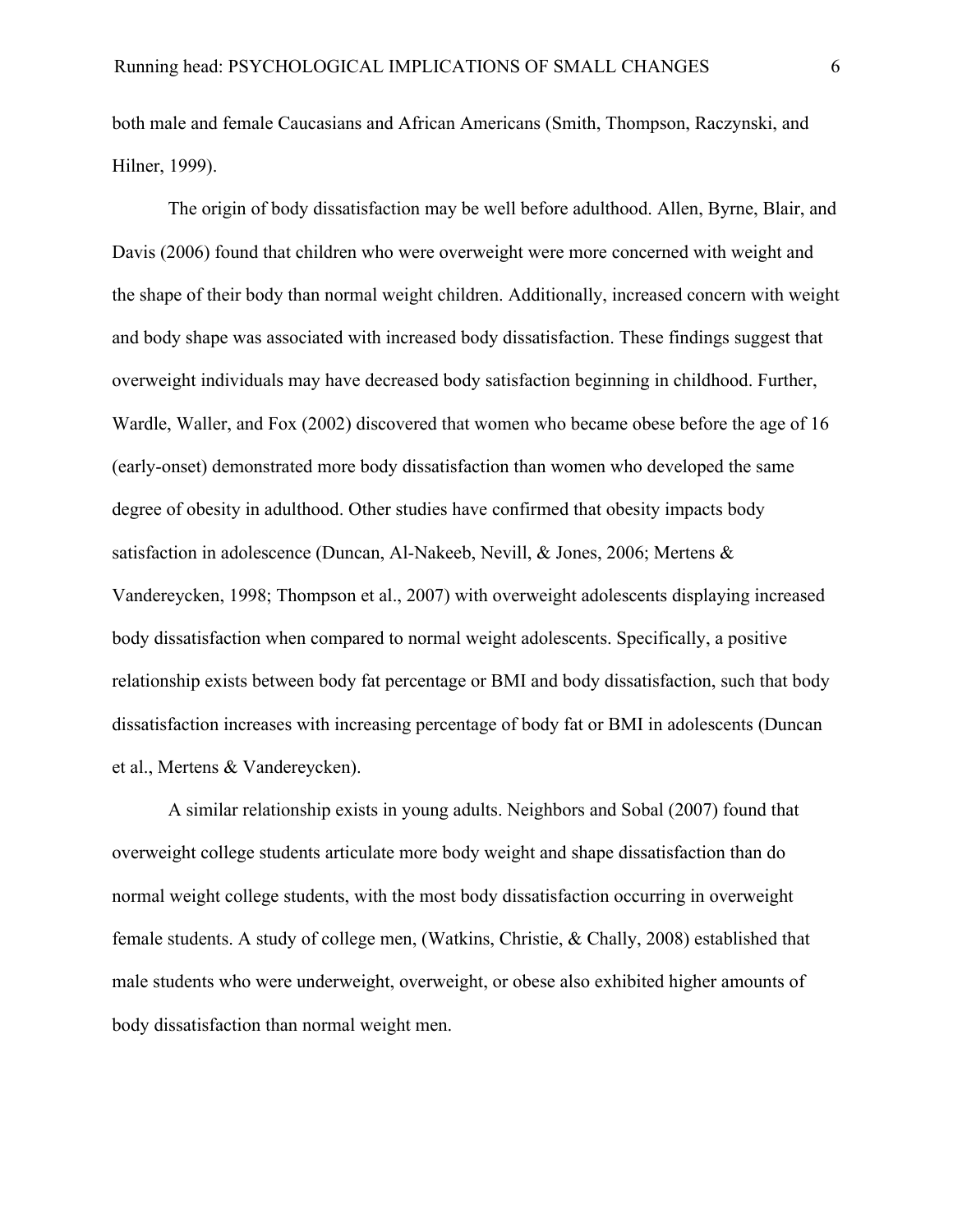both male and female Caucasians and African Americans (Smith, Thompson, Raczynski, and Hilner, 1999).

The origin of body dissatisfaction may be well before adulthood. Allen, Byrne, Blair, and Davis (2006) found that children who were overweight were more concerned with weight and the shape of their body than normal weight children. Additionally, increased concern with weight and body shape was associated with increased body dissatisfaction. These findings suggest that overweight individuals may have decreased body satisfaction beginning in childhood. Further, Wardle, Waller, and Fox (2002) discovered that women who became obese before the age of 16 (early-onset) demonstrated more body dissatisfaction than women who developed the same degree of obesity in adulthood. Other studies have confirmed that obesity impacts body satisfaction in adolescence (Duncan, Al-Nakeeb, Nevill, & Jones, 2006; Mertens & Vandereycken, 1998; Thompson et al., 2007) with overweight adolescents displaying increased body dissatisfaction when compared to normal weight adolescents. Specifically, a positive relationship exists between body fat percentage or BMI and body dissatisfaction, such that body dissatisfaction increases with increasing percentage of body fat or BMI in adolescents (Duncan et al., Mertens & Vandereycken).

A similar relationship exists in young adults. Neighbors and Sobal (2007) found that overweight college students articulate more body weight and shape dissatisfaction than do normal weight college students, with the most body dissatisfaction occurring in overweight female students. A study of college men, (Watkins, Christie, & Chally, 2008) established that male students who were underweight, overweight, or obese also exhibited higher amounts of body dissatisfaction than normal weight men.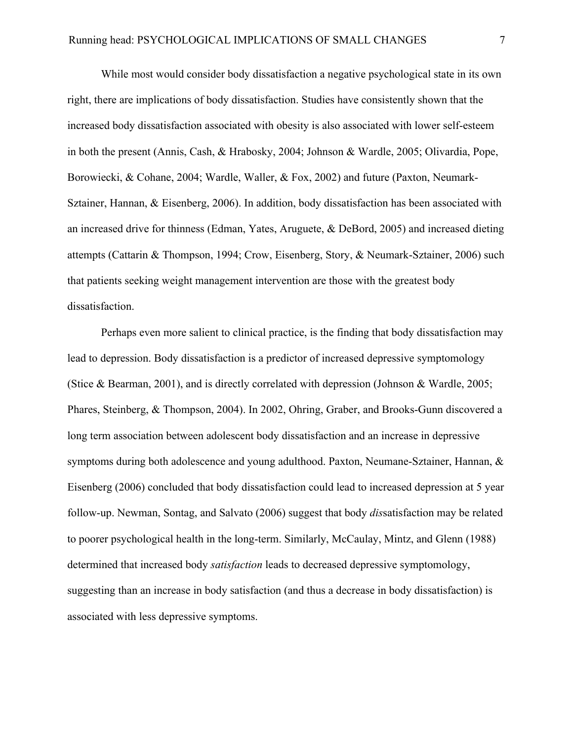While most would consider body dissatisfaction a negative psychological state in its own right, there are implications of body dissatisfaction. Studies have consistently shown that the increased body dissatisfaction associated with obesity is also associated with lower self-esteem in both the present (Annis, Cash, & Hrabosky, 2004; Johnson & Wardle, 2005; Olivardia, Pope, Borowiecki, & Cohane, 2004; Wardle, Waller, & Fox, 2002) and future (Paxton, Neumark-Sztainer, Hannan, & Eisenberg, 2006). In addition, body dissatisfaction has been associated with an increased drive for thinness (Edman, Yates, Aruguete, & DeBord, 2005) and increased dieting attempts (Cattarin & Thompson, 1994; Crow, Eisenberg, Story, & Neumark-Sztainer, 2006) such that patients seeking weight management intervention are those with the greatest body dissatisfaction.

Perhaps even more salient to clinical practice, is the finding that body dissatisfaction may lead to depression. Body dissatisfaction is a predictor of increased depressive symptomology (Stice & Bearman, 2001), and is directly correlated with depression (Johnson & Wardle, 2005; Phares, Steinberg, & Thompson, 2004). In 2002, Ohring, Graber, and Brooks-Gunn discovered a long term association between adolescent body dissatisfaction and an increase in depressive symptoms during both adolescence and young adulthood. Paxton, Neumane-Sztainer, Hannan, & Eisenberg (2006) concluded that body dissatisfaction could lead to increased depression at 5 year follow-up. Newman, Sontag, and Salvato (2006) suggest that body *dis*satisfaction may be related to poorer psychological health in the long-term. Similarly, McCaulay, Mintz, and Glenn (1988) determined that increased body *satisfaction* leads to decreased depressive symptomology, suggesting than an increase in body satisfaction (and thus a decrease in body dissatisfaction) is associated with less depressive symptoms.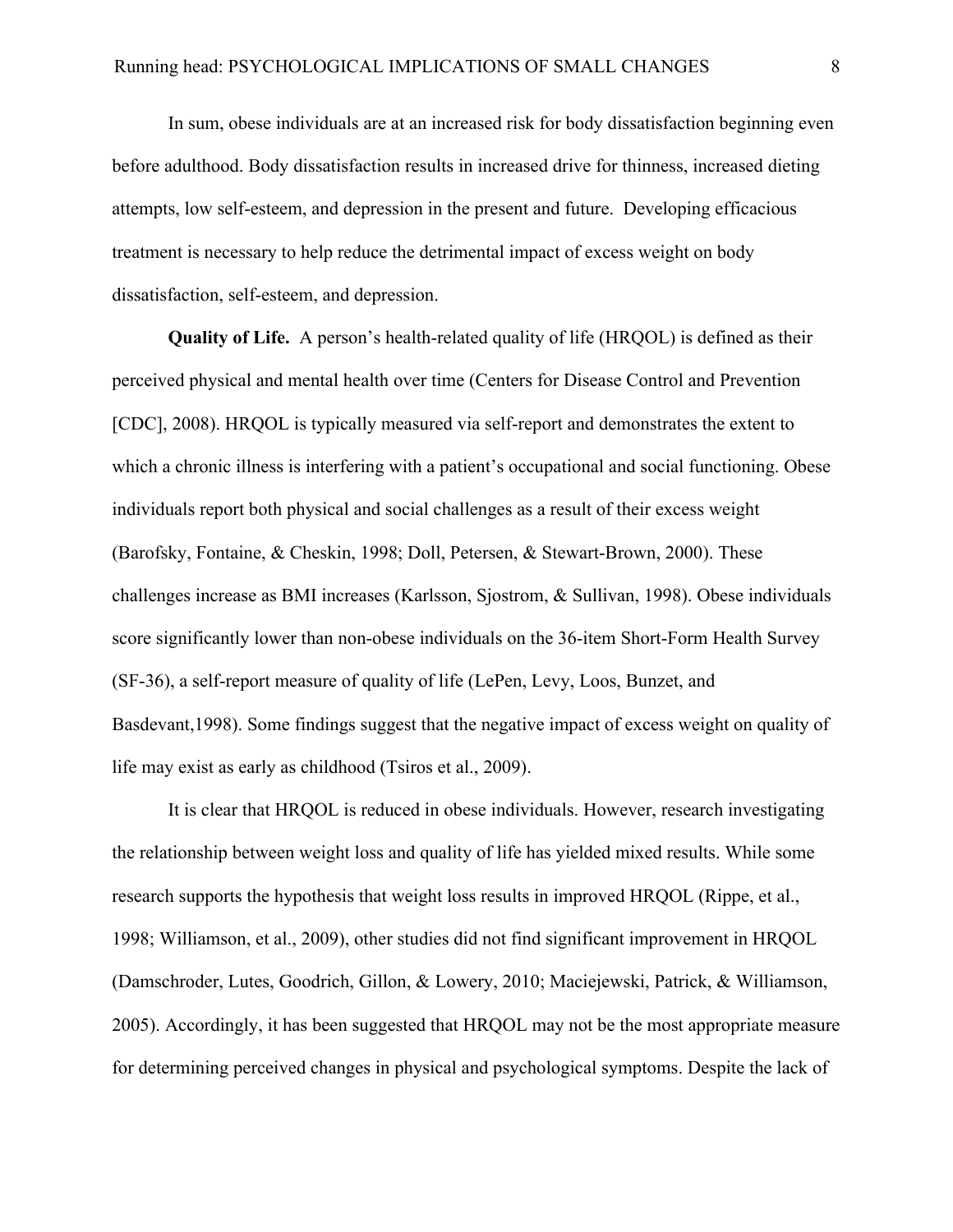In sum, obese individuals are at an increased risk for body dissatisfaction beginning even before adulthood. Body dissatisfaction results in increased drive for thinness, increased dieting attempts, low self-esteem, and depression in the present and future. Developing efficacious treatment is necessary to help reduce the detrimental impact of excess weight on body dissatisfaction, self-esteem, and depression.

**Quality of Life.** A person's health-related quality of life (HRQOL) is defined as their perceived physical and mental health over time (Centers for Disease Control and Prevention [CDC], 2008). HRQOL is typically measured via self-report and demonstrates the extent to which a chronic illness is interfering with a patient's occupational and social functioning. Obese individuals report both physical and social challenges as a result of their excess weight (Barofsky, Fontaine, & Cheskin, 1998; Doll, Petersen, & Stewart-Brown, 2000). These challenges increase as BMI increases (Karlsson, Sjostrom, & Sullivan, 1998). Obese individuals score significantly lower than non-obese individuals on the 36-item Short-Form Health Survey (SF-36), a self-report measure of quality of life (LePen, Levy, Loos, Bunzet, and Basdevant,1998). Some findings suggest that the negative impact of excess weight on quality of life may exist as early as childhood (Tsiros et al., 2009).

It is clear that HRQOL is reduced in obese individuals. However, research investigating the relationship between weight loss and quality of life has yielded mixed results. While some research supports the hypothesis that weight loss results in improved HRQOL (Rippe, et al., 1998; Williamson, et al., 2009), other studies did not find significant improvement in HRQOL (Damschroder, Lutes, Goodrich, Gillon, & Lowery, 2010; Maciejewski, Patrick, & Williamson, 2005). Accordingly, it has been suggested that HRQOL may not be the most appropriate measure for determining perceived changes in physical and psychological symptoms. Despite the lack of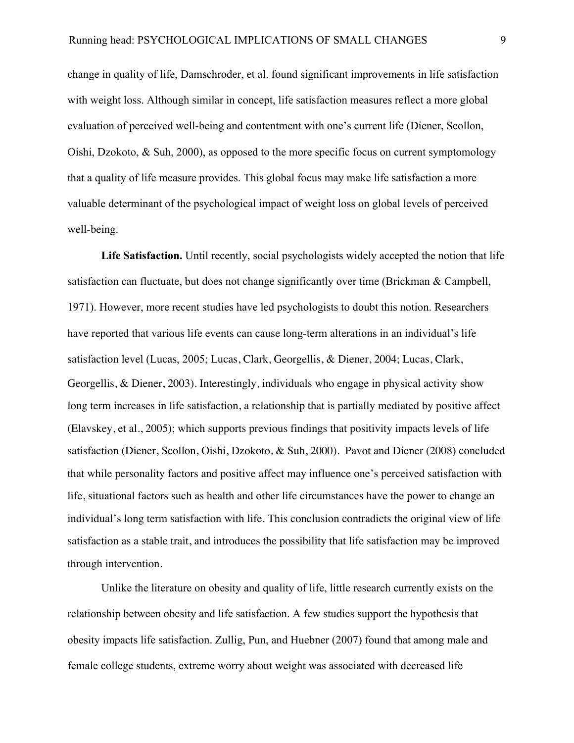change in quality of life, Damschroder, et al. found significant improvements in life satisfaction with weight loss. Although similar in concept, life satisfaction measures reflect a more global evaluation of perceived well-being and contentment with one's current life (Diener, Scollon, Oishi, Dzokoto, & Suh, 2000), as opposed to the more specific focus on current symptomology that a quality of life measure provides. This global focus may make life satisfaction a more valuable determinant of the psychological impact of weight loss on global levels of perceived well-being.

**Life Satisfaction.** Until recently, social psychologists widely accepted the notion that life satisfaction can fluctuate, but does not change significantly over time (Brickman & Campbell, 1971). However, more recent studies have led psychologists to doubt this notion. Researchers have reported that various life events can cause long-term alterations in an individual's life satisfaction level (Lucas, 2005; Lucas, Clark, Georgellis, & Diener, 2004; Lucas, Clark, Georgellis, & Diener, 2003). Interestingly, individuals who engage in physical activity show long term increases in life satisfaction, a relationship that is partially mediated by positive affect (Elavskey, et al., 2005); which supports previous findings that positivity impacts levels of life satisfaction (Diener, Scollon, Oishi, Dzokoto, & Suh, 2000). Pavot and Diener (2008) concluded that while personality factors and positive affect may influence one's perceived satisfaction with life, situational factors such as health and other life circumstances have the power to change an individual's long term satisfaction with life. This conclusion contradicts the original view of life satisfaction as a stable trait, and introduces the possibility that life satisfaction may be improved through intervention.

Unlike the literature on obesity and quality of life, little research currently exists on the relationship between obesity and life satisfaction. A few studies support the hypothesis that obesity impacts life satisfaction. Zullig, Pun, and Huebner (2007) found that among male and female college students, extreme worry about weight was associated with decreased life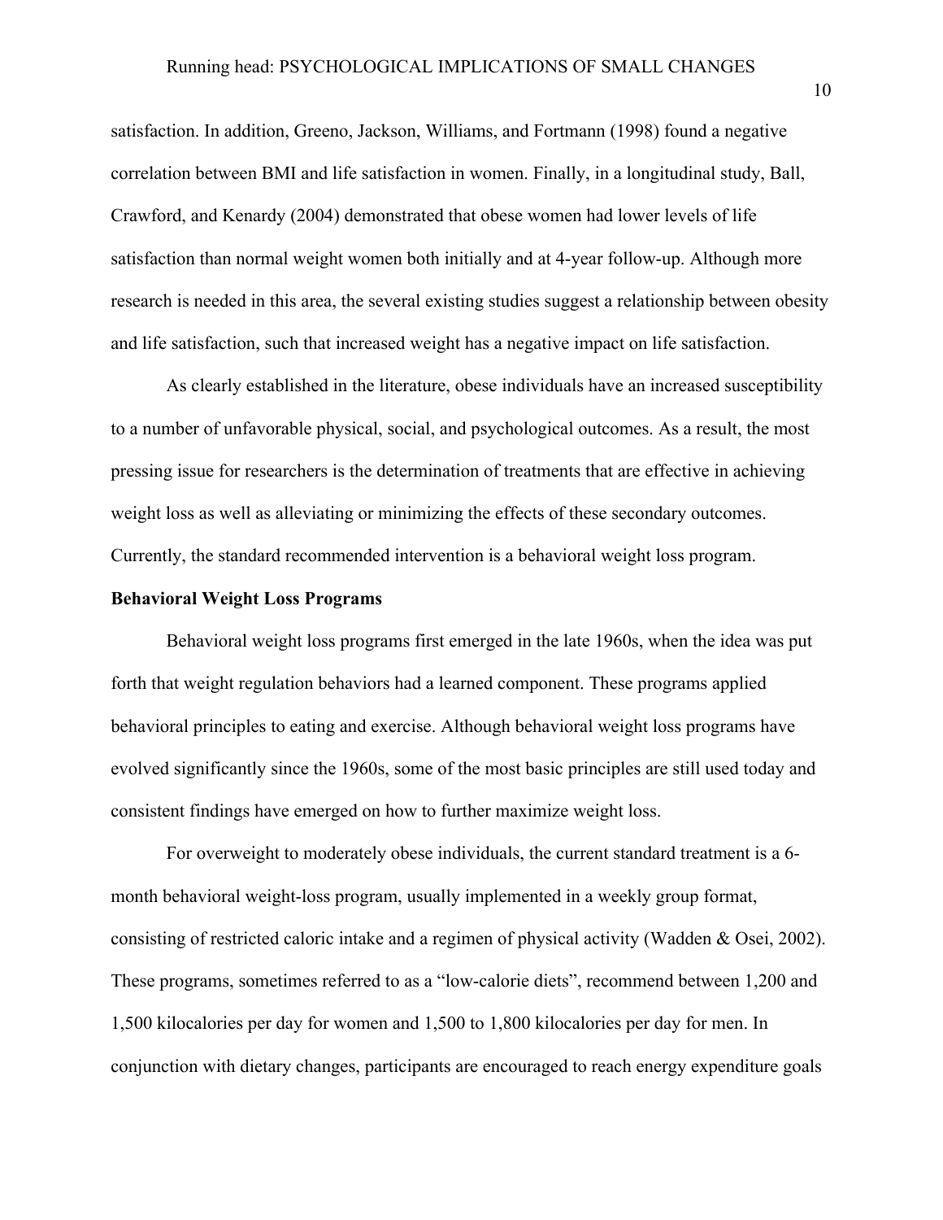satisfaction. In addition, Greeno, Jackson, Williams, and Fortmann (1998) found a negative correlation between BMI and life satisfaction in women. Finally, in a longitudinal study, Ball, Crawford, and Kenardy (2004) demonstrated that obese women had lower levels of life satisfaction than normal weight women both initially and at 4-year follow-up. Although more research is needed in this area, the several existing studies suggest a relationship between obesity and life satisfaction, such that increased weight has a negative impact on life satisfaction.

As clearly established in the literature, obese individuals have an increased susceptibility to a number of unfavorable physical, social, and psychological outcomes. As a result, the most pressing issue for researchers is the determination of treatments that are effective in achieving weight loss as well as alleviating or minimizing the effects of these secondary outcomes. Currently, the standard recommended intervention is a behavioral weight loss program.

**Behavioral Weight Loss Programs**

Behavioral weight loss programs first emerged in the late 1960s, when the idea was put forth that weight regulation behaviors had a learned component. These programs applied behavioral principles to eating and exercise. Although behavioral weight loss programs have evolved significantly since the 1960s, some of the most basic principles are still used today and consistent findings have emerged on how to further maximize weight loss.

For overweight to moderately obese individuals, the current standard treatment is a 6-month behavioral weight-loss program, usually implemented in a weekly group format, consisting of restricted caloric intake and a regimen of physical activity (Wadden & Osei, 2002). These programs, sometimes referred to as a "low-calorie diets", recommend between 1,200 and 1,500 kilocalories per day for women and 1,500 to 1,800 kilocalories per day for men. In conjunction with dietary changes, participants are encouraged to reach energy expenditure goals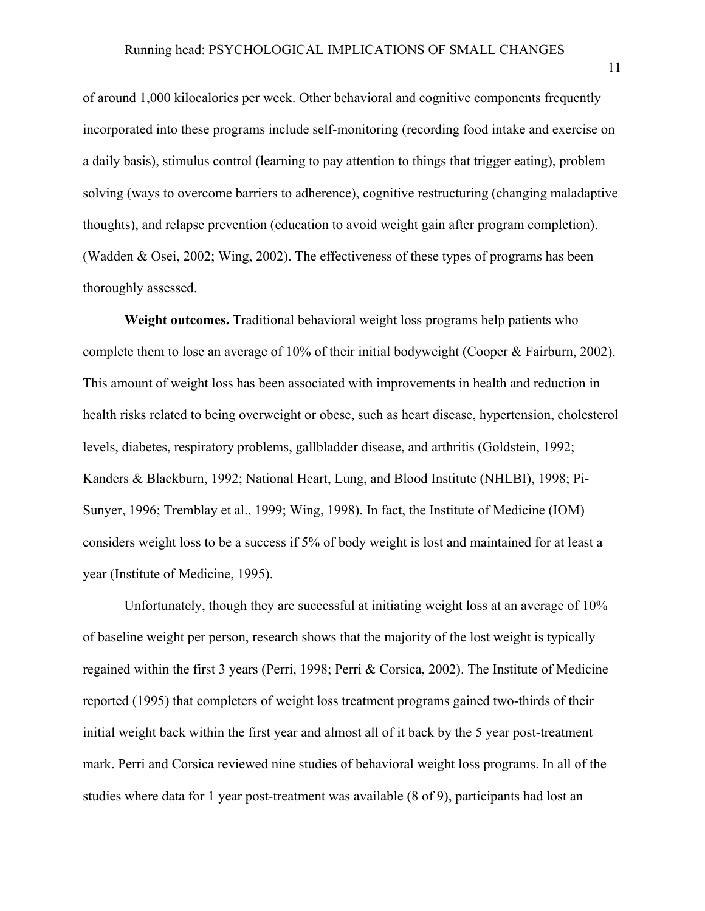of around 1,000 kilocalories per week. Other behavioral and cognitive components frequently incorporated into these programs include self-monitoring (recording food intake and exercise on a daily basis), stimulus control (learning to pay attention to things that trigger eating), problem solving (ways to overcome barriers to adherence), cognitive restructuring (changing maladaptive thoughts), and relapse prevention (education to avoid weight gain after program completion). (Wadden & Osei, 2002; Wing, 2002). The effectiveness of these types of programs has been thoroughly assessed.

**Weight outcomes.** Traditional behavioral weight loss programs help patients who complete them to lose an average of 10% of their initial bodyweight (Cooper & Fairburn, 2002). This amount of weight loss has been associated with improvements in health and reduction in health risks related to being overweight or obese, such as heart disease, hypertension, cholesterol levels, diabetes, respiratory problems, gallbladder disease, and arthritis (Goldstein, 1992; Kanders & Blackburn, 1992; National Heart, Lung, and Blood Institute (NHLBI), 1998; Pi-Sunyer, 1996; Tremblay et al., 1999; Wing, 1998). In fact, the Institute of Medicine (IOM) considers weight loss to be a success if 5% of body weight is lost and maintained for at least a year (Institute of Medicine, 1995).

Unfortunately, though they are successful at initiating weight loss at an average of 10% of baseline weight per person, research shows that the majority of the lost weight is typically regained within the first 3 years (Perri, 1998; Perri & Corsica, 2002). The Institute of Medicine reported (1995) that completers of weight loss treatment programs gained two-thirds of their initial weight back within the first year and almost all of it back by the 5 year post-treatment mark. Perri and Corsica reviewed nine studies of behavioral weight loss programs. In all of the studies where data for 1 year post-treatment was available (8 of 9), participants had lost an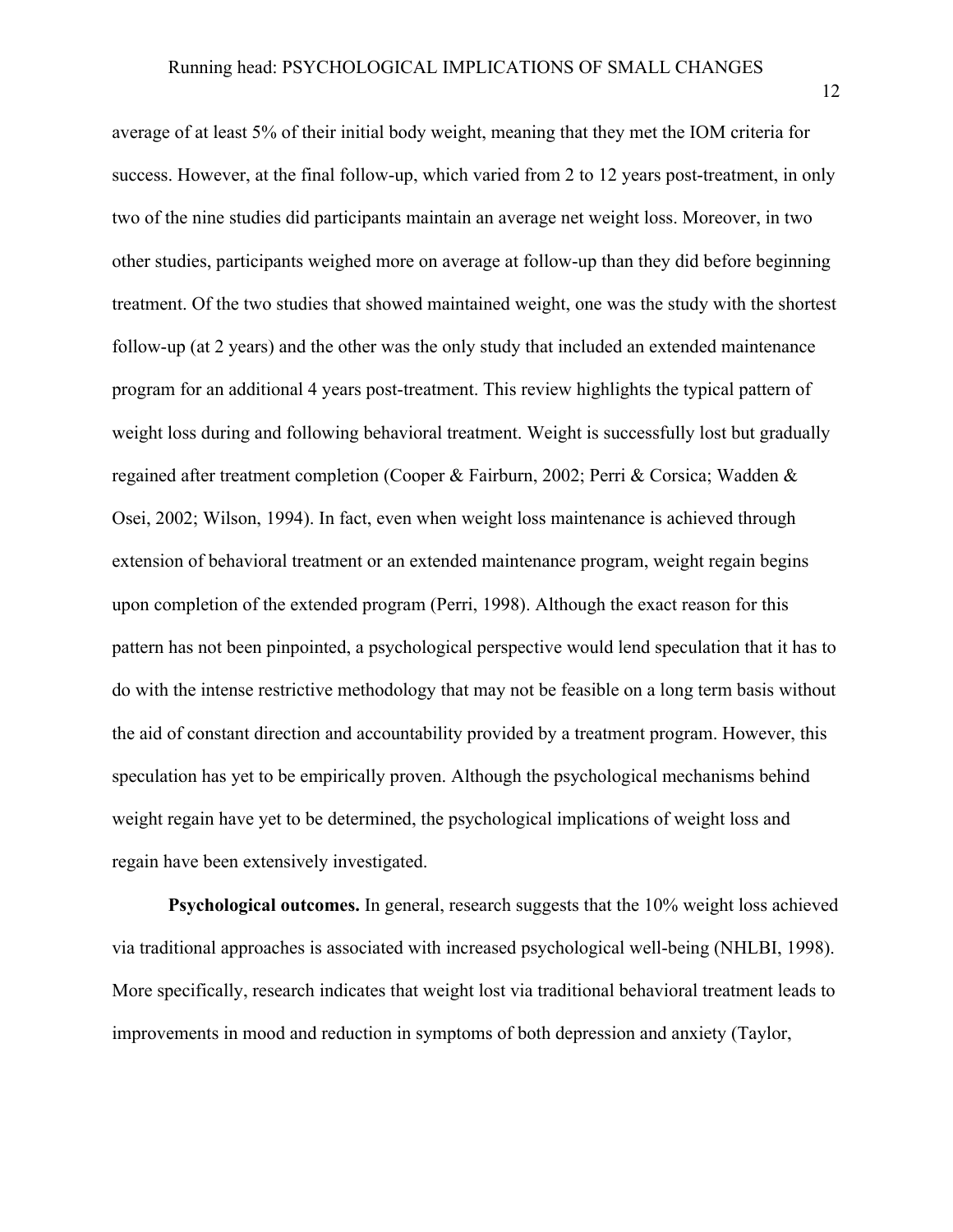average of at least 5% of their initial body weight, meaning that they met the IOM criteria for success. However, at the final follow-up, which varied from 2 to 12 years post-treatment, in only two of the nine studies did participants maintain an average net weight loss. Moreover, in two other studies, participants weighed more on average at follow-up than they did before beginning treatment. Of the two studies that showed maintained weight, one was the study with the shortest follow-up (at 2 years) and the other was the only study that included an extended maintenance program for an additional 4 years post-treatment. This review highlights the typical pattern of weight loss during and following behavioral treatment. Weight is successfully lost but gradually regained after treatment completion (Cooper & Fairburn, 2002; Perri & Corsica; Wadden & Osei, 2002; Wilson, 1994). In fact, even when weight loss maintenance is achieved through extension of behavioral treatment or an extended maintenance program, weight regain begins upon completion of the extended program (Perri, 1998). Although the exact reason for this pattern has not been pinpointed, a psychological perspective would lend speculation that it has to do with the intense restrictive methodology that may not be feasible on a long term basis without the aid of constant direction and accountability provided by a treatment program. However, this speculation has yet to be empirically proven. Although the psychological mechanisms behind weight regain have yet to be determined, the psychological implications of weight loss and regain have been extensively investigated.

**Psychological outcomes.** In general, research suggests that the 10% weight loss achieved via traditional approaches is associated with increased psychological well-being (NHLBI, 1998). More specifically, research indicates that weight lost via traditional behavioral treatment leads to improvements in mood and reduction in symptoms of both depression and anxiety (Taylor,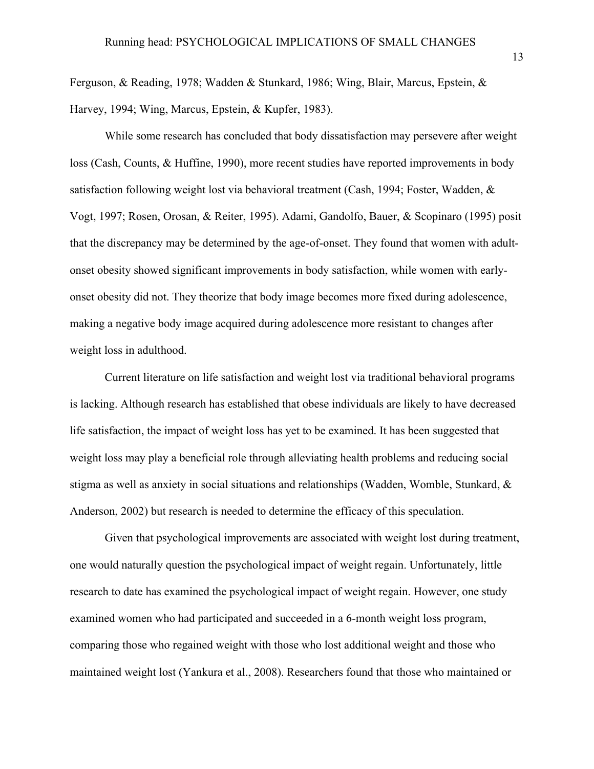Ferguson, & Reading, 1978; Wadden & Stunkard, 1986; Wing, Blair, Marcus, Epstein, & Harvey, 1994; Wing, Marcus, Epstein, & Kupfer, 1983).

While some research has concluded that body dissatisfaction may persevere after weight loss (Cash, Counts, & Huffine, 1990), more recent studies have reported improvements in body satisfaction following weight lost via behavioral treatment (Cash, 1994; Foster, Wadden, & Vogt, 1997; Rosen, Orosan, & Reiter, 1995). Adami, Gandolfo, Bauer, & Scopinaro (1995) posit that the discrepancy may be determined by the age-of-onset. They found that women with adult-onset obesity showed significant improvements in body satisfaction, while women with early-onset obesity did not. They theorize that body image becomes more fixed during adolescence, making a negative body image acquired during adolescence more resistant to changes after weight loss in adulthood.

Current literature on life satisfaction and weight lost via traditional behavioral programs is lacking. Although research has established that obese individuals are likely to have decreased life satisfaction, the impact of weight loss has yet to be examined. It has been suggested that weight loss may play a beneficial role through alleviating health problems and reducing social stigma as well as anxiety in social situations and relationships (Wadden, Womble, Stunkard, & Anderson, 2002) but research is needed to determine the efficacy of this speculation.

Given that psychological improvements are associated with weight lost during treatment, one would naturally question the psychological impact of weight regain. Unfortunately, little research to date has examined the psychological impact of weight regain. However, one study examined women who had participated and succeeded in a 6-month weight loss program, comparing those who regained weight with those who lost additional weight and those who maintained weight lost (Yankura et al., 2008). Researchers found that those who maintained or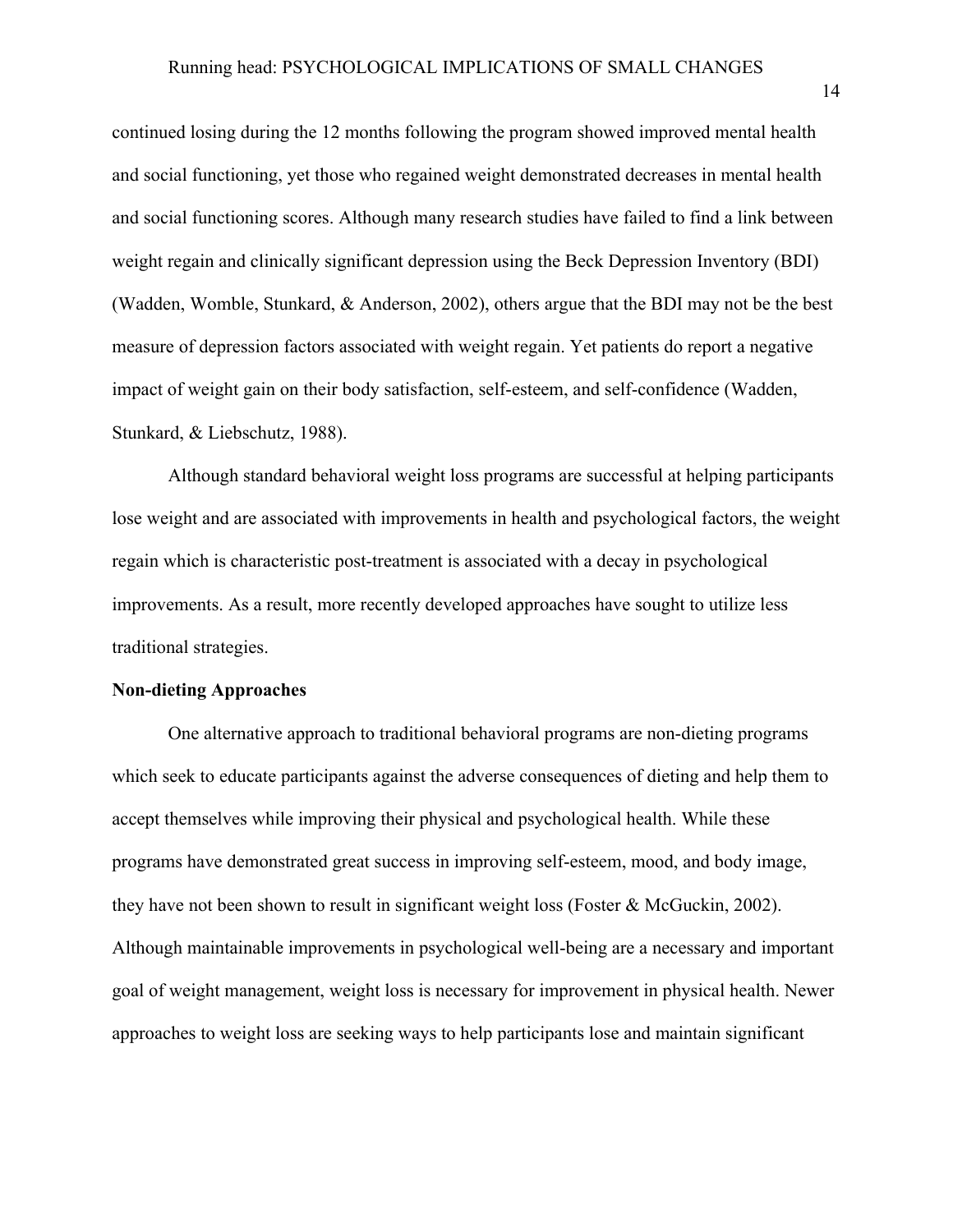continued losing during the 12 months following the program showed improved mental health and social functioning, yet those who regained weight demonstrated decreases in mental health and social functioning scores. Although many research studies have failed to find a link between weight regain and clinically significant depression using the Beck Depression Inventory (BDI) (Wadden, Womble, Stunkard, & Anderson, 2002), others argue that the BDI may not be the best measure of depression factors associated with weight regain. Yet patients do report a negative impact of weight gain on their body satisfaction, self-esteem, and self-confidence (Wadden, Stunkard, & Liebschutz, 1988).

Although standard behavioral weight loss programs are successful at helping participants lose weight and are associated with improvements in health and psychological factors, the weight regain which is characteristic post-treatment is associated with a decay in psychological improvements. As a result, more recently developed approaches have sought to utilize less traditional strategies.

**Non-dieting Approaches**

One alternative approach to traditional behavioral programs are non-dieting programs which seek to educate participants against the adverse consequences of dieting and help them to accept themselves while improving their physical and psychological health. While these programs have demonstrated great success in improving self-esteem, mood, and body image, they have not been shown to result in significant weight loss (Foster & McGuckin, 2002). Although maintainable improvements in psychological well-being are a necessary and important goal of weight management, weight loss is necessary for improvement in physical health. Newer approaches to weight loss are seeking ways to help participants lose and maintain significant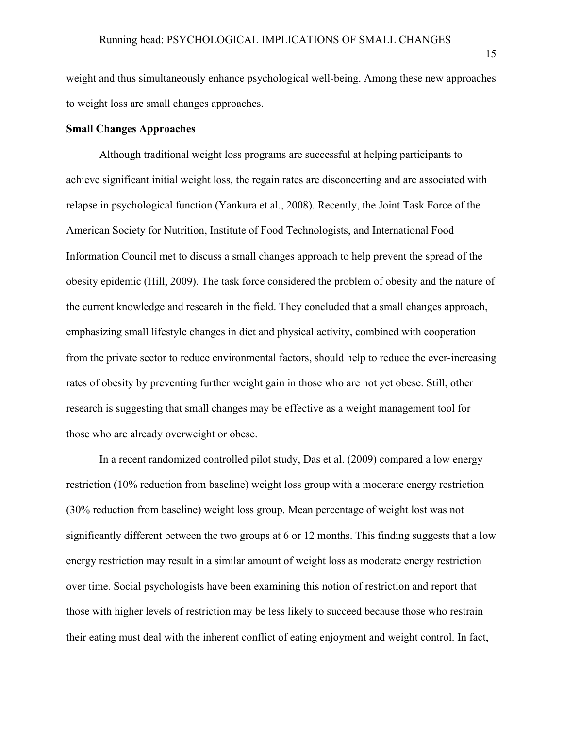weight and thus simultaneously enhance psychological well-being. Among these new approaches to weight loss are small changes approaches.

**Small Changes Approaches**

Although traditional weight loss programs are successful at helping participants to achieve significant initial weight loss, the regain rates are disconcerting and are associated with relapse in psychological function (Yankura et al., 2008). Recently, the Joint Task Force of the American Society for Nutrition, Institute of Food Technologists, and International Food Information Council met to discuss a small changes approach to help prevent the spread of the obesity epidemic (Hill, 2009). The task force considered the problem of obesity and the nature of the current knowledge and research in the field. They concluded that a small changes approach, emphasizing small lifestyle changes in diet and physical activity, combined with cooperation from the private sector to reduce environmental factors, should help to reduce the ever-increasing rates of obesity by preventing further weight gain in those who are not yet obese. Still, other research is suggesting that small changes may be effective as a weight management tool for those who are already overweight or obese.

In a recent randomized controlled pilot study, Das et al. (2009) compared a low energy restriction (10% reduction from baseline) weight loss group with a moderate energy restriction (30% reduction from baseline) weight loss group. Mean percentage of weight lost was not significantly different between the two groups at 6 or 12 months. This finding suggests that a low energy restriction may result in a similar amount of weight loss as moderate energy restriction over time. Social psychologists have been examining this notion of restriction and report that those with higher levels of restriction may be less likely to succeed because those who restrain their eating must deal with the inherent conflict of eating enjoyment and weight control. In fact,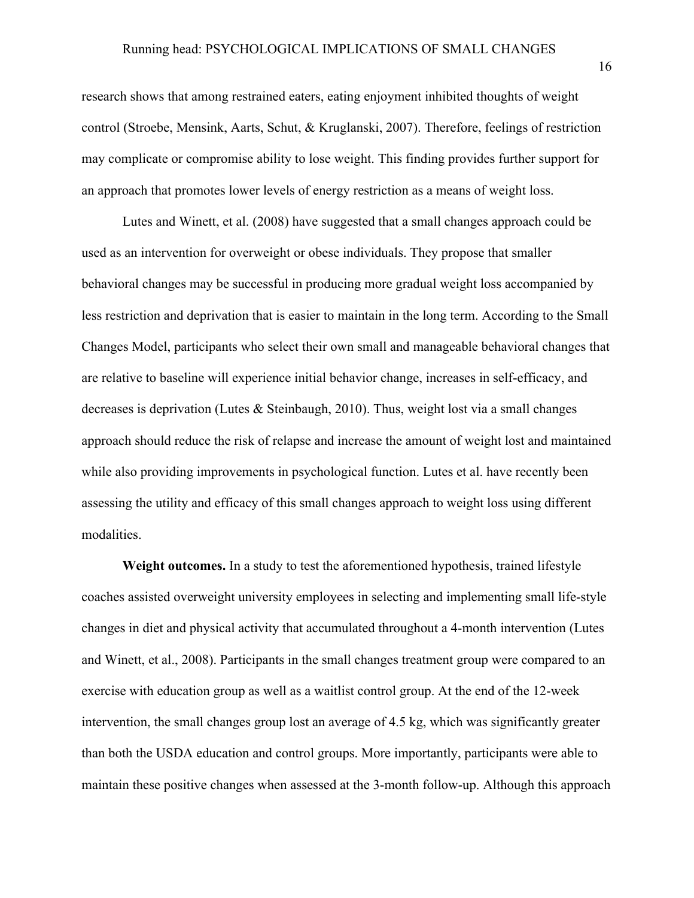research shows that among restrained eaters, eating enjoyment inhibited thoughts of weight control (Stroebe, Mensink, Aarts, Schut, & Kruglanski, 2007). Therefore, feelings of restriction may complicate or compromise ability to lose weight. This finding provides further support for an approach that promotes lower levels of energy restriction as a means of weight loss.

Lutes and Winett, et al. (2008) have suggested that a small changes approach could be used as an intervention for overweight or obese individuals. They propose that smaller behavioral changes may be successful in producing more gradual weight loss accompanied by less restriction and deprivation that is easier to maintain in the long term. According to the Small Changes Model, participants who select their own small and manageable behavioral changes that are relative to baseline will experience initial behavior change, increases in self-efficacy, and decreases is deprivation (Lutes & Steinbaugh, 2010). Thus, weight lost via a small changes approach should reduce the risk of relapse and increase the amount of weight lost and maintained while also providing improvements in psychological function. Lutes et al. have recently been assessing the utility and efficacy of this small changes approach to weight loss using different modalities.

**Weight outcomes.** In a study to test the aforementioned hypothesis, trained lifestyle coaches assisted overweight university employees in selecting and implementing small life-style changes in diet and physical activity that accumulated throughout a 4-month intervention (Lutes and Winett, et al., 2008). Participants in the small changes treatment group were compared to an exercise with education group as well as a waitlist control group. At the end of the 12-week intervention, the small changes group lost an average of 4.5 kg, which was significantly greater than both the USDA education and control groups. More importantly, participants were able to maintain these positive changes when assessed at the 3-month follow-up. Although this approach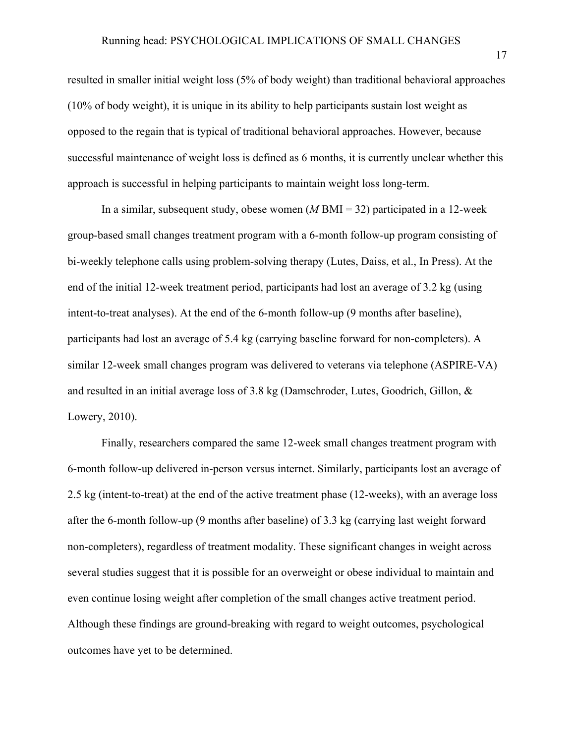resulted in smaller initial weight loss (5% of body weight) than traditional behavioral approaches (10% of body weight), it is unique in its ability to help participants sustain lost weight as opposed to the regain that is typical of traditional behavioral approaches. However, because successful maintenance of weight loss is defined as 6 months, it is currently unclear whether this approach is successful in helping participants to maintain weight loss long-term.

In a similar, subsequent study, obese women (*M* BMI = 32) participated in a 12-week group-based small changes treatment program with a 6-month follow-up program consisting of bi-weekly telephone calls using problem-solving therapy (Lutes, Daiss, et al., In Press). At the end of the initial 12-week treatment period, participants had lost an average of 3.2 kg (using intent-to-treat analyses). At the end of the 6-month follow-up (9 months after baseline), participants had lost an average of 5.4 kg (carrying baseline forward for non-completers). A similar 12-week small changes program was delivered to veterans via telephone (ASPIRE-VA) and resulted in an initial average loss of 3.8 kg (Damschroder, Lutes, Goodrich, Gillon, & Lowery, 2010).

Finally, researchers compared the same 12-week small changes treatment program with 6-month follow-up delivered in-person versus internet. Similarly, participants lost an average of 2.5 kg (intent-to-treat) at the end of the active treatment phase (12-weeks), with an average loss after the 6-month follow-up (9 months after baseline) of 3.3 kg (carrying last weight forward non-completers), regardless of treatment modality. These significant changes in weight across several studies suggest that it is possible for an overweight or obese individual to maintain and even continue losing weight after completion of the small changes active treatment period. Although these findings are ground-breaking with regard to weight outcomes, psychological outcomes have yet to be determined.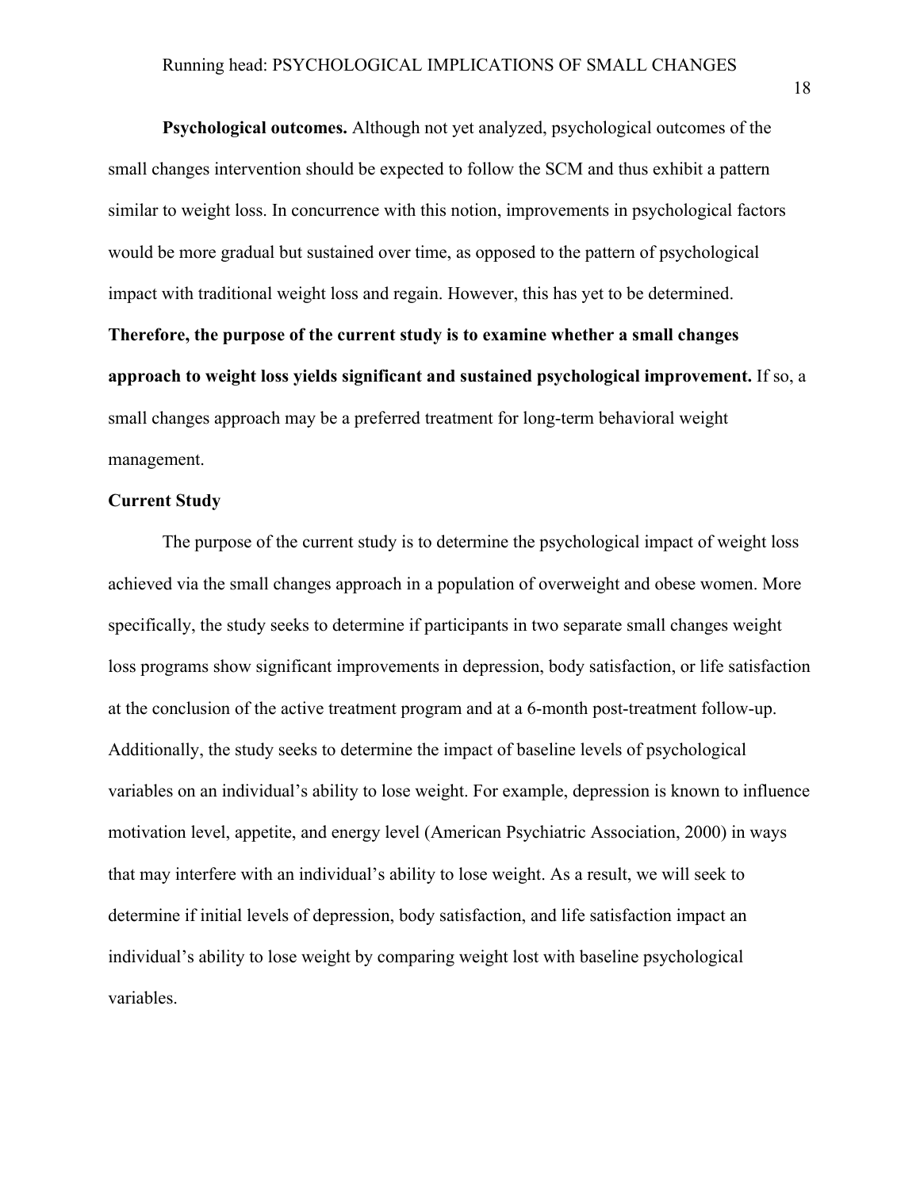**Psychological outcomes.** Although not yet analyzed, psychological outcomes of the small changes intervention should be expected to follow the SCM and thus exhibit a pattern similar to weight loss. In concurrence with this notion, improvements in psychological factors would be more gradual but sustained over time, as opposed to the pattern of psychological impact with traditional weight loss and regain. However, this has yet to be determined. **Therefore, the purpose of the current study is to examine whether a small changes approach to weight loss yields significant and sustained psychological improvement.** If so, a small changes approach may be a preferred treatment for long-term behavioral weight management.

## Current Study

The purpose of the current study is to determine the psychological impact of weight loss achieved via the small changes approach in a population of overweight and obese women. More specifically, the study seeks to determine if participants in two separate small changes weight loss programs show significant improvements in depression, body satisfaction, or life satisfaction at the conclusion of the active treatment program and at a 6-month post-treatment follow-up. Additionally, the study seeks to determine the impact of baseline levels of psychological variables on an individual's ability to lose weight. For example, depression is known to influence motivation level, appetite, and energy level (American Psychiatric Association, 2000) in ways that may interfere with an individual's ability to lose weight. As a result, we will seek to determine if initial levels of depression, body satisfaction, and life satisfaction impact an individual's ability to lose weight by comparing weight lost with baseline psychological variables.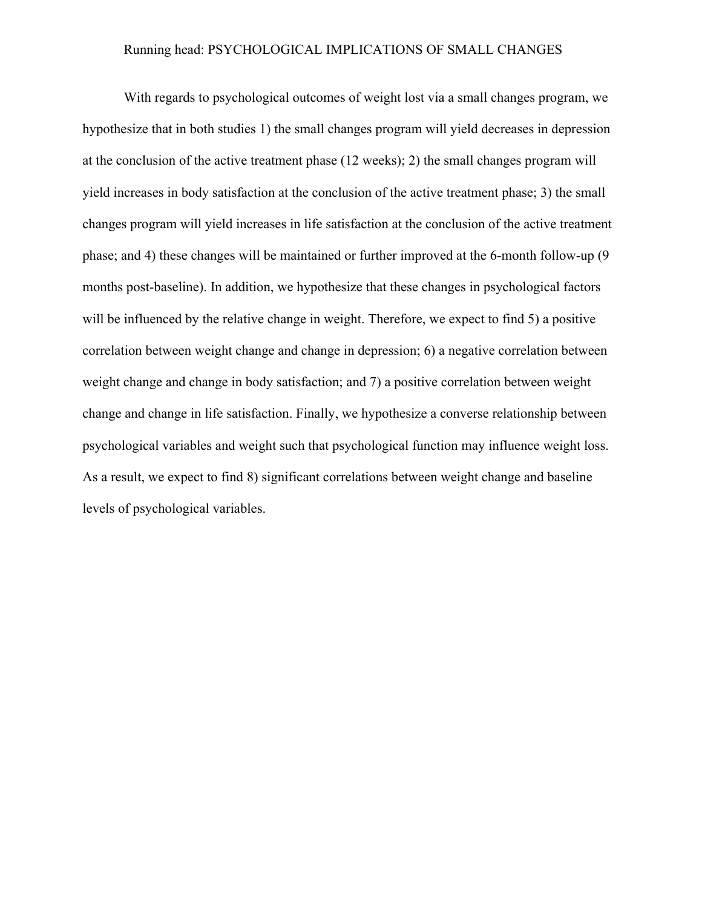With regards to psychological outcomes of weight lost via a small changes program, we hypothesize that in both studies 1) the small changes program will yield decreases in depression at the conclusion of the active treatment phase (12 weeks); 2) the small changes program will yield increases in body satisfaction at the conclusion of the active treatment phase; 3) the small changes program will yield increases in life satisfaction at the conclusion of the active treatment phase; and 4) these changes will be maintained or further improved at the 6-month follow-up (9 months post-baseline). In addition, we hypothesize that these changes in psychological factors will be influenced by the relative change in weight. Therefore, we expect to find 5) a positive correlation between weight change and change in depression; 6) a negative correlation between weight change and change in body satisfaction; and 7) a positive correlation between weight change and change in life satisfaction. Finally, we hypothesize a converse relationship between psychological variables and weight such that psychological function may influence weight loss. As a result, we expect to find 8) significant correlations between weight change and baseline levels of psychological variables.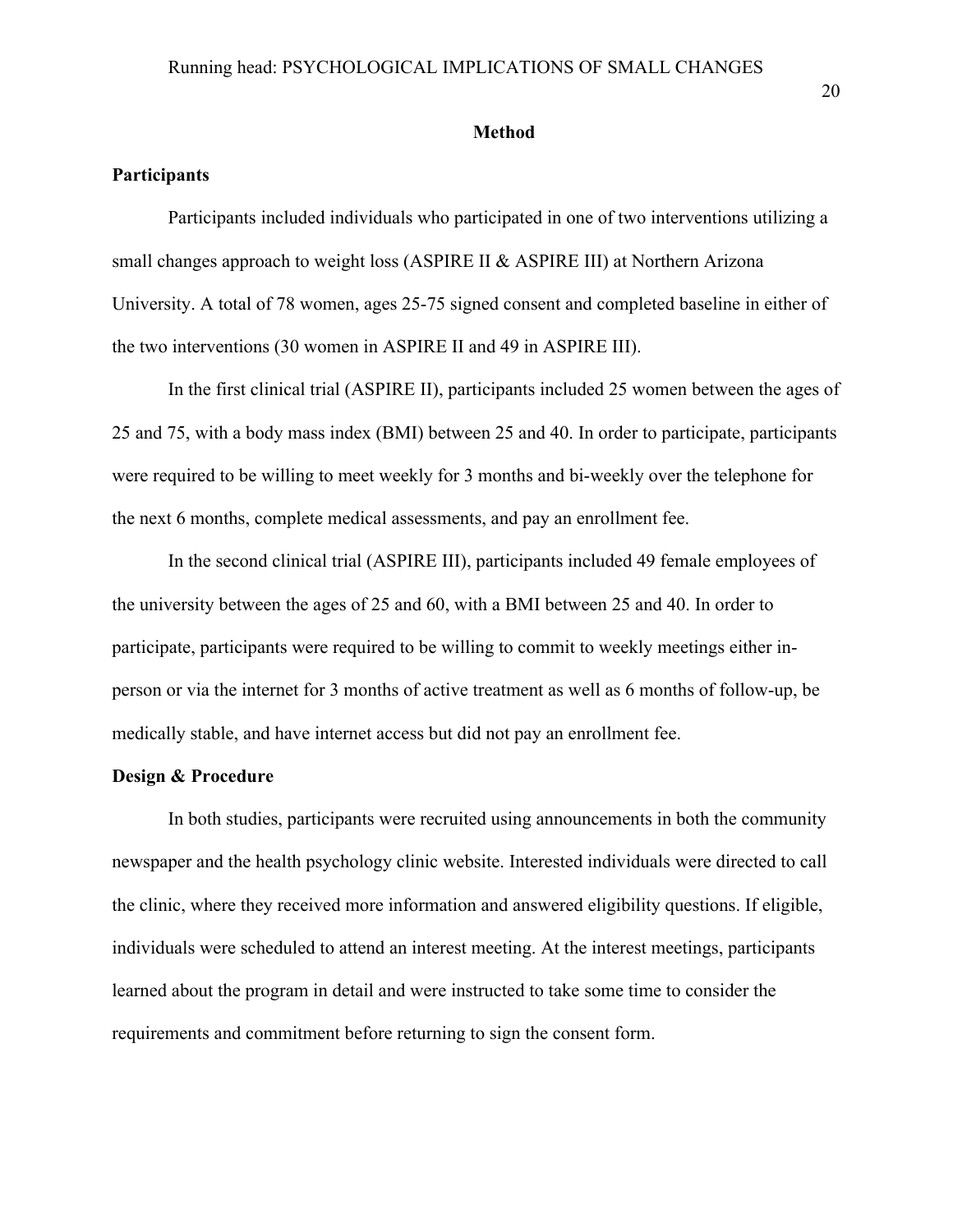## Method

### Participants

Participants included individuals who participated in one of two interventions utilizing a small changes approach to weight loss (ASPIRE II & ASPIRE III) at Northern Arizona University. A total of 78 women, ages 25-75 signed consent and completed baseline in either of the two interventions (30 women in ASPIRE II and 49 in ASPIRE III).

In the first clinical trial (ASPIRE II), participants included 25 women between the ages of 25 and 75, with a body mass index (BMI) between 25 and 40. In order to participate, participants were required to be willing to meet weekly for 3 months and bi-weekly over the telephone for the next 6 months, complete medical assessments, and pay an enrollment fee.

In the second clinical trial (ASPIRE III), participants included 49 female employees of the university between the ages of 25 and 60, with a BMI between 25 and 40. In order to participate, participants were required to be willing to commit to weekly meetings either in-person or via the internet for 3 months of active treatment as well as 6 months of follow-up, be medically stable, and have internet access but did not pay an enrollment fee.

### Design & Procedure

In both studies, participants were recruited using announcements in both the community newspaper and the health psychology clinic website. Interested individuals were directed to call the clinic, where they received more information and answered eligibility questions. If eligible, individuals were scheduled to attend an interest meeting. At the interest meetings, participants learned about the program in detail and were instructed to take some time to consider the requirements and commitment before returning to sign the consent form.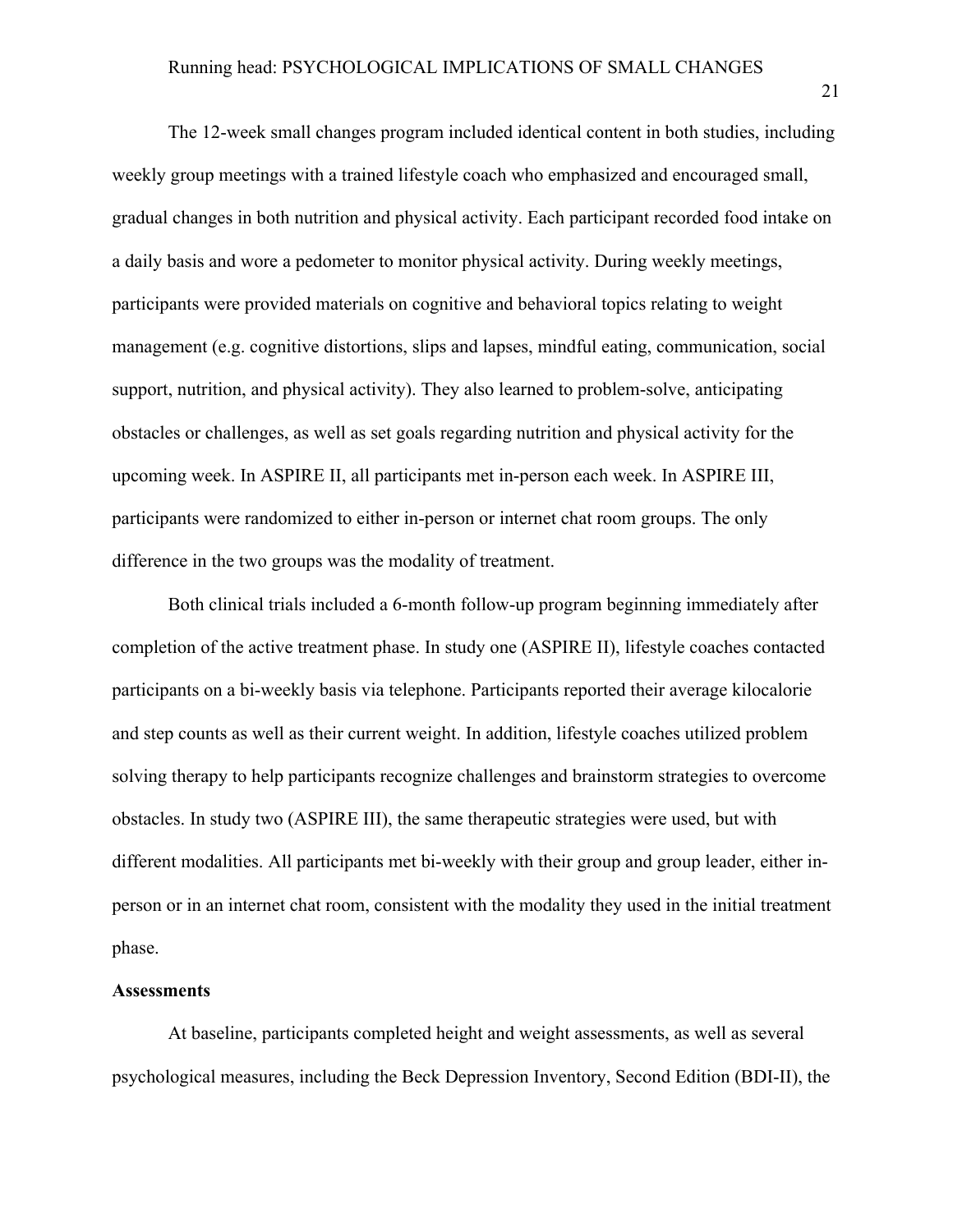The 12-week small changes program included identical content in both studies, including weekly group meetings with a trained lifestyle coach who emphasized and encouraged small, gradual changes in both nutrition and physical activity. Each participant recorded food intake on a daily basis and wore a pedometer to monitor physical activity. During weekly meetings, participants were provided materials on cognitive and behavioral topics relating to weight management (e.g. cognitive distortions, slips and lapses, mindful eating, communication, social support, nutrition, and physical activity). They also learned to problem-solve, anticipating obstacles or challenges, as well as set goals regarding nutrition and physical activity for the upcoming week. In ASPIRE II, all participants met in-person each week. In ASPIRE III, participants were randomized to either in-person or internet chat room groups. The only difference in the two groups was the modality of treatment.

Both clinical trials included a 6-month follow-up program beginning immediately after completion of the active treatment phase. In study one (ASPIRE II), lifestyle coaches contacted participants on a bi-weekly basis via telephone. Participants reported their average kilocalorie and step counts as well as their current weight. In addition, lifestyle coaches utilized problem solving therapy to help participants recognize challenges and brainstorm strategies to overcome obstacles. In study two (ASPIRE III), the same therapeutic strategies were used, but with different modalities. All participants met bi-weekly with their group and group leader, either in-person or in an internet chat room, consistent with the modality they used in the initial treatment phase.

**Assessments**

At baseline, participants completed height and weight assessments, as well as several psychological measures, including the Beck Depression Inventory, Second Edition (BDI-II), the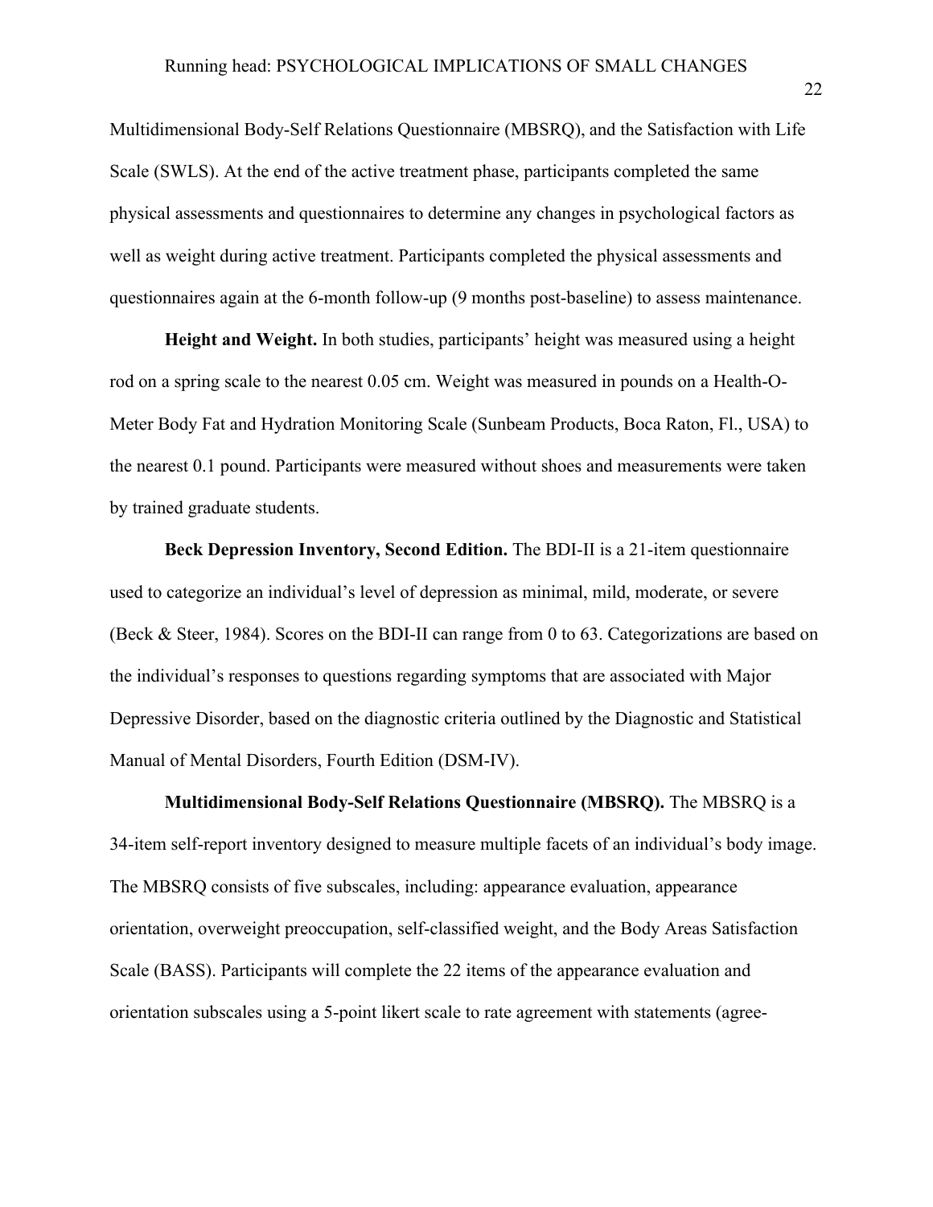Multidimensional Body-Self Relations Questionnaire (MBSRQ), and the Satisfaction with Life Scale (SWLS). At the end of the active treatment phase, participants completed the same physical assessments and questionnaires to determine any changes in psychological factors as well as weight during active treatment. Participants completed the physical assessments and questionnaires again at the 6-month follow-up (9 months post-baseline) to assess maintenance.

**Height and Weight.** In both studies, participants' height was measured using a height rod on a spring scale to the nearest 0.05 cm. Weight was measured in pounds on a Health-O-Meter Body Fat and Hydration Monitoring Scale (Sunbeam Products, Boca Raton, Fl., USA) to the nearest 0.1 pound. Participants were measured without shoes and measurements were taken by trained graduate students.

**Beck Depression Inventory, Second Edition.** The BDI-II is a 21-item questionnaire used to categorize an individual's level of depression as minimal, mild, moderate, or severe (Beck & Steer, 1984). Scores on the BDI-II can range from 0 to 63. Categorizations are based on the individual's responses to questions regarding symptoms that are associated with Major Depressive Disorder, based on the diagnostic criteria outlined by the Diagnostic and Statistical Manual of Mental Disorders, Fourth Edition (DSM-IV).

**Multidimensional Body-Self Relations Questionnaire (MBSRQ).** The MBSRQ is a 34-item self-report inventory designed to measure multiple facets of an individual's body image. The MBSRQ consists of five subscales, including: appearance evaluation, appearance orientation, overweight preoccupation, self-classified weight, and the Body Areas Satisfaction Scale (BASS). Participants will complete the 22 items of the appearance evaluation and orientation subscales using a 5-point likert scale to rate agreement with statements (agree-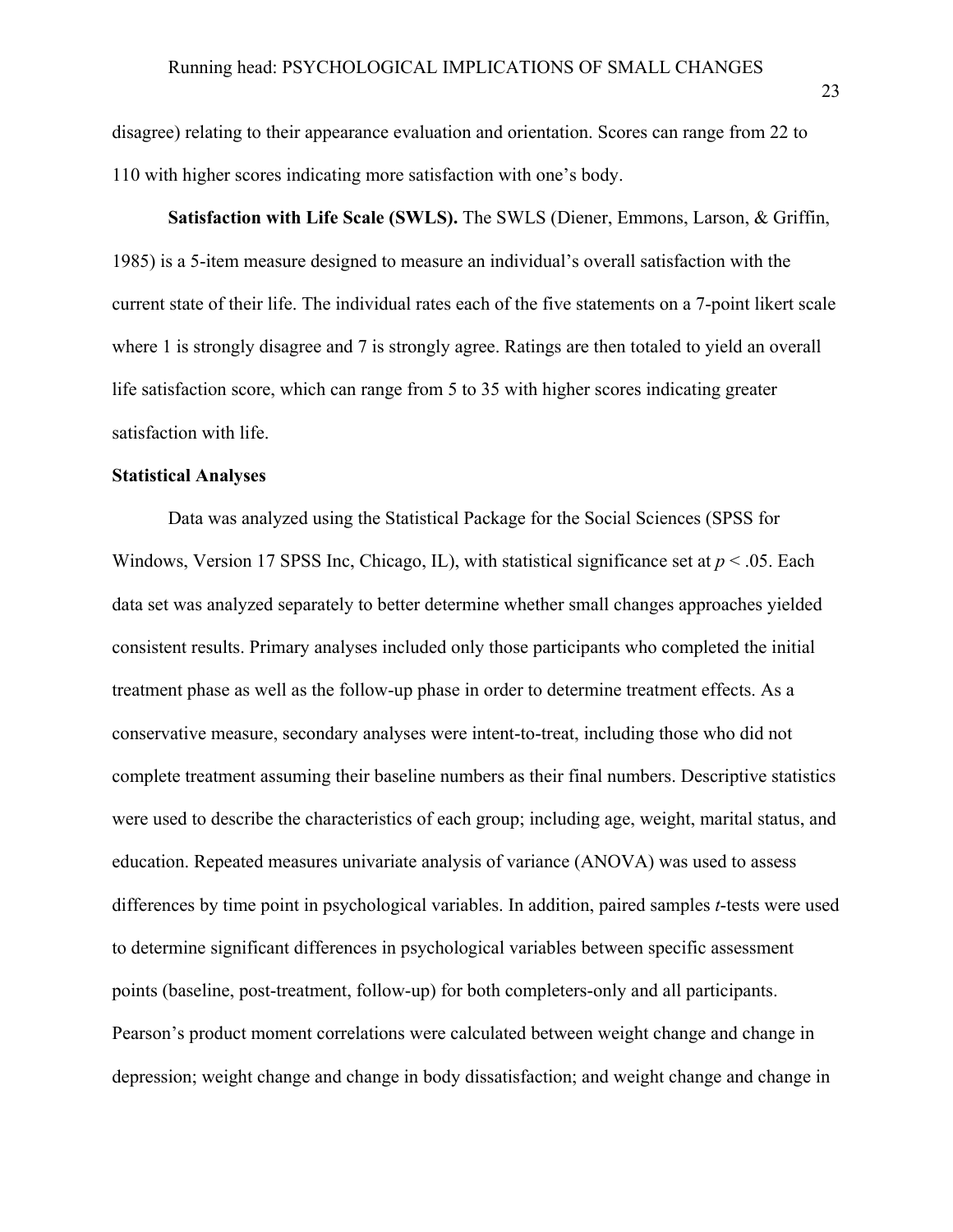disagree) relating to their appearance evaluation and orientation. Scores can range from 22 to 110 with higher scores indicating more satisfaction with one's body.

**Satisfaction with Life Scale (SWLS).** The SWLS (Diener, Emmons, Larson, & Griffin, 1985) is a 5-item measure designed to measure an individual's overall satisfaction with the current state of their life. The individual rates each of the five statements on a 7-point likert scale where 1 is strongly disagree and 7 is strongly agree. Ratings are then totaled to yield an overall life satisfaction score, which can range from 5 to 35 with higher scores indicating greater satisfaction with life.

### Statistical Analyses

Data was analyzed using the Statistical Package for the Social Sciences (SPSS for Windows, Version 17 SPSS Inc, Chicago, IL), with statistical significance set at $p < .05$. Each data set was analyzed separately to better determine whether small changes approaches yielded consistent results. Primary analyses included only those participants who completed the initial treatment phase as well as the follow-up phase in order to determine treatment effects. As a conservative measure, secondary analyses were intent-to-treat, including those who did not complete treatment assuming their baseline numbers as their final numbers. Descriptive statistics were used to describe the characteristics of each group; including age, weight, marital status, and education. Repeated measures univariate analysis of variance (ANOVA) was used to assess differences by time point in psychological variables. In addition, paired samples *t*-tests were used to determine significant differences in psychological variables between specific assessment points (baseline, post-treatment, follow-up) for both completers-only and all participants. Pearson's product moment correlations were calculated between weight change and change in depression; weight change and change in body dissatisfaction; and weight change and change in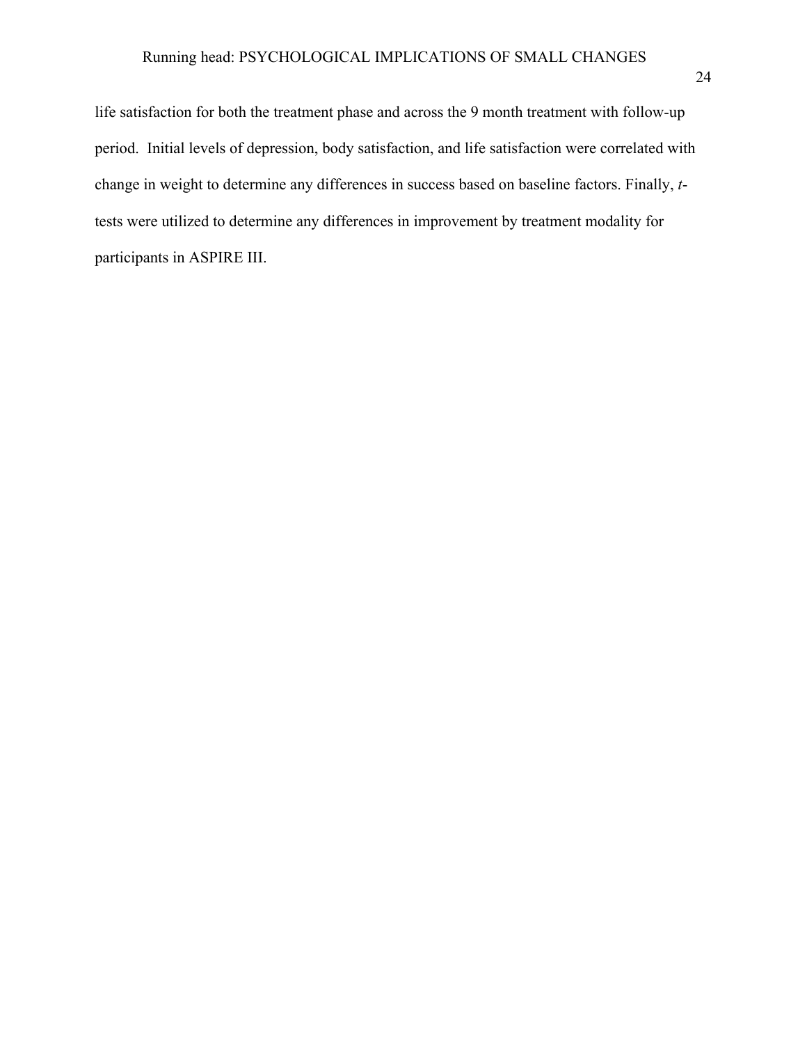life satisfaction for both the treatment phase and across the 9 month treatment with follow-up period.  Initial levels of depression, body satisfaction, and life satisfaction were correlated with change in weight to determine any differences in success based on baseline factors. Finally, *t*-tests were utilized to determine any differences in improvement by treatment modality for participants in ASPIRE III.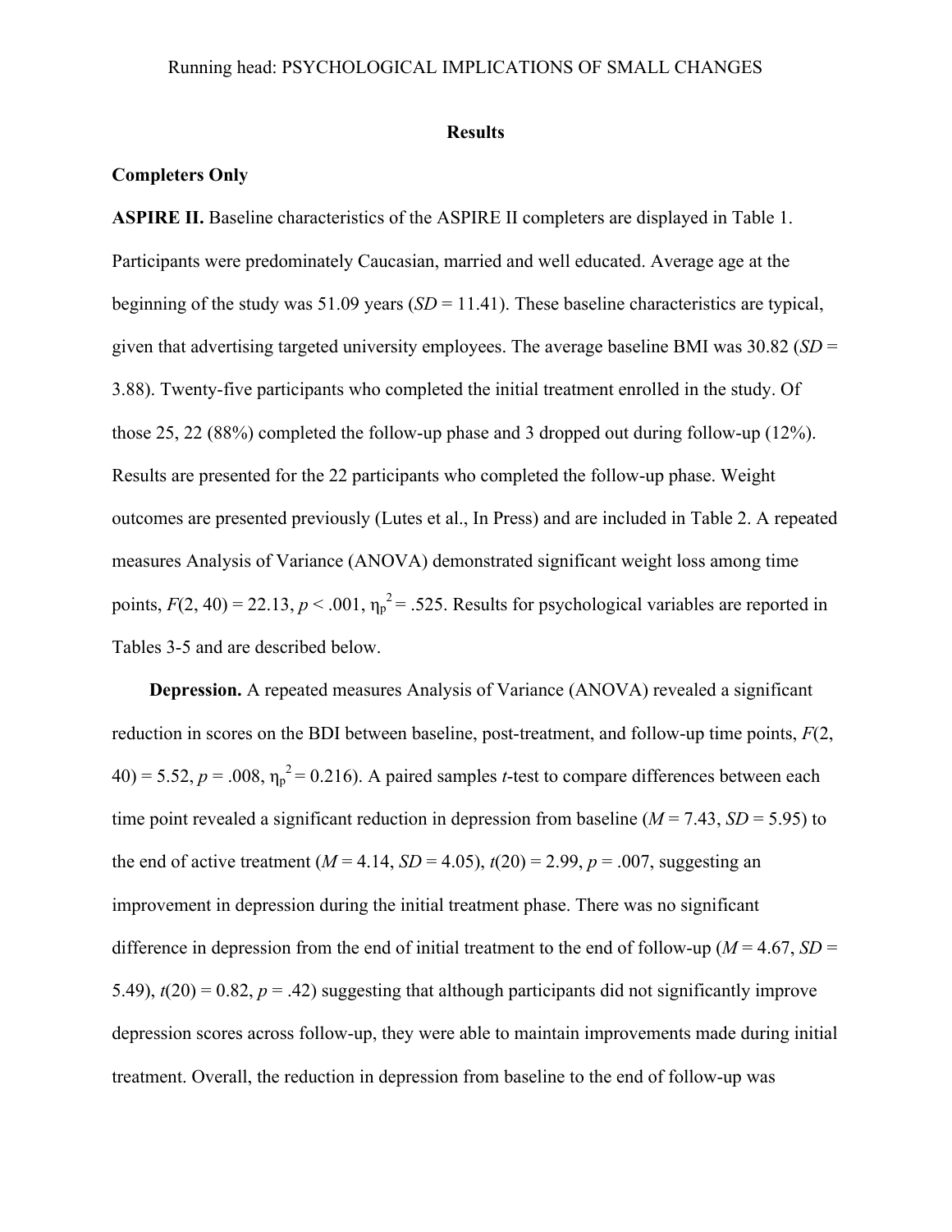## Results

### Completers Only

**ASPIRE II.** Baseline characteristics of the ASPIRE II completers are displayed in Table 1. Participants were predominately Caucasian, married and well educated. Average age at the beginning of the study was 51.09 years (*SD* = 11.41). These baseline characteristics are typical, given that advertising targeted university employees. The average baseline BMI was 30.82 (*SD* = 3.88). Twenty-five participants who completed the initial treatment enrolled in the study. Of those 25, 22 (88%) completed the follow-up phase and 3 dropped out during follow-up (12%). Results are presented for the 22 participants who completed the follow-up phase. Weight outcomes are presented previously (Lutes et al., In Press) and are included in Table 2. A repeated measures Analysis of Variance (ANOVA) demonstrated significant weight loss among time points, $F(2, 40) = 22.13$, $p < .001$, $\eta_p^2 = .525$. Results for psychological variables are reported in Tables 3-5 and are described below.

**Depression.** A repeated measures Analysis of Variance (ANOVA) revealed a significant reduction in scores on the BDI between baseline, post-treatment, and follow-up time points, $F(2, 40) = 5.52$, $p = .008$, $\eta_p^2 = 0.216$). A paired samples *t*-test to compare differences between each time point revealed a significant reduction in depression from baseline (*M* = 7.43, *SD* = 5.95) to the end of active treatment (*M* = 4.14, *SD* = 4.05), $t(20) = 2.99$, $p = .007$, suggesting an improvement in depression during the initial treatment phase. There was no significant difference in depression from the end of initial treatment to the end of follow-up (*M* = 4.67, *SD* = 5.49), $t(20) = 0.82$, $p = .42$) suggesting that although participants did not significantly improve depression scores across follow-up, they were able to maintain improvements made during initial treatment. Overall, the reduction in depression from baseline to the end of follow-up was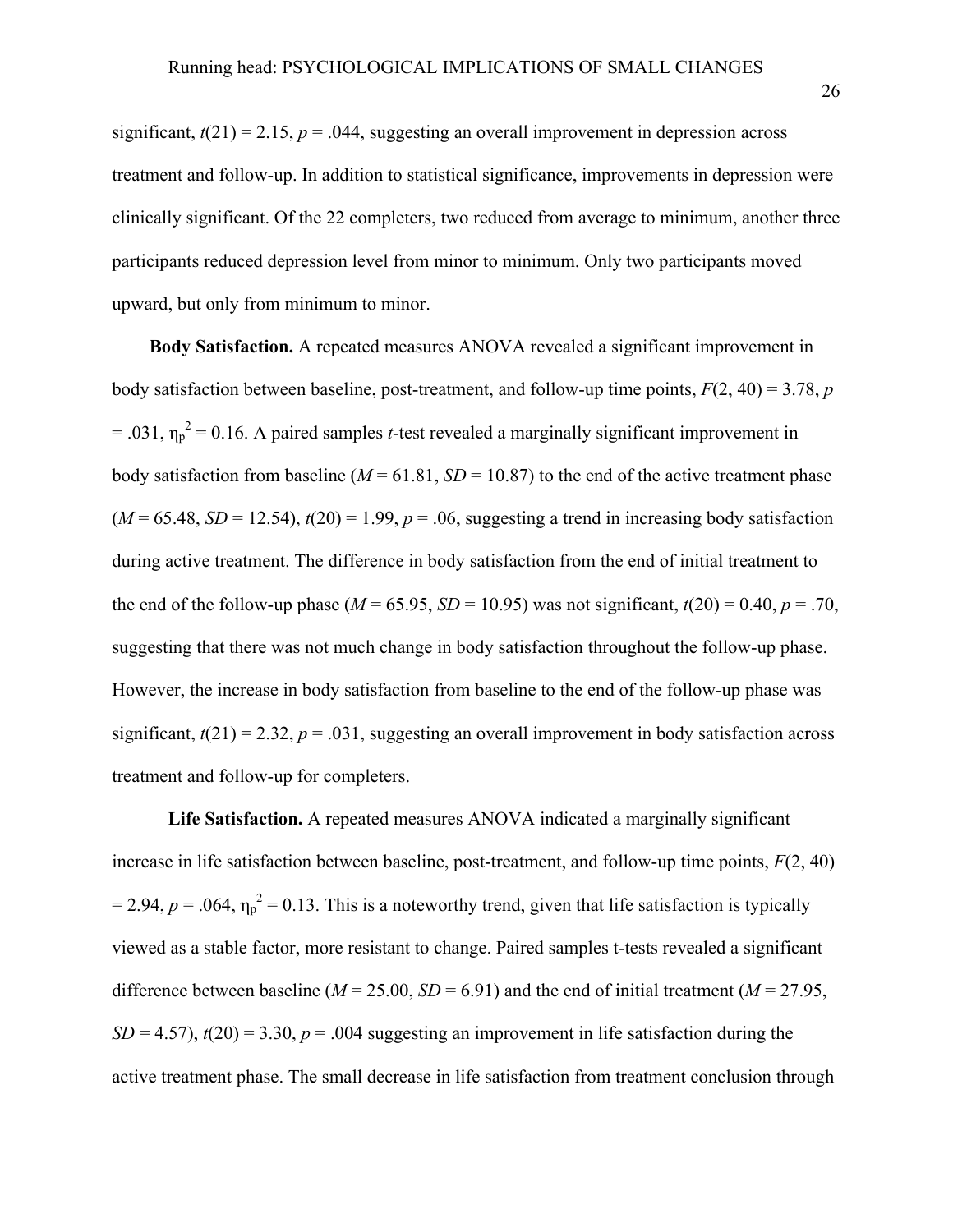significant, $t(21) = 2.15$, $p = .044$, suggesting an overall improvement in depression across treatment and follow-up. In addition to statistical significance, improvements in depression were clinically significant. Of the 22 completers, two reduced from average to minimum, another three participants reduced depression level from minor to minimum. Only two participants moved upward, but only from minimum to minor.

**Body Satisfaction.** A repeated measures ANOVA revealed a significant improvement in body satisfaction between baseline, post-treatment, and follow-up time points, $F(2, 40) = 3.78$, $p = .031$, $\eta_p^2 = 0.16$. A paired samples *t*-test revealed a marginally significant improvement in body satisfaction from baseline ($M = 61.81$, $SD = 10.87$) to the end of the active treatment phase ($M = 65.48$, $SD = 12.54$), $t(20) = 1.99$, $p = .06$, suggesting a trend in increasing body satisfaction during active treatment. The difference in body satisfaction from the end of initial treatment to the end of the follow-up phase ($M = 65.95$, $SD = 10.95$) was not significant, $t(20) = 0.40$, $p = .70$, suggesting that there was not much change in body satisfaction throughout the follow-up phase. However, the increase in body satisfaction from baseline to the end of the follow-up phase was significant, $t(21) = 2.32$, $p = .031$, suggesting an overall improvement in body satisfaction across treatment and follow-up for completers.

**Life Satisfaction.** A repeated measures ANOVA indicated a marginally significant increase in life satisfaction between baseline, post-treatment, and follow-up time points, $F(2, 40) = 2.94$, $p = .064$, $\eta_p^2 = 0.13$. This is a noteworthy trend, given that life satisfaction is typically viewed as a stable factor, more resistant to change. Paired samples t-tests revealed a significant difference between baseline ($M = 25.00$, $SD = 6.91$) and the end of initial treatment ($M = 27.95$, $SD = 4.57$), $t(20) = 3.30$, $p = .004$ suggesting an improvement in life satisfaction during the active treatment phase. The small decrease in life satisfaction from treatment conclusion through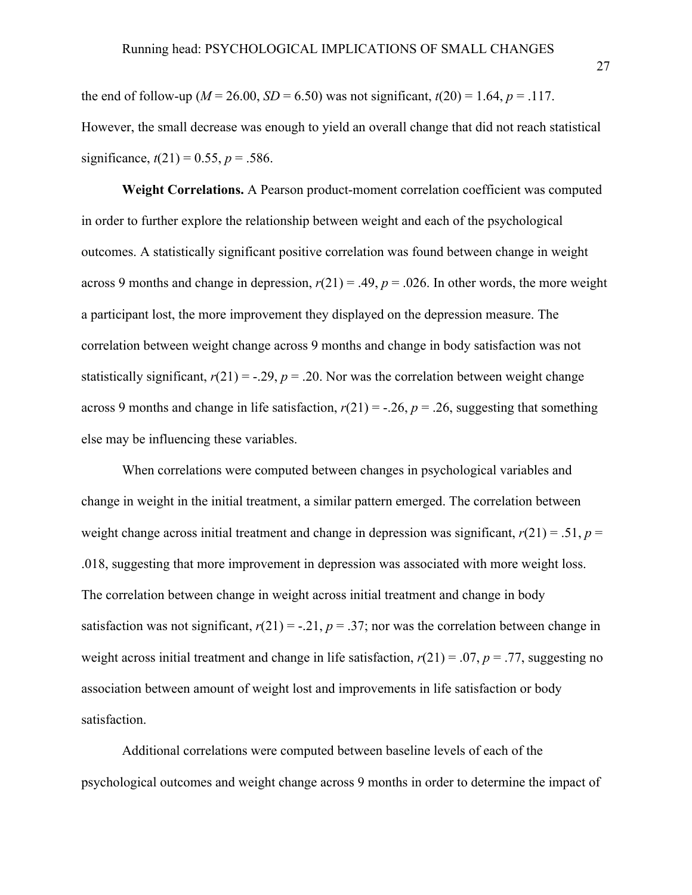the end of follow-up ($M$ = 26.00, $SD$ = 6.50) was not significant, $t(20) = 1.64$, $p = .117$. However, the small decrease was enough to yield an overall change that did not reach statistical significance, $t(21) = 0.55$, $p = .586$.

**Weight Correlations.** A Pearson product-moment correlation coefficient was computed in order to further explore the relationship between weight and each of the psychological outcomes. A statistically significant positive correlation was found between change in weight across 9 months and change in depression, $r(21) = .49$, $p = .026$. In other words, the more weight a participant lost, the more improvement they displayed on the depression measure. The correlation between weight change across 9 months and change in body satisfaction was not statistically significant, $r(21) = -.29$, $p = .20$. Nor was the correlation between weight change across 9 months and change in life satisfaction, $r(21) = -.26$, $p = .26$, suggesting that something else may be influencing these variables.

When correlations were computed between changes in psychological variables and change in weight in the initial treatment, a similar pattern emerged. The correlation between weight change across initial treatment and change in depression was significant, $r(21) = .51$, $p = .018$, suggesting that more improvement in depression was associated with more weight loss. The correlation between change in weight across initial treatment and change in body satisfaction was not significant, $r(21) = -.21$, $p = .37$; nor was the correlation between change in weight across initial treatment and change in life satisfaction, $r(21) = .07$, $p = .77$, suggesting no association between amount of weight lost and improvements in life satisfaction or body satisfaction.

Additional correlations were computed between baseline levels of each of the psychological outcomes and weight change across 9 months in order to determine the impact of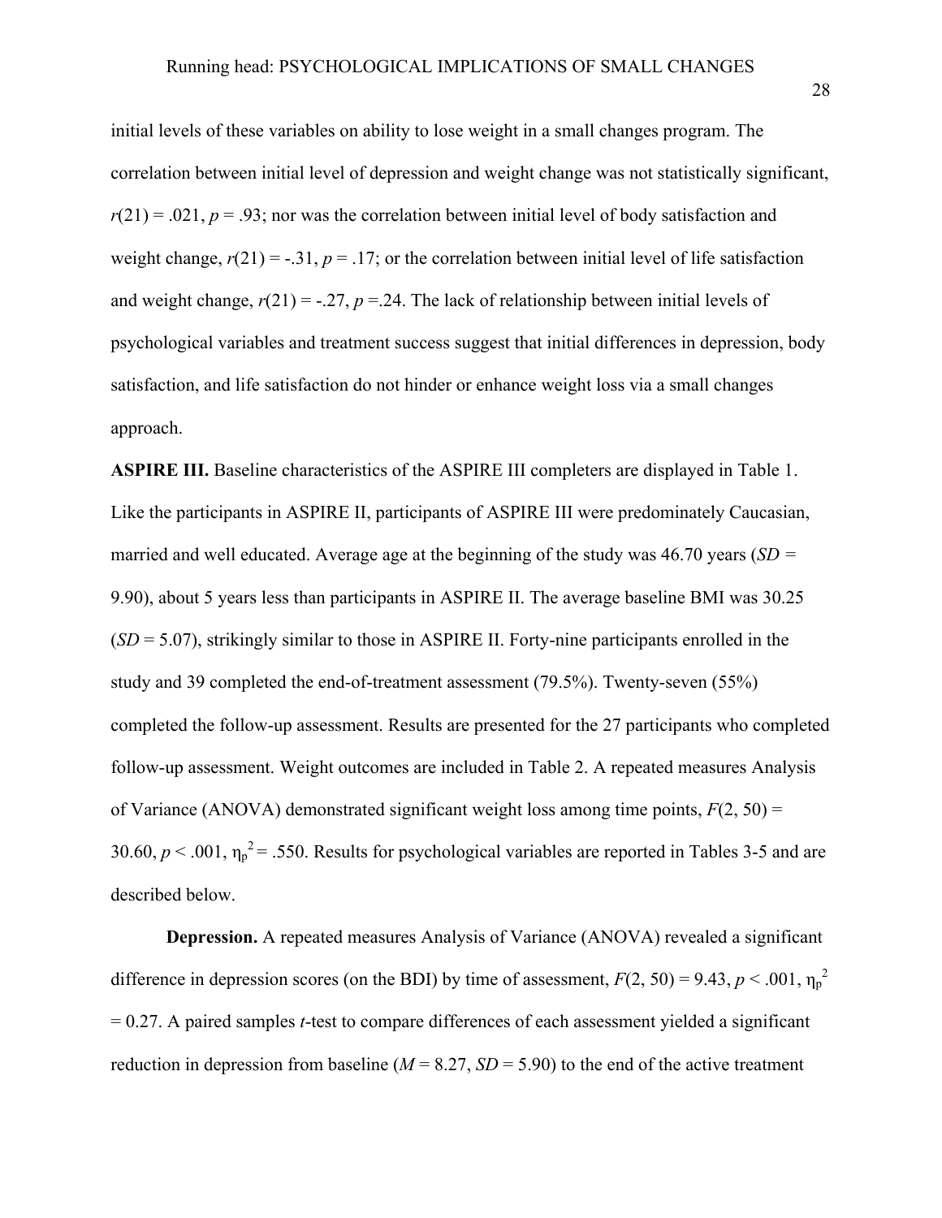initial levels of these variables on ability to lose weight in a small changes program. The correlation between initial level of depression and weight change was not statistically significant, $r(21) = .021$, $p = .93$; nor was the correlation between initial level of body satisfaction and weight change, $r(21) = -.31$, $p = .17$; or the correlation between initial level of life satisfaction and weight change, $r(21) = -.27$, $p =.24$. The lack of relationship between initial levels of psychological variables and treatment success suggest that initial differences in depression, body satisfaction, and life satisfaction do not hinder or enhance weight loss via a small changes approach.

**ASPIRE III.** Baseline characteristics of the ASPIRE III completers are displayed in Table 1. Like the participants in ASPIRE II, participants of ASPIRE III were predominately Caucasian, married and well educated. Average age at the beginning of the study was 46.70 years (*SD* = 9.90), about 5 years less than participants in ASPIRE II. The average baseline BMI was 30.25 (*SD* = 5.07), strikingly similar to those in ASPIRE II. Forty-nine participants enrolled in the study and 39 completed the end-of-treatment assessment (79.5%). Twenty-seven (55%) completed the follow-up assessment. Results are presented for the 27 participants who completed follow-up assessment. Weight outcomes are included in Table 2. A repeated measures Analysis of Variance (ANOVA) demonstrated significant weight loss among time points, $F(2, 50) = 30.60$, $p < .001$, $\eta_p^2 = .550$. Results for psychological variables are reported in Tables 3-5 and are described below.

**Depression.** A repeated measures Analysis of Variance (ANOVA) revealed a significant difference in depression scores (on the BDI) by time of assessment, $F(2, 50) = 9.43$, $p < .001$, $\eta_p^2 = 0.27$. A paired samples *t*-test to compare differences of each assessment yielded a significant reduction in depression from baseline ($M = 8.27$, $SD = 5.90$) to the end of the active treatment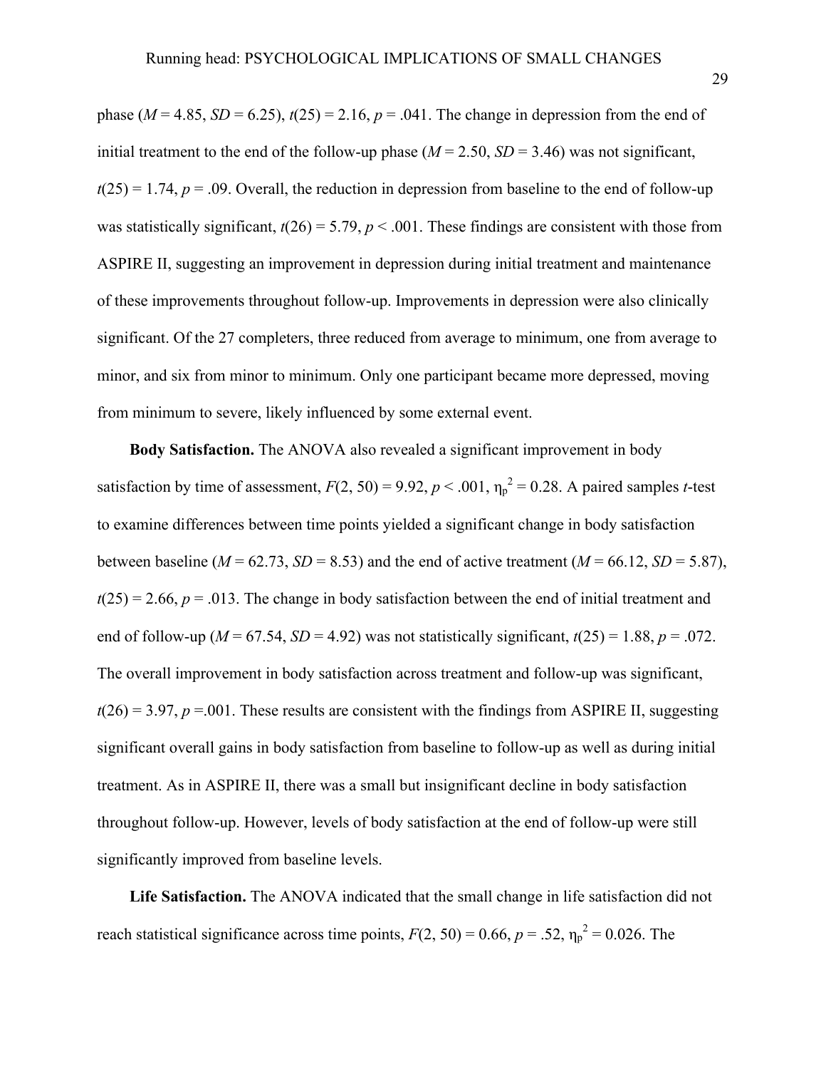phase ($M = 4.85$, $SD = 6.25$), $t(25) = 2.16$, $p = .041$. The change in depression from the end of initial treatment to the end of the follow-up phase ($M = 2.50$, $SD = 3.46$) was not significant, $t(25) = 1.74$, $p = .09$. Overall, the reduction in depression from baseline to the end of follow-up was statistically significant, $t(26) = 5.79$, $p < .001$. These findings are consistent with those from ASPIRE II, suggesting an improvement in depression during initial treatment and maintenance of these improvements throughout follow-up. Improvements in depression were also clinically significant. Of the 27 completers, three reduced from average to minimum, one from average to minor, and six from minor to minimum. Only one participant became more depressed, moving from minimum to severe, likely influenced by some external event.

**Body Satisfaction.** The ANOVA also revealed a significant improvement in body satisfaction by time of assessment, $F(2, 50) = 9.92$, $p < .001$, $\eta_p^2 = 0.28$. A paired samples *t*-test to examine differences between time points yielded a significant change in body satisfaction between baseline ($M = 62.73$, $SD = 8.53$) and the end of active treatment ($M = 66.12$, $SD = 5.87$), $t(25) = 2.66$, $p = .013$. The change in body satisfaction between the end of initial treatment and end of follow-up ($M = 67.54$, $SD = 4.92$) was not statistically significant, $t(25) = 1.88$, $p = .072$. The overall improvement in body satisfaction across treatment and follow-up was significant, $t(26) = 3.97$, $p =.001$. These results are consistent with the findings from ASPIRE II, suggesting significant overall gains in body satisfaction from baseline to follow-up as well as during initial treatment. As in ASPIRE II, there was a small but insignificant decline in body satisfaction throughout follow-up. However, levels of body satisfaction at the end of follow-up were still significantly improved from baseline levels.

**Life Satisfaction.** The ANOVA indicated that the small change in life satisfaction did not reach statistical significance across time points, $F(2, 50) = 0.66$, $p = .52$, $\eta_p^2 = 0.026$. The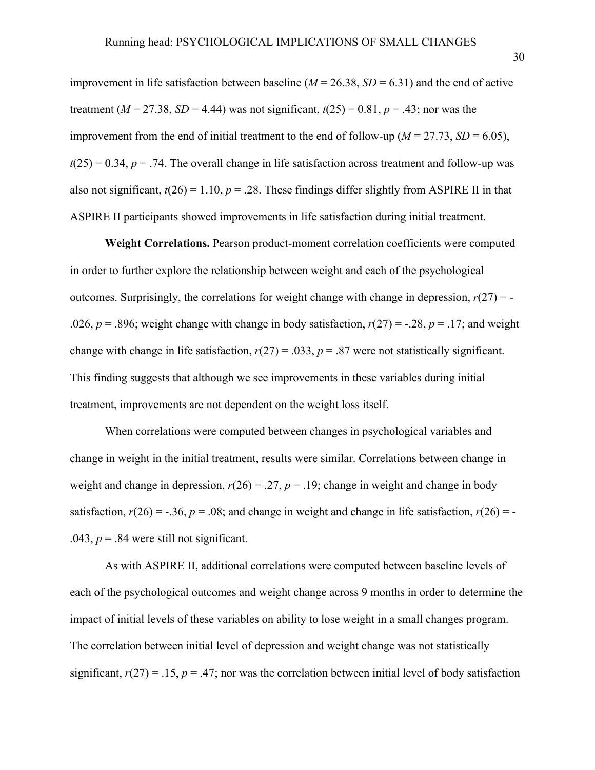improvement in life satisfaction between baseline ($M = 26.38$, $SD = 6.31$) and the end of active treatment ($M = 27.38$, $SD = 4.44$) was not significant, $t(25) = 0.81$, $p = .43$; nor was the improvement from the end of initial treatment to the end of follow-up ($M = 27.73$, $SD = 6.05$), $t(25) = 0.34$, $p = .74$. The overall change in life satisfaction across treatment and follow-up was also not significant, $t(26) = 1.10$, $p = .28$. These findings differ slightly from ASPIRE II in that ASPIRE II participants showed improvements in life satisfaction during initial treatment.

**Weight Correlations.** Pearson product-moment correlation coefficients were computed in order to further explore the relationship between weight and each of the psychological outcomes. Surprisingly, the correlations for weight change with change in depression, $r(27) = -.026$, $p = .896$; weight change with change in body satisfaction, $r(27) = -.28$, $p = .17$; and weight change with change in life satisfaction, $r(27) = .033$, $p = .87$ were not statistically significant. This finding suggests that although we see improvements in these variables during initial treatment, improvements are not dependent on the weight loss itself.

When correlations were computed between changes in psychological variables and change in weight in the initial treatment, results were similar. Correlations between change in weight and change in depression, $r(26) = .27$, $p = .19$; change in weight and change in body satisfaction, $r(26) = -.36$, $p = .08$; and change in weight and change in life satisfaction, $r(26) = -.043$, $p = .84$ were still not significant.

As with ASPIRE II, additional correlations were computed between baseline levels of each of the psychological outcomes and weight change across 9 months in order to determine the impact of initial levels of these variables on ability to lose weight in a small changes program. The correlation between initial level of depression and weight change was not statistically significant, $r(27) = .15$, $p = .47$; nor was the correlation between initial level of body satisfaction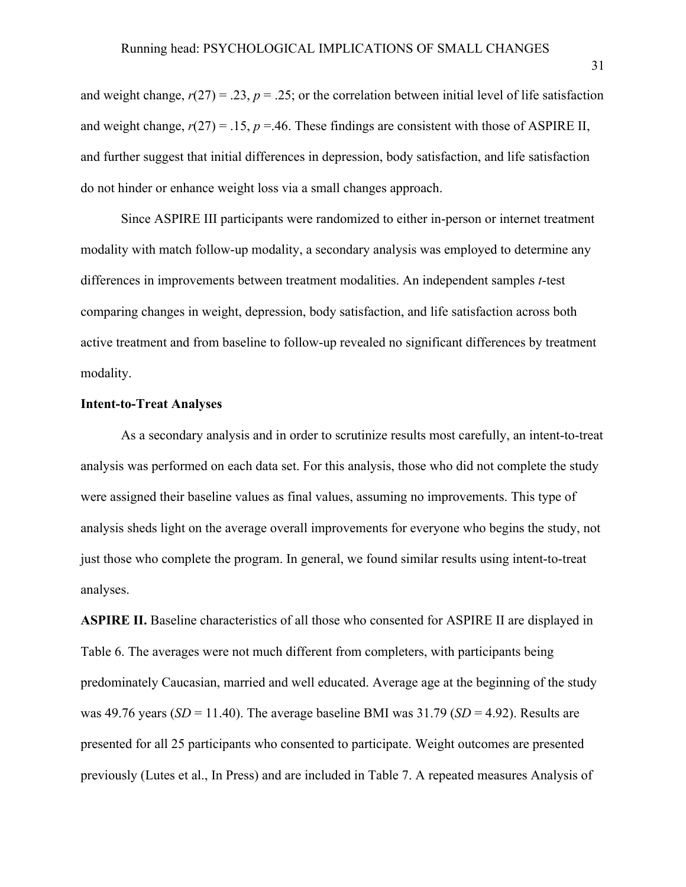and weight change, $r(27) = .23$, $p = .25$; or the correlation between initial level of life satisfaction and weight change, $r(27) = .15$, $p = .46$. These findings are consistent with those of ASPIRE II, and further suggest that initial differences in depression, body satisfaction, and life satisfaction do not hinder or enhance weight loss via a small changes approach.

Since ASPIRE III participants were randomized to either in-person or internet treatment modality with match follow-up modality, a secondary analysis was employed to determine any differences in improvements between treatment modalities. An independent samples *t*-test comparing changes in weight, depression, body satisfaction, and life satisfaction across both active treatment and from baseline to follow-up revealed no significant differences by treatment modality.

**Intent-to-Treat Analyses**

As a secondary analysis and in order to scrutinize results most carefully, an intent-to-treat analysis was performed on each data set. For this analysis, those who did not complete the study were assigned their baseline values as final values, assuming no improvements. This type of analysis sheds light on the average overall improvements for everyone who begins the study, not just those who complete the program. In general, we found similar results using intent-to-treat analyses.

**ASPIRE II.** Baseline characteristics of all those who consented for ASPIRE II are displayed in Table 6. The averages were not much different from completers, with participants being predominately Caucasian, married and well educated. Average age at the beginning of the study was 49.76 years (*SD* = 11.40). The average baseline BMI was 31.79 (*SD* = 4.92). Results are presented for all 25 participants who consented to participate. Weight outcomes are presented previously (Lutes et al., In Press) and are included in Table 7. A repeated measures Analysis of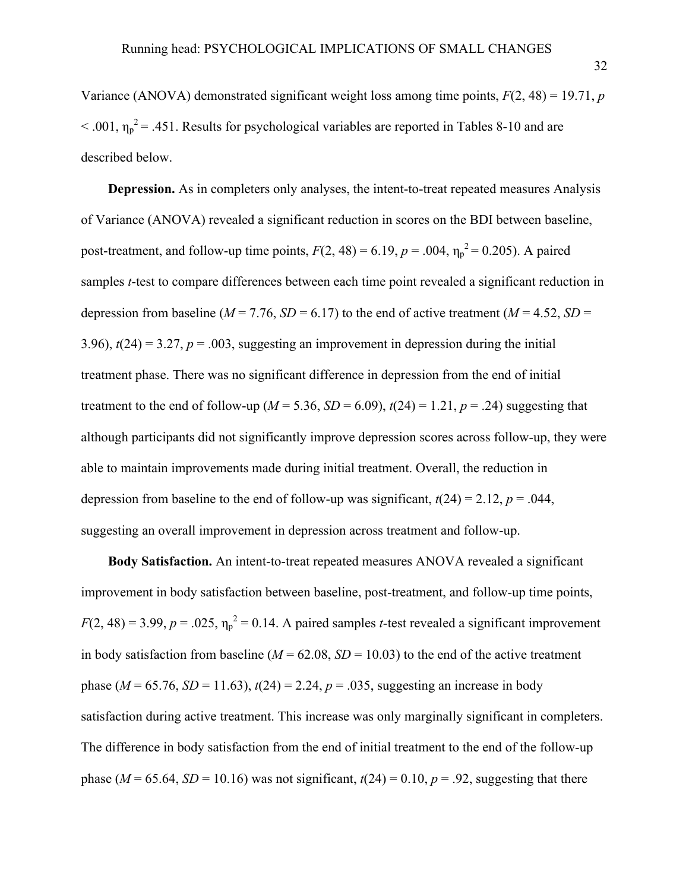Variance (ANOVA) demonstrated significant weight loss among time points, $F(2, 48) = 19.71$, $p < .001$, $\eta_p^2 = .451$. Results for psychological variables are reported in Tables 8-10 and are described below.

**Depression.** As in completers only analyses, the intent-to-treat repeated measures Analysis of Variance (ANOVA) revealed a significant reduction in scores on the BDI between baseline, post-treatment, and follow-up time points, $F(2, 48) = 6.19$, $p = .004$, $\eta_p^2 = 0.205$). A paired samples *t*-test to compare differences between each time point revealed a significant reduction in depression from baseline ($M = 7.76$, $SD = 6.17$) to the end of active treatment ($M = 4.52$, $SD = 3.96$), $t(24) = 3.27$, $p = .003$, suggesting an improvement in depression during the initial treatment phase. There was no significant difference in depression from the end of initial treatment to the end of follow-up ($M = 5.36$, $SD = 6.09$), $t(24) = 1.21$, $p = .24$) suggesting that although participants did not significantly improve depression scores across follow-up, they were able to maintain improvements made during initial treatment. Overall, the reduction in depression from baseline to the end of follow-up was significant, $t(24) = 2.12$, $p = .044$, suggesting an overall improvement in depression across treatment and follow-up.

**Body Satisfaction.** An intent-to-treat repeated measures ANOVA revealed a significant improvement in body satisfaction between baseline, post-treatment, and follow-up time points, $F(2, 48) = 3.99$, $p = .025$, $\eta_p^2 = 0.14$. A paired samples *t*-test revealed a significant improvement in body satisfaction from baseline ($M = 62.08$, $SD = 10.03$) to the end of the active treatment phase ($M = 65.76$, $SD = 11.63$), $t(24) = 2.24$, $p = .035$, suggesting an increase in body satisfaction during active treatment. This increase was only marginally significant in completers. The difference in body satisfaction from the end of initial treatment to the end of the follow-up phase ($M = 65.64$, $SD = 10.16$) was not significant, $t(24) = 0.10$, $p = .92$, suggesting that there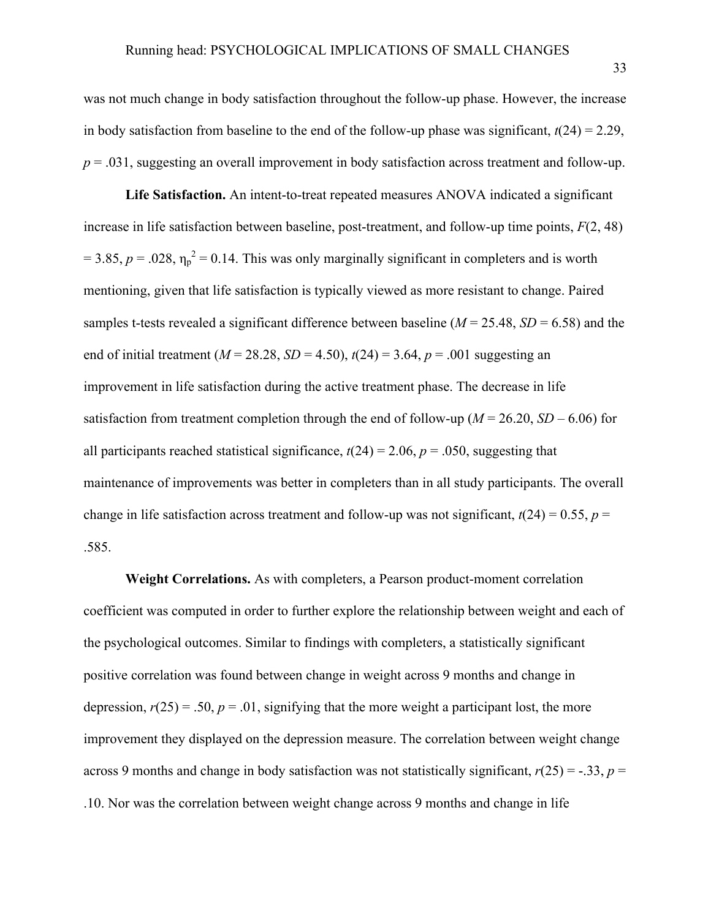was not much change in body satisfaction throughout the follow-up phase. However, the increase in body satisfaction from baseline to the end of the follow-up phase was significant, $t(24) = 2.29$, $p = .031$, suggesting an overall improvement in body satisfaction across treatment and follow-up.

**Life Satisfaction.** An intent-to-treat repeated measures ANOVA indicated a significant increase in life satisfaction between baseline, post-treatment, and follow-up time points, $F(2, 48) = 3.85$, $p = .028$, $\eta_p^2 = 0.14$. This was only marginally significant in completers and is worth mentioning, given that life satisfaction is typically viewed as more resistant to change. Paired samples t-tests revealed a significant difference between baseline ($M = 25.48$, $SD = 6.58$) and the end of initial treatment ($M = 28.28$, $SD = 4.50$), $t(24) = 3.64$, $p = .001$ suggesting an improvement in life satisfaction during the active treatment phase. The decrease in life satisfaction from treatment completion through the end of follow-up ($M = 26.20$, $SD$ – 6.06) for all participants reached statistical significance, $t(24) = 2.06$, $p = .050$, suggesting that maintenance of improvements was better in completers than in all study participants. The overall change in life satisfaction across treatment and follow-up was not significant, $t(24) = 0.55$, $p = .585$.

**Weight Correlations.** As with completers, a Pearson product-moment correlation coefficient was computed in order to further explore the relationship between weight and each of the psychological outcomes. Similar to findings with completers, a statistically significant positive correlation was found between change in weight across 9 months and change in depression, $r(25) = .50$, $p = .01$, signifying that the more weight a participant lost, the more improvement they displayed on the depression measure. The correlation between weight change across 9 months and change in body satisfaction was not statistically significant, $r(25) = -.33$, $p = .10$. Nor was the correlation between weight change across 9 months and change in life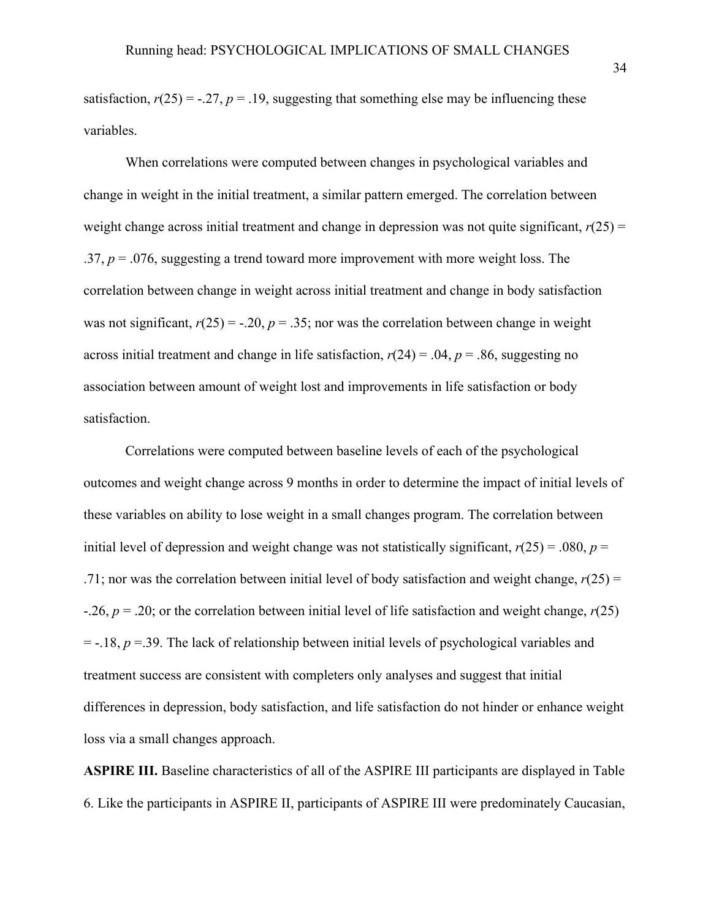satisfaction, $r(25) = -.27$, $p = .19$, suggesting that something else may be influencing these variables.

When correlations were computed between changes in psychological variables and change in weight in the initial treatment, a similar pattern emerged. The correlation between weight change across initial treatment and change in depression was not quite significant, $r(25) = .37$, $p = .076$, suggesting a trend toward more improvement with more weight loss. The correlation between change in weight across initial treatment and change in body satisfaction was not significant, $r(25) = -.20$, $p = .35$; nor was the correlation between change in weight across initial treatment and change in life satisfaction, $r(24) = .04$, $p = .86$, suggesting no association between amount of weight lost and improvements in life satisfaction or body satisfaction.

Correlations were computed between baseline levels of each of the psychological outcomes and weight change across 9 months in order to determine the impact of initial levels of these variables on ability to lose weight in a small changes program. The correlation between initial level of depression and weight change was not statistically significant, $r(25) = .080$, $p = .71$; nor was the correlation between initial level of body satisfaction and weight change, $r(25) = -.26$, $p = .20$; or the correlation between initial level of life satisfaction and weight change, $r(25) = -.18$, $p = .39$. The lack of relationship between initial levels of psychological variables and treatment success are consistent with completers only analyses and suggest that initial differences in depression, body satisfaction, and life satisfaction do not hinder or enhance weight loss via a small changes approach.

**ASPIRE III.** Baseline characteristics of all of the ASPIRE III participants are displayed in Table 6. Like the participants in ASPIRE II, participants of ASPIRE III were predominately Caucasian,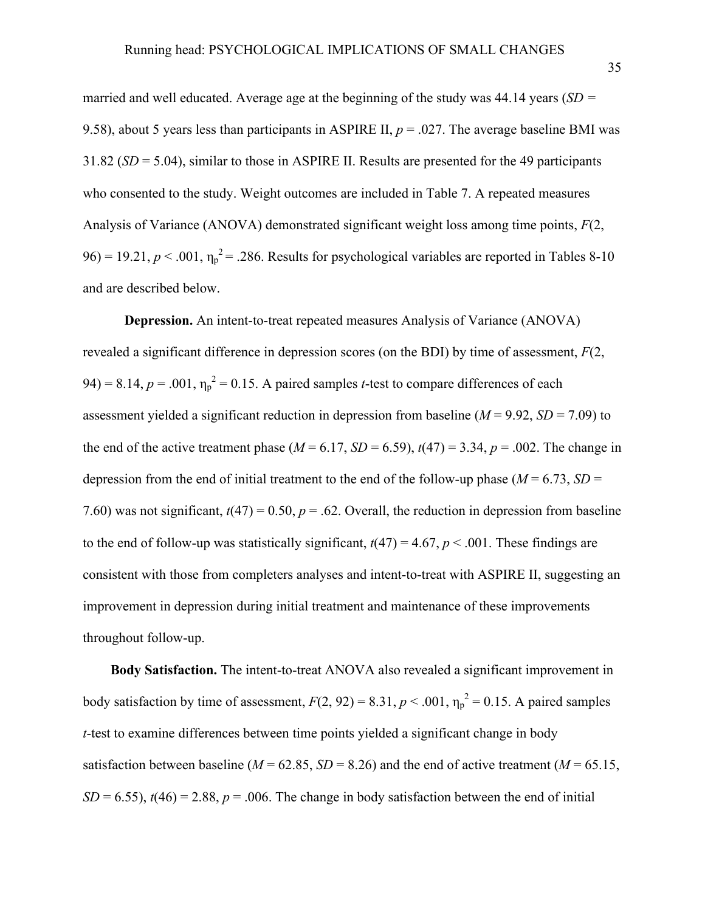married and well educated. Average age at the beginning of the study was 44.14 years (*SD* = 9.58), about 5 years less than participants in ASPIRE II, $p = .027$. The average baseline BMI was 31.82 (*SD* = 5.04), similar to those in ASPIRE II. Results are presented for the 49 participants who consented to the study. Weight outcomes are included in Table 7. A repeated measures Analysis of Variance (ANOVA) demonstrated significant weight loss among time points, $F(2, 96) = 19.21$, $p < .001$, $\eta_p^2 = .286$. Results for psychological variables are reported in Tables 8-10 and are described below.

**Depression.** An intent-to-treat repeated measures Analysis of Variance (ANOVA) revealed a significant difference in depression scores (on the BDI) by time of assessment, $F(2, 94) = 8.14$, $p = .001$, $\eta_p^2 = 0.15$. A paired samples *t*-test to compare differences of each assessment yielded a significant reduction in depression from baseline ($M = 9.92$, $SD = 7.09$) to the end of the active treatment phase ($M = 6.17$, $SD = 6.59$), $t(47) = 3.34$, $p = .002$. The change in depression from the end of initial treatment to the end of the follow-up phase ($M = 6.73$, $SD = 7.60$) was not significant, $t(47) = 0.50$, $p = .62$. Overall, the reduction in depression from baseline to the end of follow-up was statistically significant, $t(47) = 4.67$, $p < .001$. These findings are consistent with those from completers analyses and intent-to-treat with ASPIRE II, suggesting an improvement in depression during initial treatment and maintenance of these improvements throughout follow-up.

**Body Satisfaction.** The intent-to-treat ANOVA also revealed a significant improvement in body satisfaction by time of assessment, $F(2, 92) = 8.31$, $p < .001$, $\eta_p^2 = 0.15$. A paired samples *t*-test to examine differences between time points yielded a significant change in body satisfaction between baseline ($M = 62.85$, $SD = 8.26$) and the end of active treatment ($M = 65.15$, $SD = 6.55$), $t(46) = 2.88$, $p = .006$. The change in body satisfaction between the end of initial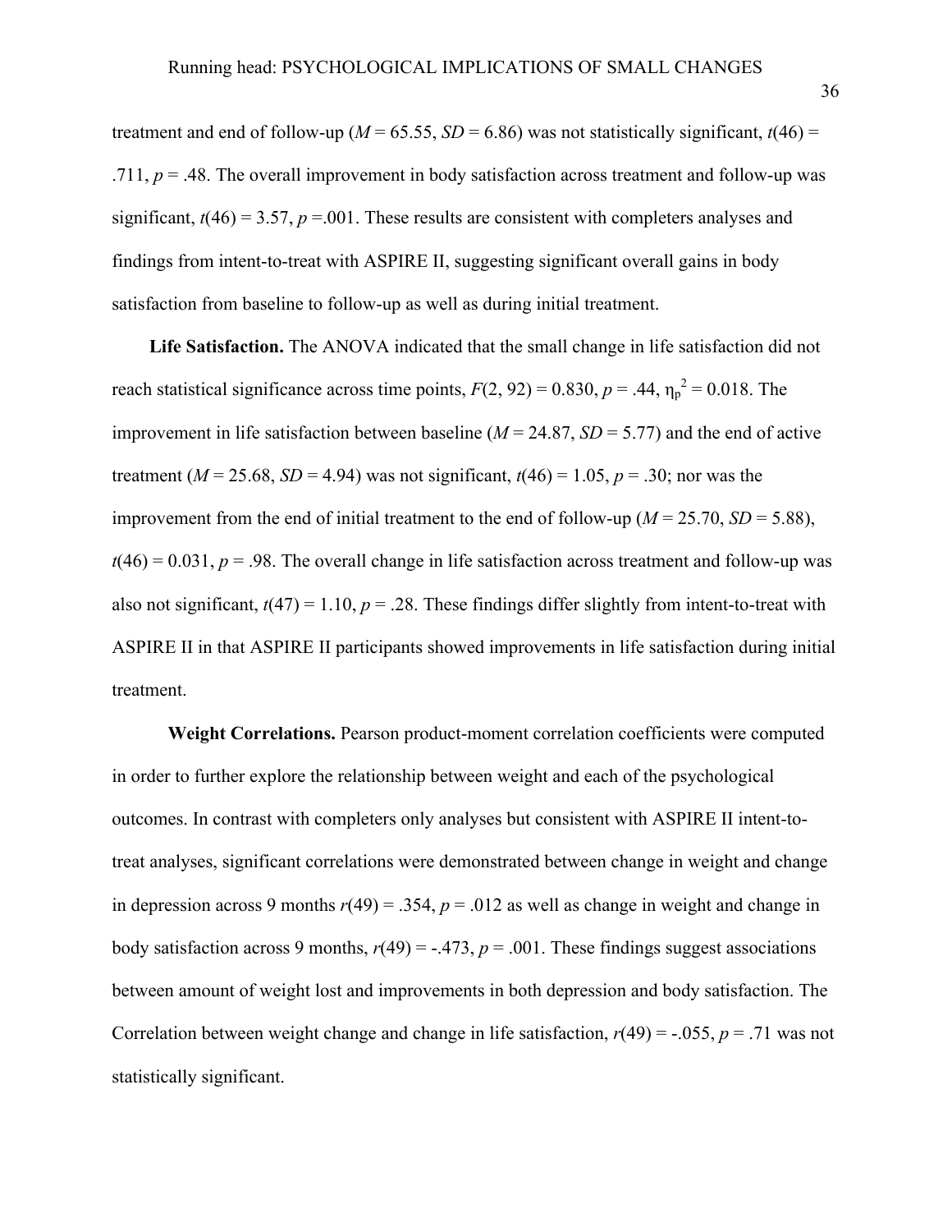treatment and end of follow-up (*M* = 65.55, *SD* = 6.86) was not statistically significant, $t(46)$ = .711, $p$ = .48. The overall improvement in body satisfaction across treatment and follow-up was significant, $t(46) = 3.57$, $p$ =.001. These results are consistent with completers analyses and findings from intent-to-treat with ASPIRE II, suggesting significant overall gains in body satisfaction from baseline to follow-up as well as during initial treatment.

**Life Satisfaction.** The ANOVA indicated that the small change in life satisfaction did not reach statistical significance across time points, $F(2, 92) = 0.830$, $p = .44$, $\eta_p^2 = 0.018$. The improvement in life satisfaction between baseline (*M* = 24.87, *SD* = 5.77) and the end of active treatment (*M* = 25.68, *SD* = 4.94) was not significant, $t(46) = 1.05$, $p = .30$; nor was the improvement from the end of initial treatment to the end of follow-up (*M* = 25.70, *SD* = 5.88), $t(46) = 0.031$, $p = .98$. The overall change in life satisfaction across treatment and follow-up was also not significant, $t(47) = 1.10$, $p = .28$. These findings differ slightly from intent-to-treat with ASPIRE II in that ASPIRE II participants showed improvements in life satisfaction during initial treatment.

**Weight Correlations.** Pearson product-moment correlation coefficients were computed in order to further explore the relationship between weight and each of the psychological outcomes. In contrast with completers only analyses but consistent with ASPIRE II intent-to-treat analyses, significant correlations were demonstrated between change in weight and change in depression across 9 months $r(49) = .354$, $p = .012$ as well as change in weight and change in body satisfaction across 9 months, $r(49) = -.473$, $p = .001$. These findings suggest associations between amount of weight lost and improvements in both depression and body satisfaction. The Correlation between weight change and change in life satisfaction, $r(49) = -.055$, $p = .71$ was not statistically significant.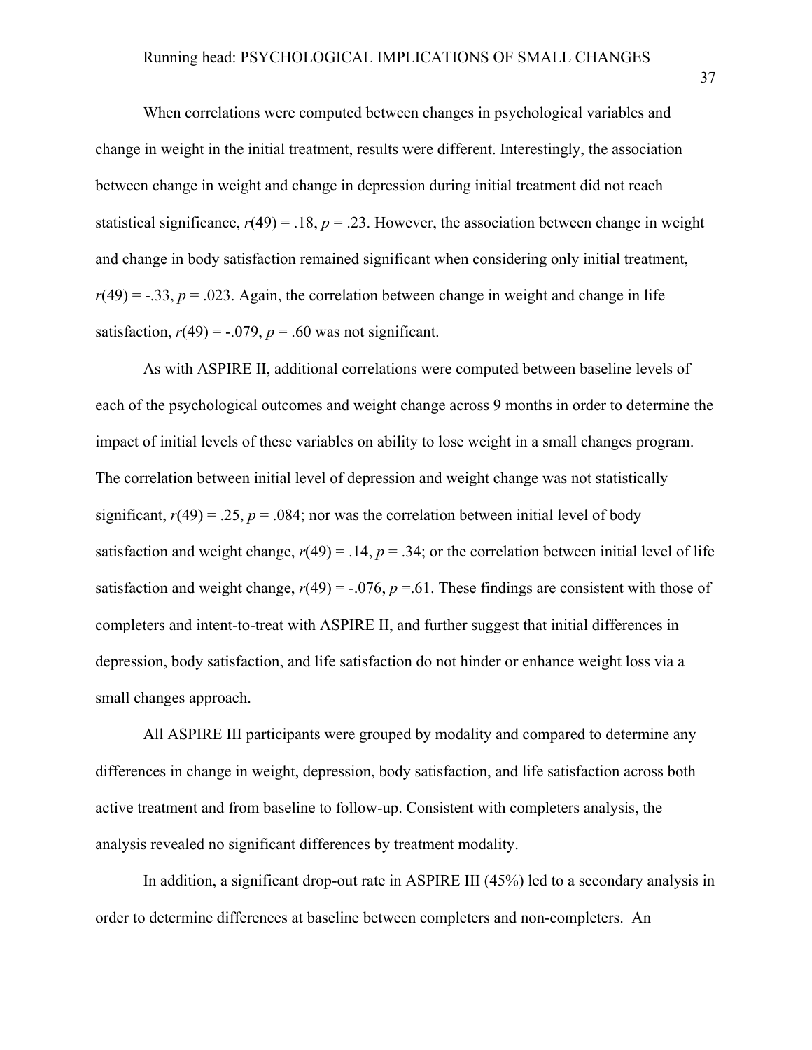When correlations were computed between changes in psychological variables and change in weight in the initial treatment, results were different. Interestingly, the association between change in weight and change in depression during initial treatment did not reach statistical significance, $r(49) = .18$, $p = .23$. However, the association between change in weight and change in body satisfaction remained significant when considering only initial treatment, $r(49) = -.33$, $p = .023$. Again, the correlation between change in weight and change in life satisfaction, $r(49) = -.079$, $p = .60$ was not significant.

As with ASPIRE II, additional correlations were computed between baseline levels of each of the psychological outcomes and weight change across 9 months in order to determine the impact of initial levels of these variables on ability to lose weight in a small changes program. The correlation between initial level of depression and weight change was not statistically significant, $r(49) = .25$, $p = .084$; nor was the correlation between initial level of body satisfaction and weight change, $r(49) = .14$, $p = .34$; or the correlation between initial level of life satisfaction and weight change, $r(49) = -.076$, $p = .61$. These findings are consistent with those of completers and intent-to-treat with ASPIRE II, and further suggest that initial differences in depression, body satisfaction, and life satisfaction do not hinder or enhance weight loss via a small changes approach.

All ASPIRE III participants were grouped by modality and compared to determine any differences in change in weight, depression, body satisfaction, and life satisfaction across both active treatment and from baseline to follow-up. Consistent with completers analysis, the analysis revealed no significant differences by treatment modality.

In addition, a significant drop-out rate in ASPIRE III (45%) led to a secondary analysis in order to determine differences at baseline between completers and non-completers. An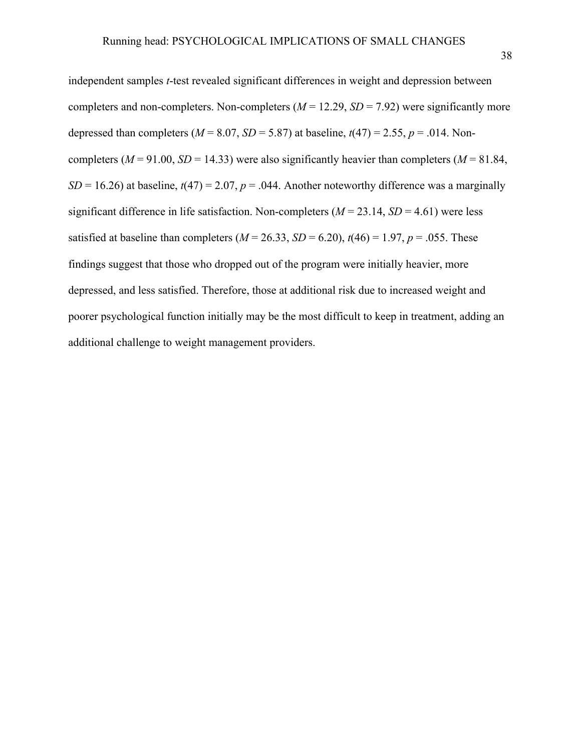independent samples *t*-test revealed significant differences in weight and depression between completers and non-completers. Non-completers ($M$ = 12.29, $SD$ = 7.92) were significantly more depressed than completers ($M$ = 8.07, $SD$ = 5.87) at baseline, $t(47)$ = 2.55, $p$ = .014. Non-completers ($M$ = 91.00, $SD$ = 14.33) were also significantly heavier than completers ($M$ = 81.84, $SD$ = 16.26) at baseline, $t(47)$ = 2.07, $p$ = .044. Another noteworthy difference was a marginally significant difference in life satisfaction. Non-completers ($M$ = 23.14, $SD$ = 4.61) were less satisfied at baseline than completers ($M$ = 26.33, $SD$ = 6.20), $t(46)$ = 1.97, $p$ = .055. These findings suggest that those who dropped out of the program were initially heavier, more depressed, and less satisfied. Therefore, those at additional risk due to increased weight and poorer psychological function initially may be the most difficult to keep in treatment, adding an additional challenge to weight management providers.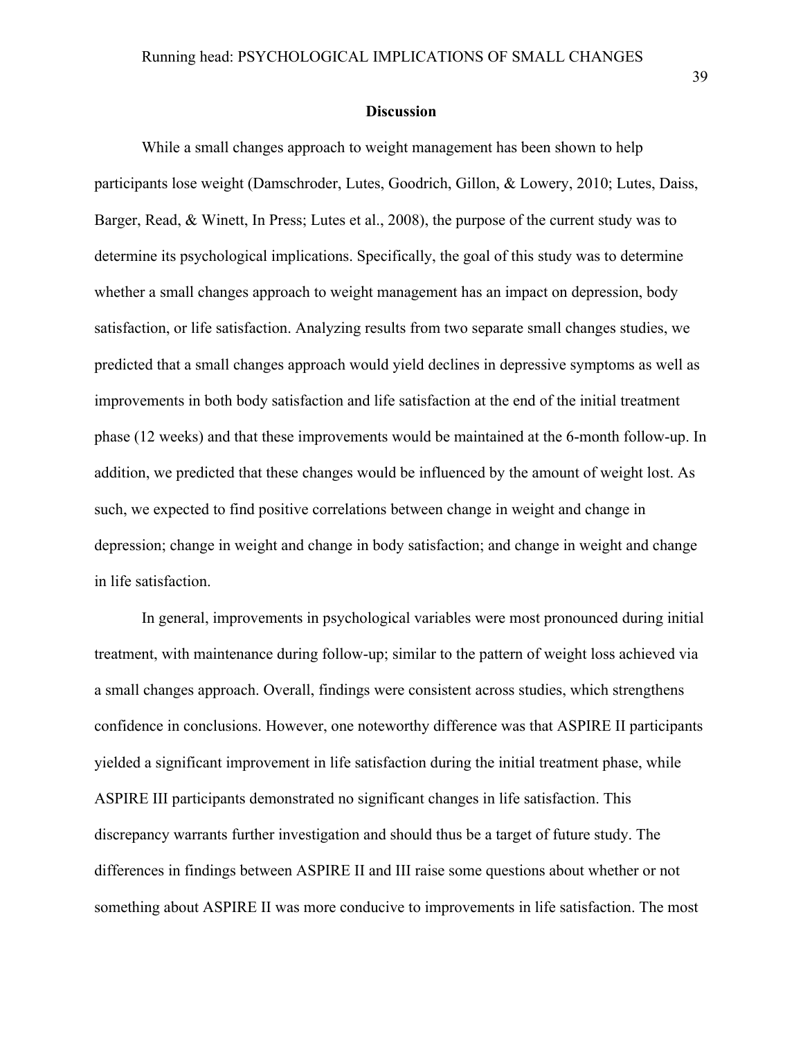## Discussion

While a small changes approach to weight management has been shown to help participants lose weight (Damschroder, Lutes, Goodrich, Gillon, & Lowery, 2010; Lutes, Daiss, Barger, Read, & Winett, In Press; Lutes et al., 2008), the purpose of the current study was to determine its psychological implications. Specifically, the goal of this study was to determine whether a small changes approach to weight management has an impact on depression, body satisfaction, or life satisfaction. Analyzing results from two separate small changes studies, we predicted that a small changes approach would yield declines in depressive symptoms as well as improvements in both body satisfaction and life satisfaction at the end of the initial treatment phase (12 weeks) and that these improvements would be maintained at the 6-month follow-up. In addition, we predicted that these changes would be influenced by the amount of weight lost. As such, we expected to find positive correlations between change in weight and change in depression; change in weight and change in body satisfaction; and change in weight and change in life satisfaction.

In general, improvements in psychological variables were most pronounced during initial treatment, with maintenance during follow-up; similar to the pattern of weight loss achieved via a small changes approach. Overall, findings were consistent across studies, which strengthens confidence in conclusions. However, one noteworthy difference was that ASPIRE II participants yielded a significant improvement in life satisfaction during the initial treatment phase, while ASPIRE III participants demonstrated no significant changes in life satisfaction. This discrepancy warrants further investigation and should thus be a target of future study. The differences in findings between ASPIRE II and III raise some questions about whether or not something about ASPIRE II was more conducive to improvements in life satisfaction. The most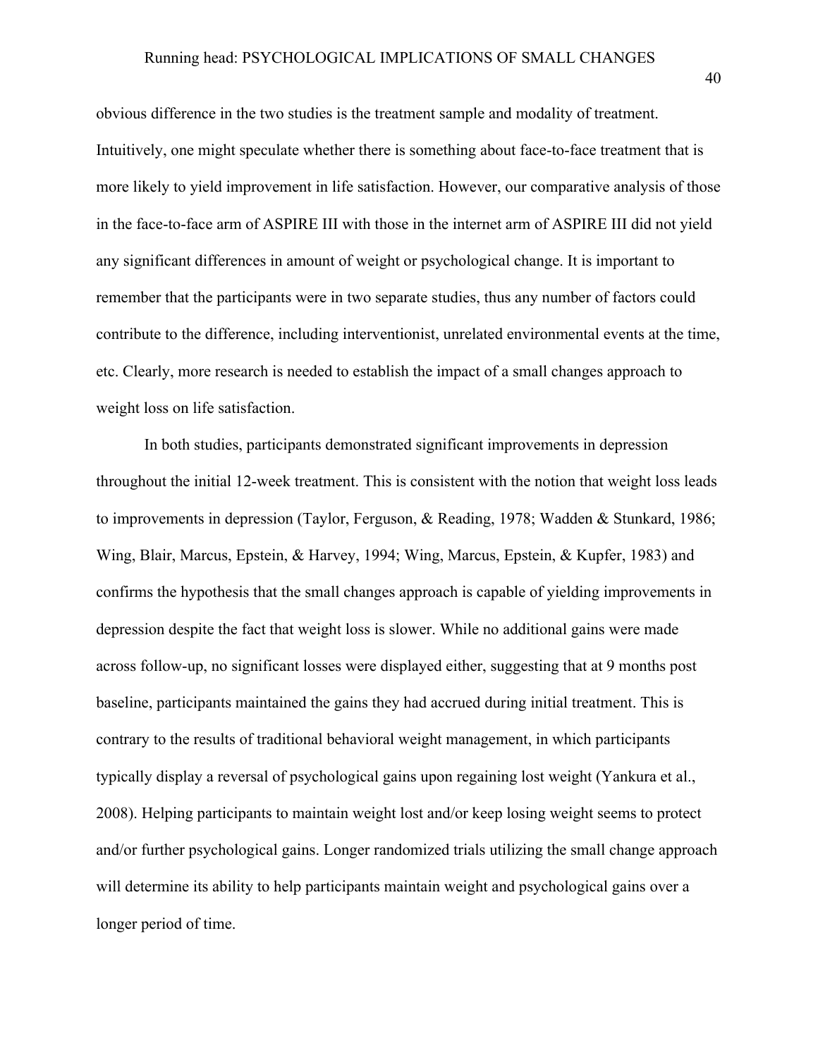obvious difference in the two studies is the treatment sample and modality of treatment. Intuitively, one might speculate whether there is something about face-to-face treatment that is more likely to yield improvement in life satisfaction. However, our comparative analysis of those in the face-to-face arm of ASPIRE III with those in the internet arm of ASPIRE III did not yield any significant differences in amount of weight or psychological change. It is important to remember that the participants were in two separate studies, thus any number of factors could contribute to the difference, including interventionist, unrelated environmental events at the time, etc. Clearly, more research is needed to establish the impact of a small changes approach to weight loss on life satisfaction.

In both studies, participants demonstrated significant improvements in depression throughout the initial 12-week treatment. This is consistent with the notion that weight loss leads to improvements in depression (Taylor, Ferguson, & Reading, 1978; Wadden & Stunkard, 1986; Wing, Blair, Marcus, Epstein, & Harvey, 1994; Wing, Marcus, Epstein, & Kupfer, 1983) and confirms the hypothesis that the small changes approach is capable of yielding improvements in depression despite the fact that weight loss is slower. While no additional gains were made across follow-up, no significant losses were displayed either, suggesting that at 9 months post baseline, participants maintained the gains they had accrued during initial treatment. This is contrary to the results of traditional behavioral weight management, in which participants typically display a reversal of psychological gains upon regaining lost weight (Yankura et al., 2008). Helping participants to maintain weight lost and/or keep losing weight seems to protect and/or further psychological gains. Longer randomized trials utilizing the small change approach will determine its ability to help participants maintain weight and psychological gains over a longer period of time.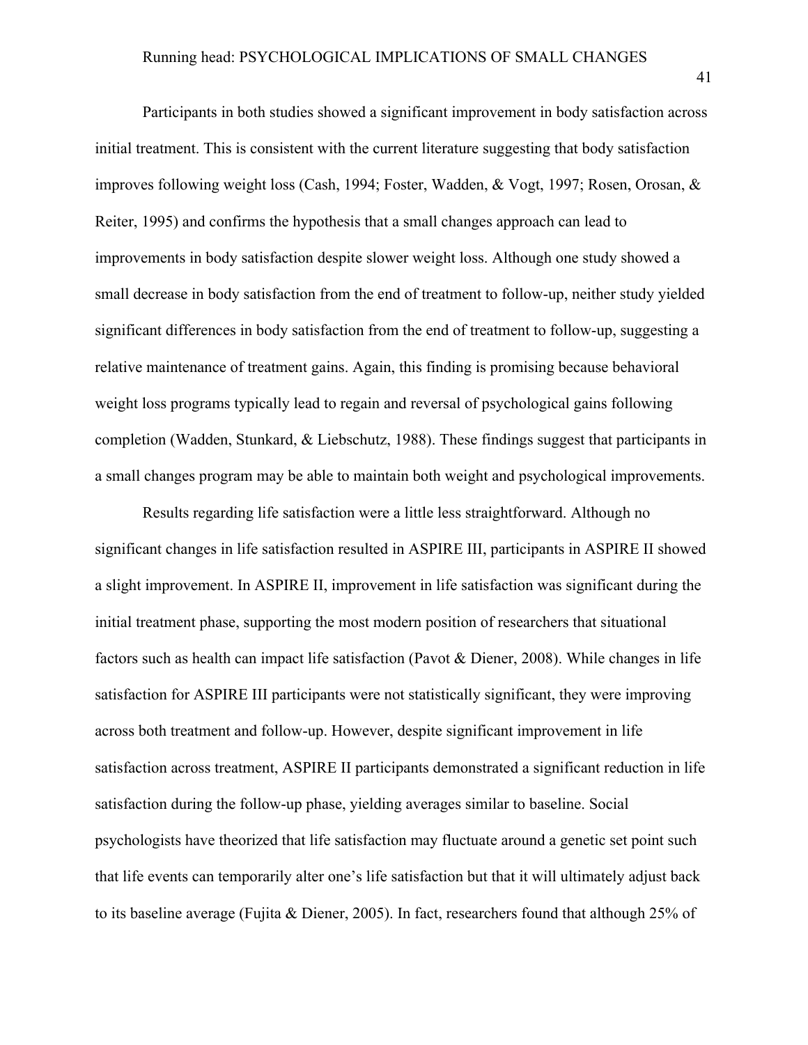Participants in both studies showed a significant improvement in body satisfaction across initial treatment. This is consistent with the current literature suggesting that body satisfaction improves following weight loss (Cash, 1994; Foster, Wadden, & Vogt, 1997; Rosen, Orosan, & Reiter, 1995) and confirms the hypothesis that a small changes approach can lead to improvements in body satisfaction despite slower weight loss. Although one study showed a small decrease in body satisfaction from the end of treatment to follow-up, neither study yielded significant differences in body satisfaction from the end of treatment to follow-up, suggesting a relative maintenance of treatment gains. Again, this finding is promising because behavioral weight loss programs typically lead to regain and reversal of psychological gains following completion (Wadden, Stunkard, & Liebschutz, 1988). These findings suggest that participants in a small changes program may be able to maintain both weight and psychological improvements.

Results regarding life satisfaction were a little less straightforward. Although no significant changes in life satisfaction resulted in ASPIRE III, participants in ASPIRE II showed a slight improvement. In ASPIRE II, improvement in life satisfaction was significant during the initial treatment phase, supporting the most modern position of researchers that situational factors such as health can impact life satisfaction (Pavot & Diener, 2008). While changes in life satisfaction for ASPIRE III participants were not statistically significant, they were improving across both treatment and follow-up. However, despite significant improvement in life satisfaction across treatment, ASPIRE II participants demonstrated a significant reduction in life satisfaction during the follow-up phase, yielding averages similar to baseline. Social psychologists have theorized that life satisfaction may fluctuate around a genetic set point such that life events can temporarily alter one's life satisfaction but that it will ultimately adjust back to its baseline average (Fujita & Diener, 2005). In fact, researchers found that although 25% of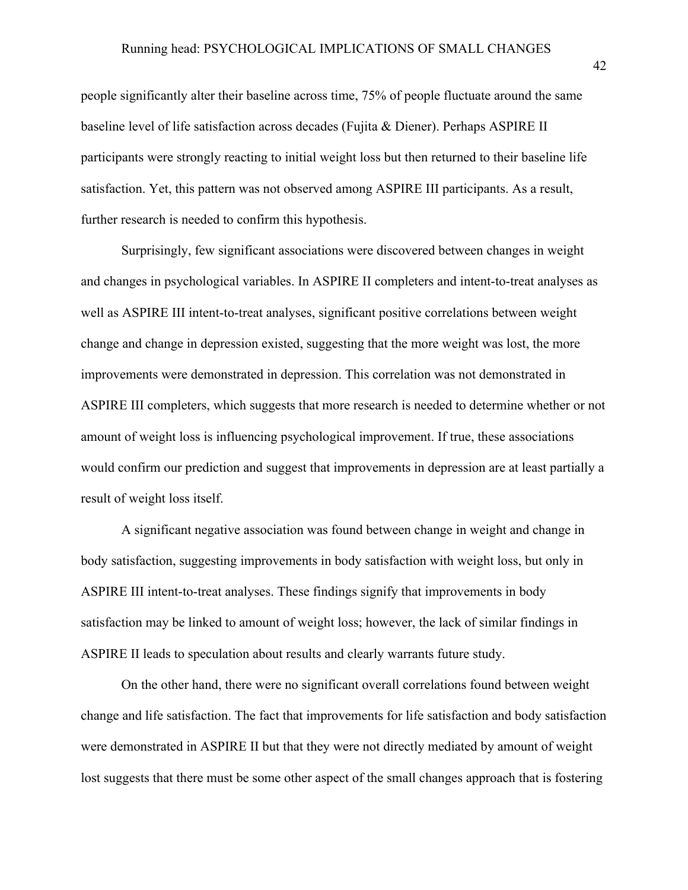people significantly alter their baseline across time, 75% of people fluctuate around the same baseline level of life satisfaction across decades (Fujita & Diener). Perhaps ASPIRE II participants were strongly reacting to initial weight loss but then returned to their baseline life satisfaction. Yet, this pattern was not observed among ASPIRE III participants. As a result, further research is needed to confirm this hypothesis.

Surprisingly, few significant associations were discovered between changes in weight and changes in psychological variables. In ASPIRE II completers and intent-to-treat analyses as well as ASPIRE III intent-to-treat analyses, significant positive correlations between weight change and change in depression existed, suggesting that the more weight was lost, the more improvements were demonstrated in depression. This correlation was not demonstrated in ASPIRE III completers, which suggests that more research is needed to determine whether or not amount of weight loss is influencing psychological improvement. If true, these associations would confirm our prediction and suggest that improvements in depression are at least partially a result of weight loss itself.

A significant negative association was found between change in weight and change in body satisfaction, suggesting improvements in body satisfaction with weight loss, but only in ASPIRE III intent-to-treat analyses. These findings signify that improvements in body satisfaction may be linked to amount of weight loss; however, the lack of similar findings in ASPIRE II leads to speculation about results and clearly warrants future study.

On the other hand, there were no significant overall correlations found between weight change and life satisfaction. The fact that improvements for life satisfaction and body satisfaction were demonstrated in ASPIRE II but that they were not directly mediated by amount of weight lost suggests that there must be some other aspect of the small changes approach that is fostering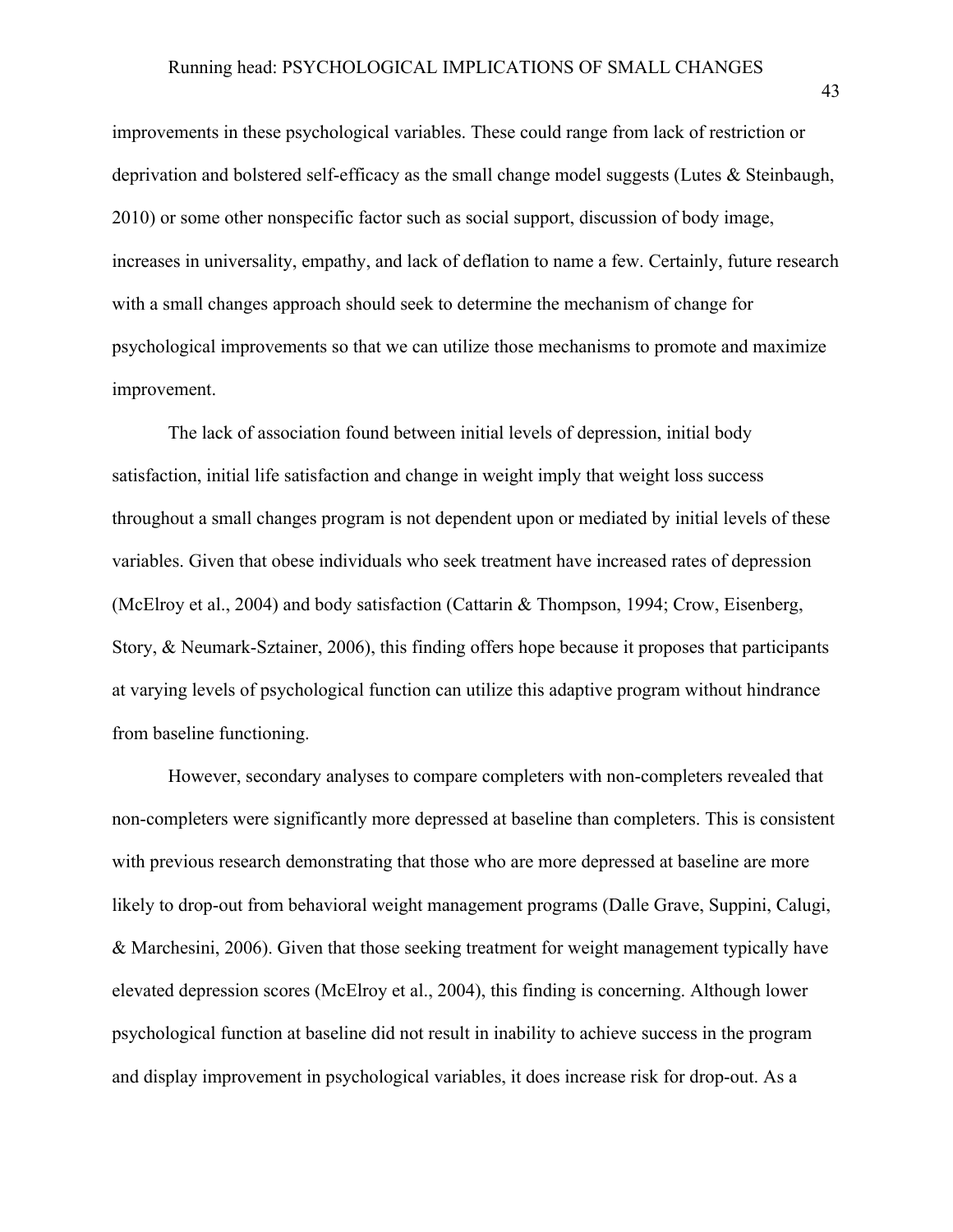improvements in these psychological variables. These could range from lack of restriction or deprivation and bolstered self-efficacy as the small change model suggests (Lutes & Steinbaugh, 2010) or some other nonspecific factor such as social support, discussion of body image, increases in universality, empathy, and lack of deflation to name a few. Certainly, future research with a small changes approach should seek to determine the mechanism of change for psychological improvements so that we can utilize those mechanisms to promote and maximize improvement.

The lack of association found between initial levels of depression, initial body satisfaction, initial life satisfaction and change in weight imply that weight loss success throughout a small changes program is not dependent upon or mediated by initial levels of these variables. Given that obese individuals who seek treatment have increased rates of depression (McElroy et al., 2004) and body satisfaction (Cattarin & Thompson, 1994; Crow, Eisenberg, Story, & Neumark-Sztainer, 2006), this finding offers hope because it proposes that participants at varying levels of psychological function can utilize this adaptive program without hindrance from baseline functioning.

However, secondary analyses to compare completers with non-completers revealed that non-completers were significantly more depressed at baseline than completers. This is consistent with previous research demonstrating that those who are more depressed at baseline are more likely to drop-out from behavioral weight management programs (Dalle Grave, Suppini, Calugi, & Marchesini, 2006). Given that those seeking treatment for weight management typically have elevated depression scores (McElroy et al., 2004), this finding is concerning. Although lower psychological function at baseline did not result in inability to achieve success in the program and display improvement in psychological variables, it does increase risk for drop-out. As a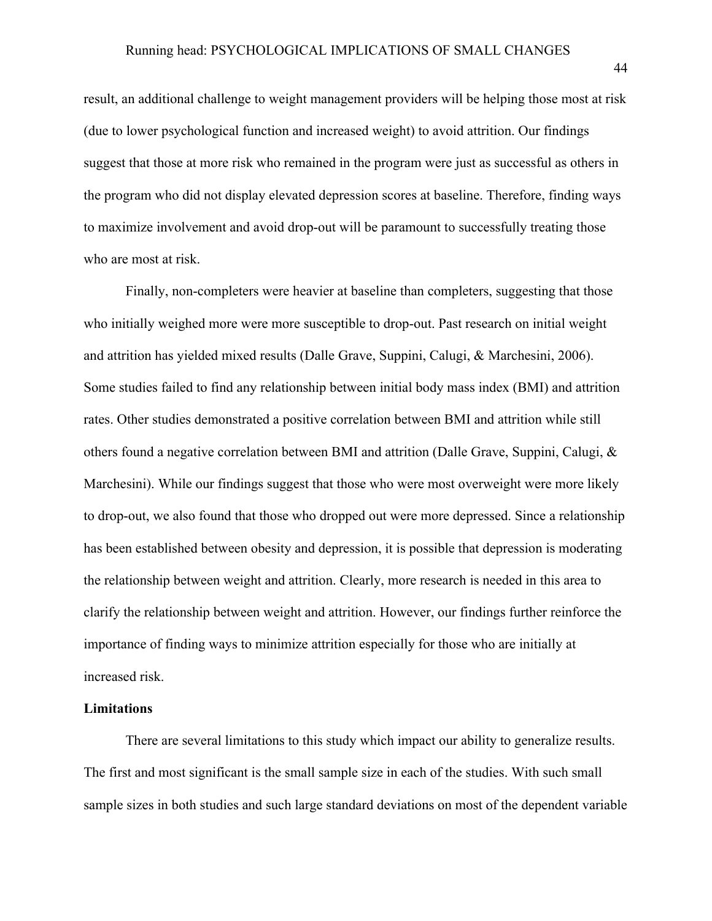result, an additional challenge to weight management providers will be helping those most at risk (due to lower psychological function and increased weight) to avoid attrition. Our findings suggest that those at more risk who remained in the program were just as successful as others in the program who did not display elevated depression scores at baseline. Therefore, finding ways to maximize involvement and avoid drop-out will be paramount to successfully treating those who are most at risk.

Finally, non-completers were heavier at baseline than completers, suggesting that those who initially weighed more were more susceptible to drop-out. Past research on initial weight and attrition has yielded mixed results (Dalle Grave, Suppini, Calugi, & Marchesini, 2006). Some studies failed to find any relationship between initial body mass index (BMI) and attrition rates. Other studies demonstrated a positive correlation between BMI and attrition while still others found a negative correlation between BMI and attrition (Dalle Grave, Suppini, Calugi, & Marchesini). While our findings suggest that those who were most overweight were more likely to drop-out, we also found that those who dropped out were more depressed. Since a relationship has been established between obesity and depression, it is possible that depression is moderating the relationship between weight and attrition. Clearly, more research is needed in this area to clarify the relationship between weight and attrition. However, our findings further reinforce the importance of finding ways to minimize attrition especially for those who are initially at increased risk.

**Limitations**

There are several limitations to this study which impact our ability to generalize results. The first and most significant is the small sample size in each of the studies. With such small sample sizes in both studies and such large standard deviations on most of the dependent variable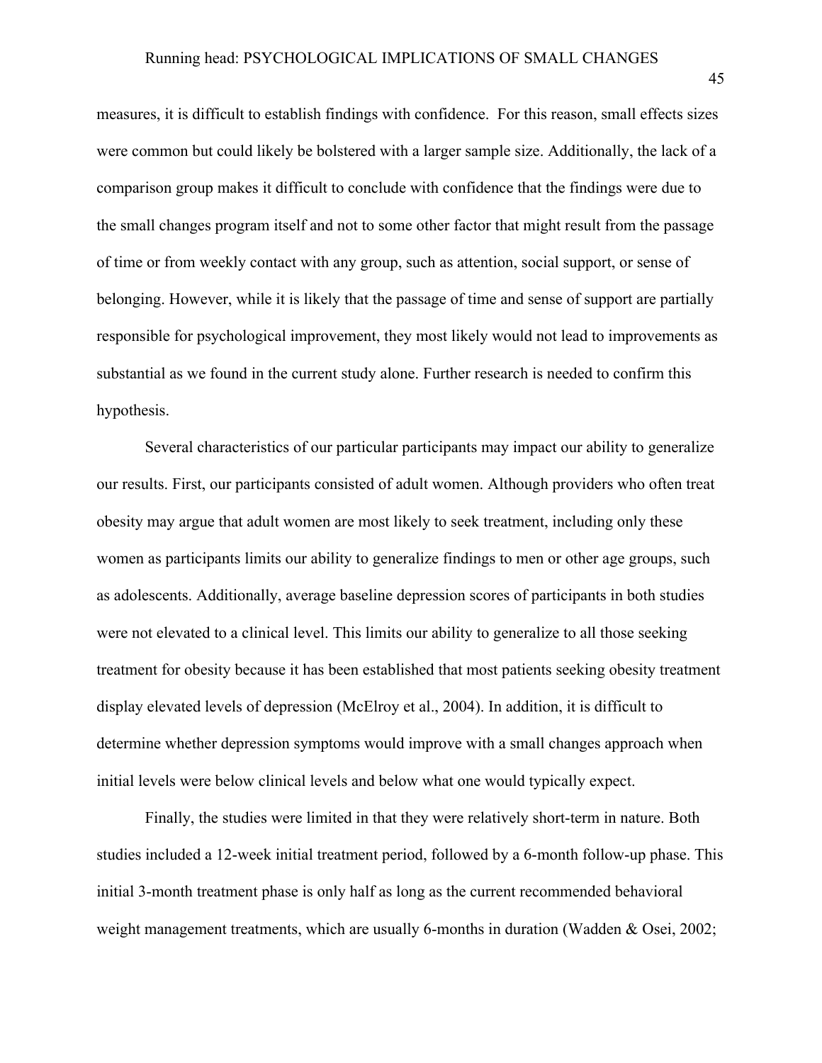measures, it is difficult to establish findings with confidence. For this reason, small effects sizes were common but could likely be bolstered with a larger sample size. Additionally, the lack of a comparison group makes it difficult to conclude with confidence that the findings were due to the small changes program itself and not to some other factor that might result from the passage of time or from weekly contact with any group, such as attention, social support, or sense of belonging. However, while it is likely that the passage of time and sense of support are partially responsible for psychological improvement, they most likely would not lead to improvements as substantial as we found in the current study alone. Further research is needed to confirm this hypothesis.

Several characteristics of our particular participants may impact our ability to generalize our results. First, our participants consisted of adult women. Although providers who often treat obesity may argue that adult women are most likely to seek treatment, including only these women as participants limits our ability to generalize findings to men or other age groups, such as adolescents. Additionally, average baseline depression scores of participants in both studies were not elevated to a clinical level. This limits our ability to generalize to all those seeking treatment for obesity because it has been established that most patients seeking obesity treatment display elevated levels of depression (McElroy et al., 2004). In addition, it is difficult to determine whether depression symptoms would improve with a small changes approach when initial levels were below clinical levels and below what one would typically expect.

Finally, the studies were limited in that they were relatively short-term in nature. Both studies included a 12-week initial treatment period, followed by a 6-month follow-up phase. This initial 3-month treatment phase is only half as long as the current recommended behavioral weight management treatments, which are usually 6-months in duration (Wadden & Osei, 2002;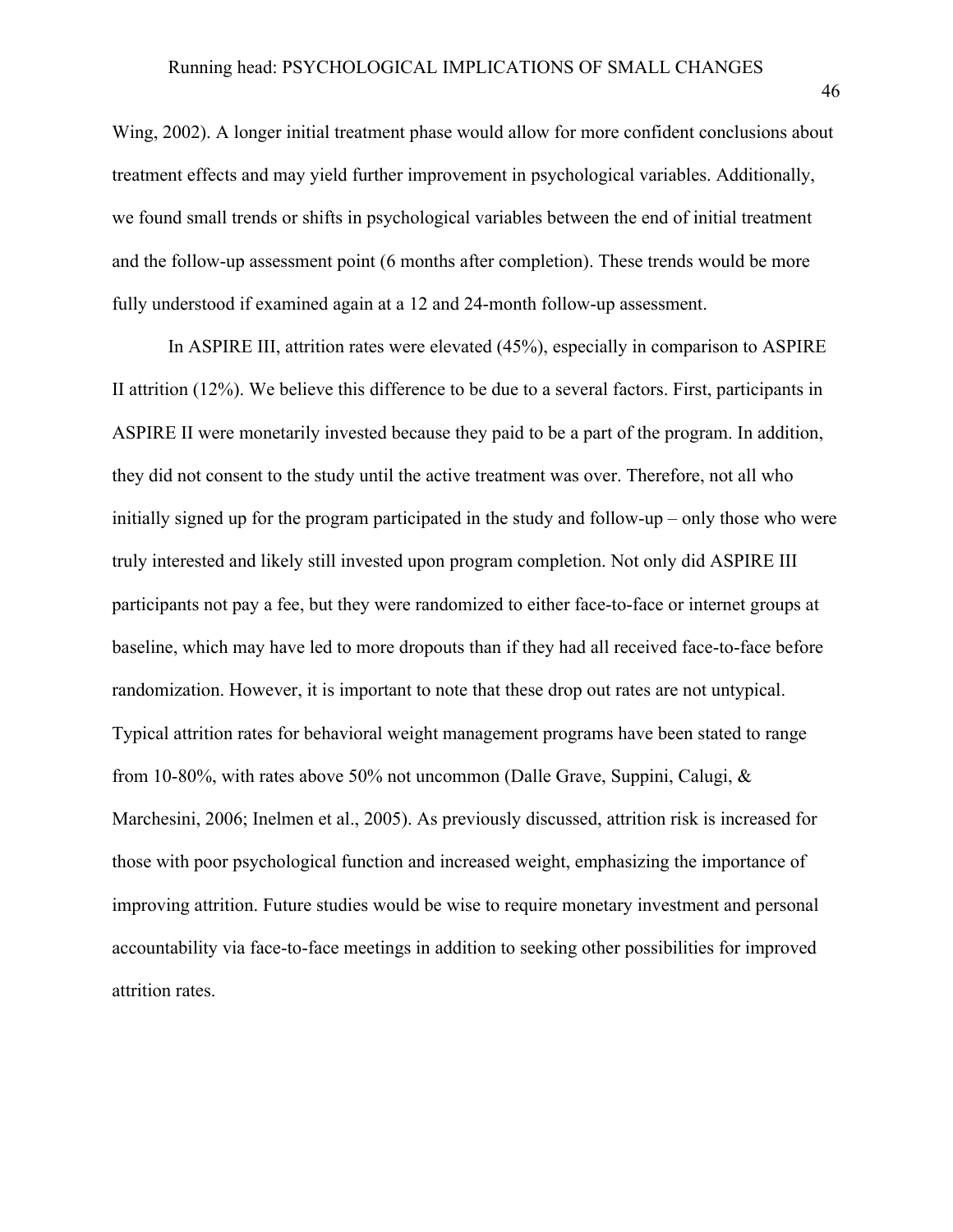Wing, 2002). A longer initial treatment phase would allow for more confident conclusions about treatment effects and may yield further improvement in psychological variables. Additionally, we found small trends or shifts in psychological variables between the end of initial treatment and the follow-up assessment point (6 months after completion). These trends would be more fully understood if examined again at a 12 and 24-month follow-up assessment.

In ASPIRE III, attrition rates were elevated (45%), especially in comparison to ASPIRE II attrition (12%). We believe this difference to be due to a several factors. First, participants in ASPIRE II were monetarily invested because they paid to be a part of the program. In addition, they did not consent to the study until the active treatment was over. Therefore, not all who initially signed up for the program participated in the study and follow-up – only those who were truly interested and likely still invested upon program completion. Not only did ASPIRE III participants not pay a fee, but they were randomized to either face-to-face or internet groups at baseline, which may have led to more dropouts than if they had all received face-to-face before randomization. However, it is important to note that these drop out rates are not untypical. Typical attrition rates for behavioral weight management programs have been stated to range from 10-80%, with rates above 50% not uncommon (Dalle Grave, Suppini, Calugi, & Marchesini, 2006; Inelmen et al., 2005). As previously discussed, attrition risk is increased for those with poor psychological function and increased weight, emphasizing the importance of improving attrition. Future studies would be wise to require monetary investment and personal accountability via face-to-face meetings in addition to seeking other possibilities for improved attrition rates.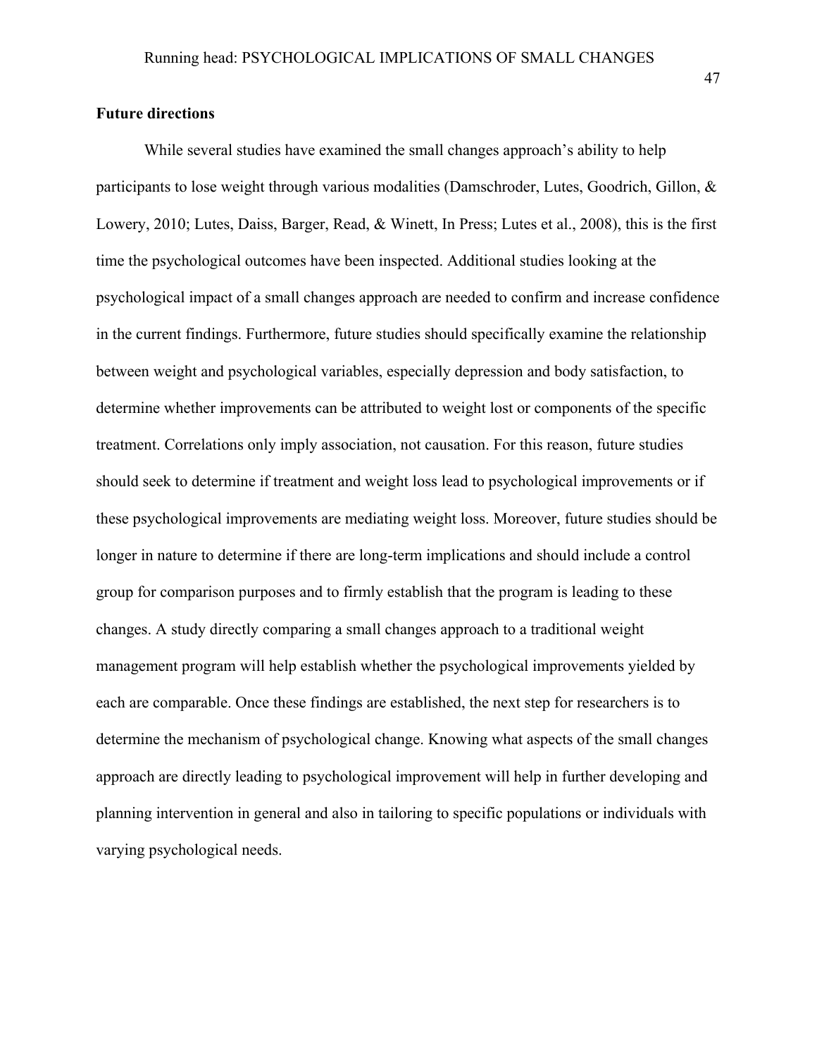**Future directions**

While several studies have examined the small changes approach's ability to help participants to lose weight through various modalities (Damschroder, Lutes, Goodrich, Gillon, & Lowery, 2010; Lutes, Daiss, Barger, Read, & Winett, In Press; Lutes et al., 2008), this is the first time the psychological outcomes have been inspected. Additional studies looking at the psychological impact of a small changes approach are needed to confirm and increase confidence in the current findings. Furthermore, future studies should specifically examine the relationship between weight and psychological variables, especially depression and body satisfaction, to determine whether improvements can be attributed to weight lost or components of the specific treatment. Correlations only imply association, not causation. For this reason, future studies should seek to determine if treatment and weight loss lead to psychological improvements or if these psychological improvements are mediating weight loss. Moreover, future studies should be longer in nature to determine if there are long-term implications and should include a control group for comparison purposes and to firmly establish that the program is leading to these changes. A study directly comparing a small changes approach to a traditional weight management program will help establish whether the psychological improvements yielded by each are comparable. Once these findings are established, the next step for researchers is to determine the mechanism of psychological change. Knowing what aspects of the small changes approach are directly leading to psychological improvement will help in further developing and planning intervention in general and also in tailoring to specific populations or individuals with varying psychological needs.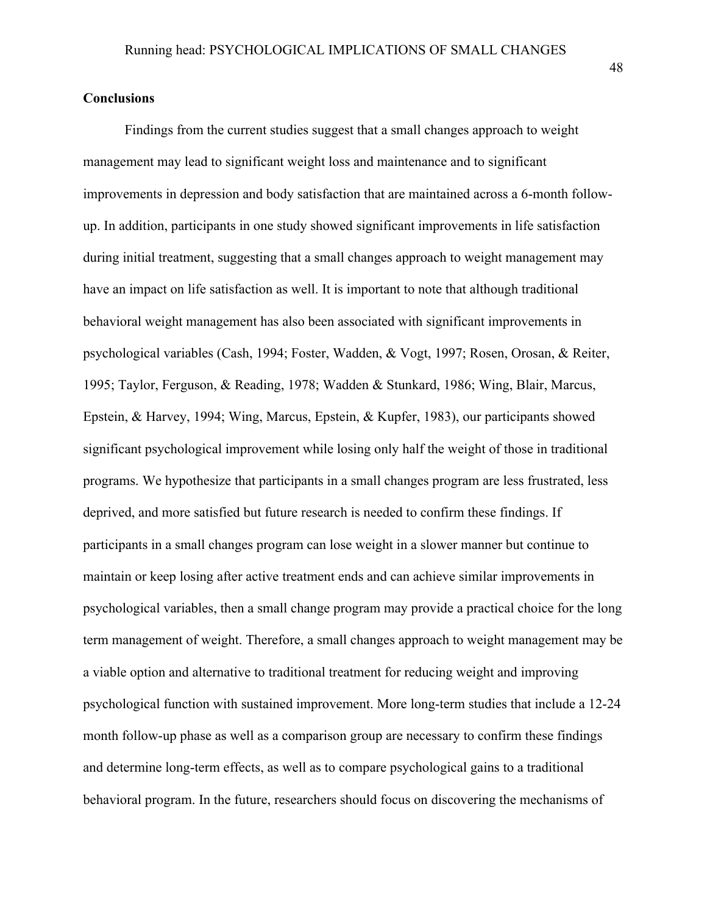## Conclusions

Findings from the current studies suggest that a small changes approach to weight management may lead to significant weight loss and maintenance and to significant improvements in depression and body satisfaction that are maintained across a 6-month follow-up. In addition, participants in one study showed significant improvements in life satisfaction during initial treatment, suggesting that a small changes approach to weight management may have an impact on life satisfaction as well. It is important to note that although traditional behavioral weight management has also been associated with significant improvements in psychological variables (Cash, 1994; Foster, Wadden, & Vogt, 1997; Rosen, Orosan, & Reiter, 1995; Taylor, Ferguson, & Reading, 1978; Wadden & Stunkard, 1986; Wing, Blair, Marcus, Epstein, & Harvey, 1994; Wing, Marcus, Epstein, & Kupfer, 1983), our participants showed significant psychological improvement while losing only half the weight of those in traditional programs. We hypothesize that participants in a small changes program are less frustrated, less deprived, and more satisfied but future research is needed to confirm these findings. If participants in a small changes program can lose weight in a slower manner but continue to maintain or keep losing after active treatment ends and can achieve similar improvements in psychological variables, then a small change program may provide a practical choice for the long term management of weight. Therefore, a small changes approach to weight management may be a viable option and alternative to traditional treatment for reducing weight and improving psychological function with sustained improvement. More long-term studies that include a 12-24 month follow-up phase as well as a comparison group are necessary to confirm these findings and determine long-term effects, as well as to compare psychological gains to a traditional behavioral program. In the future, researchers should focus on discovering the mechanisms of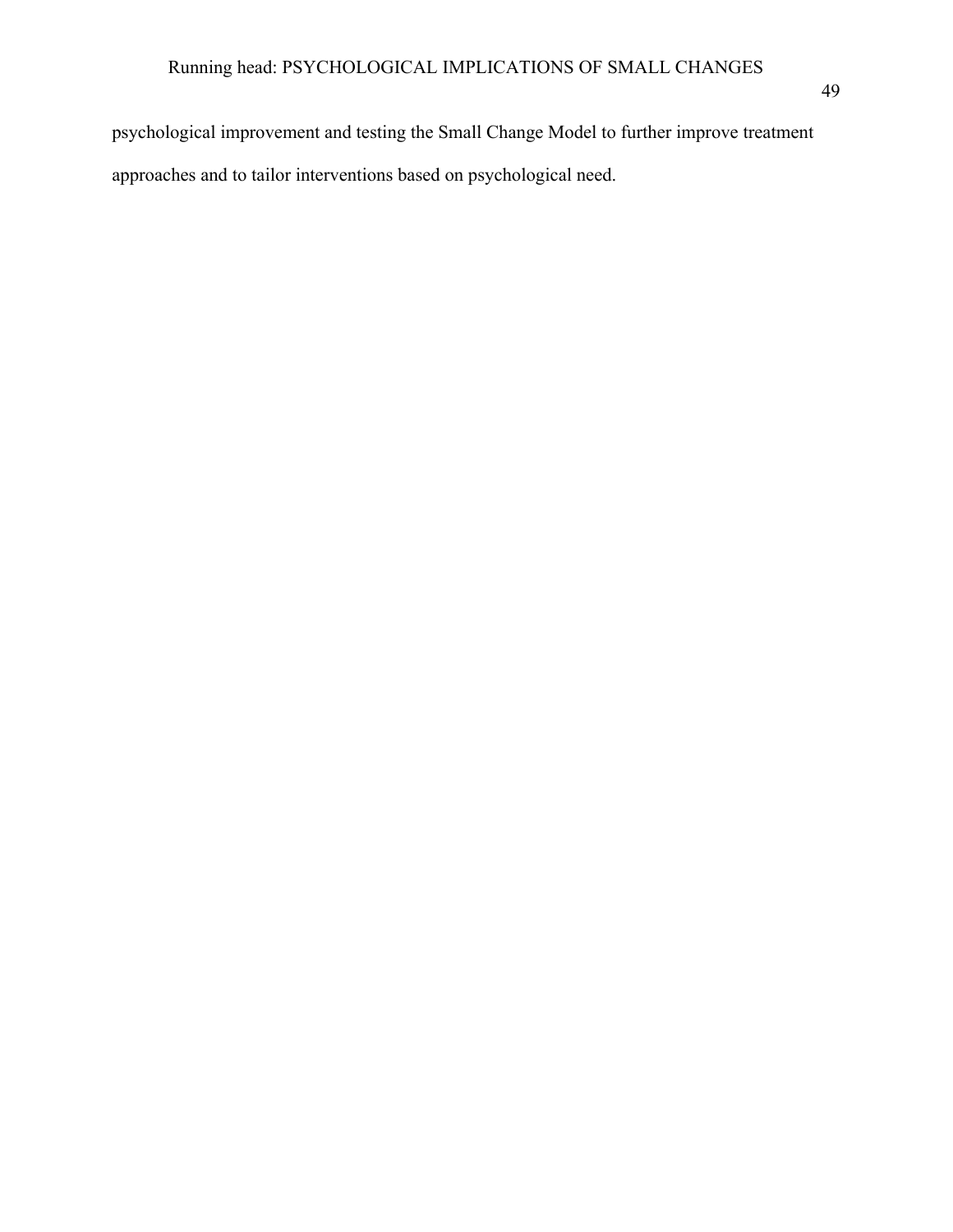psychological improvement and testing the Small Change Model to further improve treatment approaches and to tailor interventions based on psychological need.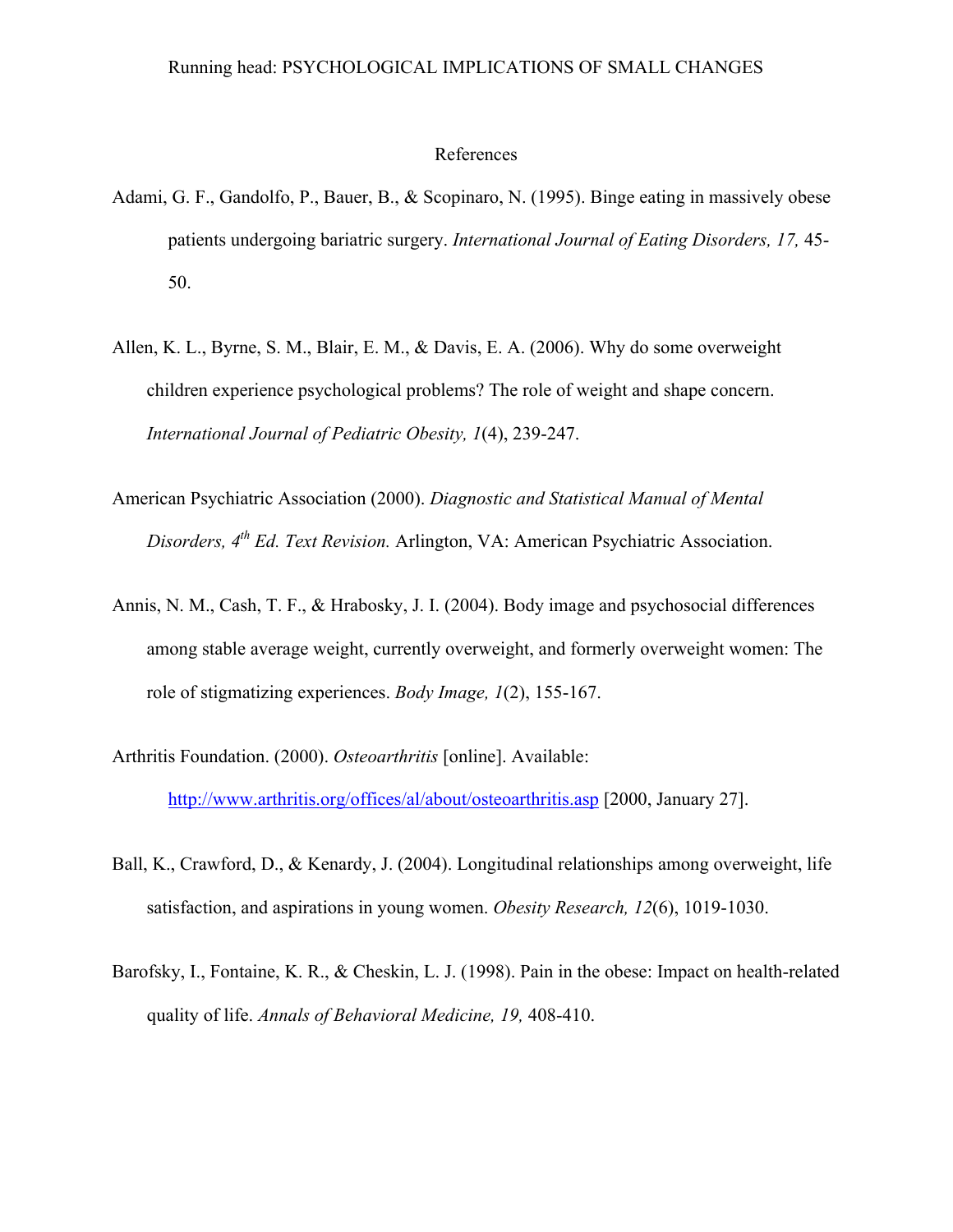# References

Adami, G. F., Gandolfo, P., Bauer, B., & Scopinaro, N. (1995). Binge eating in massively obese patients undergoing bariatric surgery. *International Journal of Eating Disorders, 17,* 45-50.

Allen, K. L., Byrne, S. M., Blair, E. M., & Davis, E. A. (2006). Why do some overweight children experience psychological problems? The role of weight and shape concern. *International Journal of Pediatric Obesity, 1*(4), 239-247.

American Psychiatric Association (2000). *Diagnostic and Statistical Manual of Mental Disorders, 4th Ed. Text Revision.* Arlington, VA: American Psychiatric Association.

Annis, N. M., Cash, T. F., & Hrabosky, J. I. (2004). Body image and psychosocial differences among stable average weight, currently overweight, and formerly overweight women: The role of stigmatizing experiences. *Body Image, 1*(2), 155-167.

Arthritis Foundation. (2000). *Osteoarthritis* [online]. Available: http://www.arthritis.org/offices/al/about/osteoarthritis.asp [2000, January 27].

Ball, K., Crawford, D., & Kenardy, J. (2004). Longitudinal relationships among overweight, life satisfaction, and aspirations in young women. *Obesity Research, 12*(6), 1019-1030.

Barofsky, I., Fontaine, K. R., & Cheskin, L. J. (1998). Pain in the obese: Impact on health-related quality of life. *Annals of Behavioral Medicine, 19,* 408-410.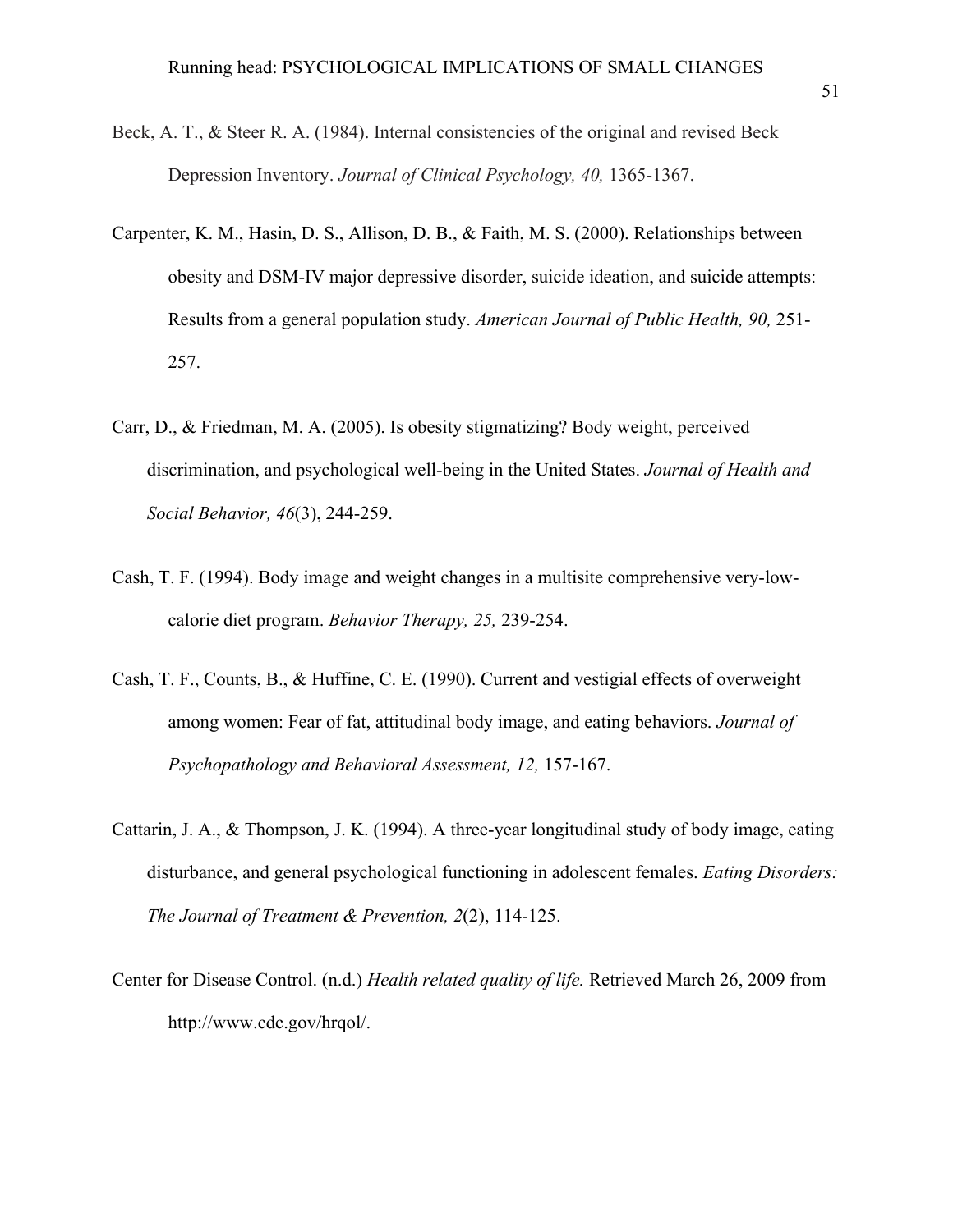Beck, A. T., & Steer R. A. (1984). Internal consistencies of the original and revised Beck Depression Inventory. *Journal of Clinical Psychology, 40,* 1365-1367.

Carpenter, K. M., Hasin, D. S., Allison, D. B., & Faith, M. S. (2000). Relationships between obesity and DSM-IV major depressive disorder, suicide ideation, and suicide attempts: Results from a general population study. *American Journal of Public Health, 90,* 251-257.

Carr, D., & Friedman, M. A. (2005). Is obesity stigmatizing? Body weight, perceived discrimination, and psychological well-being in the United States. *Journal of Health and Social Behavior, 46*(3), 244-259.

Cash, T. F. (1994). Body image and weight changes in a multisite comprehensive very-low-calorie diet program. *Behavior Therapy, 25,* 239-254.

Cash, T. F., Counts, B., & Huffine, C. E. (1990). Current and vestigial effects of overweight among women: Fear of fat, attitudinal body image, and eating behaviors. *Journal of Psychopathology and Behavioral Assessment, 12,* 157-167.

Cattarin, J. A., & Thompson, J. K. (1994). A three-year longitudinal study of body image, eating disturbance, and general psychological functioning in adolescent females. *Eating Disorders: The Journal of Treatment & Prevention, 2*(2), 114-125.

Center for Disease Control. (n.d.) *Health related quality of life.* Retrieved March 26, 2009 from http://www.cdc.gov/hrqol/.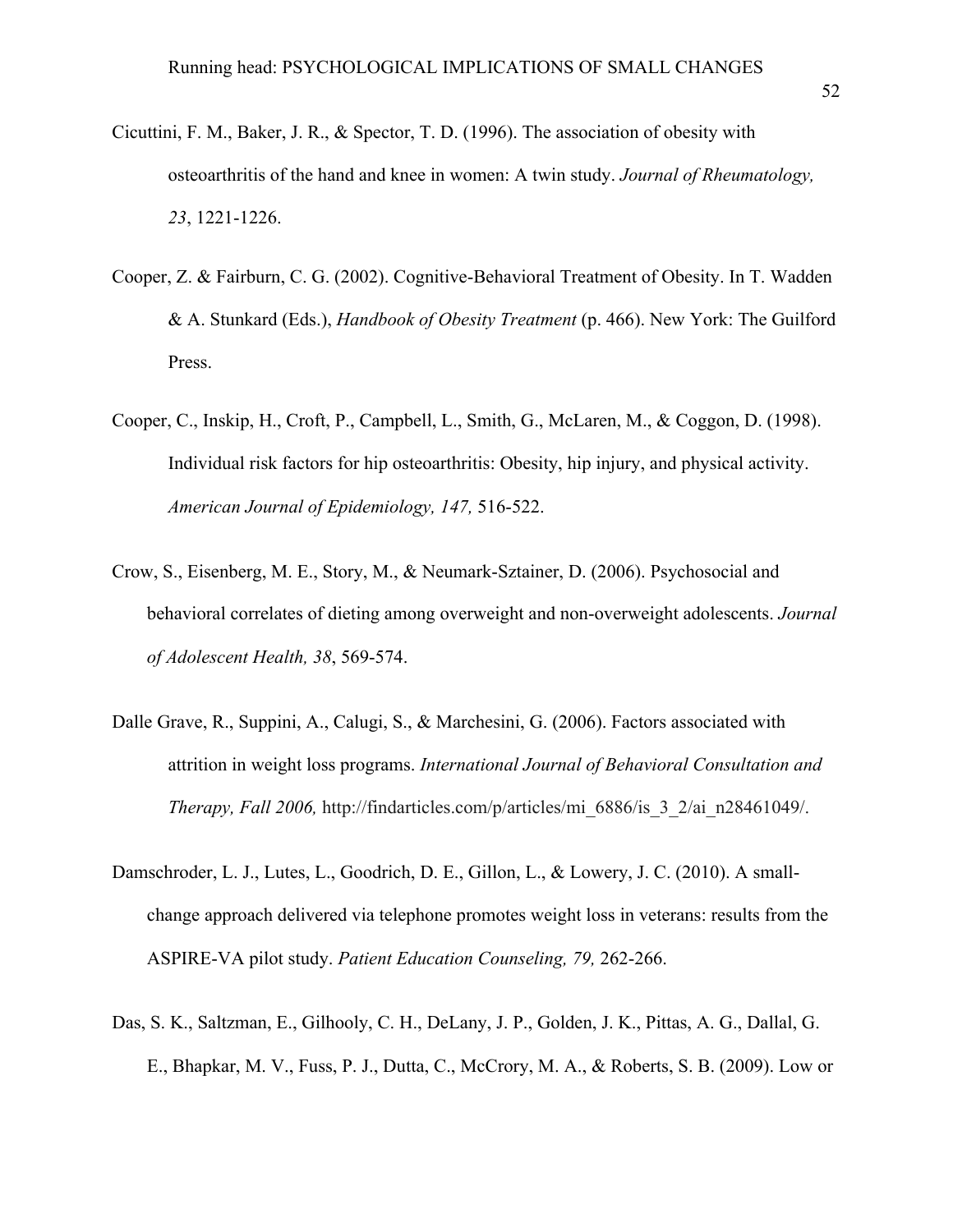Cicuttini, F. M., Baker, J. R., & Spector, T. D. (1996). The association of obesity with osteoarthritis of the hand and knee in women: A twin study. *Journal of Rheumatology, 23*, 1221-1226.

Cooper, Z. & Fairburn, C. G. (2002). Cognitive-Behavioral Treatment of Obesity. In T. Wadden & A. Stunkard (Eds.), *Handbook of Obesity Treatment* (p. 466). New York: The Guilford Press.

Cooper, C., Inskip, H., Croft, P., Campbell, L., Smith, G., McLaren, M., & Coggon, D. (1998). Individual risk factors for hip osteoarthritis: Obesity, hip injury, and physical activity. *American Journal of Epidemiology, 147,* 516-522.

Crow, S., Eisenberg, M. E., Story, M., & Neumark-Sztainer, D. (2006). Psychosocial and behavioral correlates of dieting among overweight and non-overweight adolescents. *Journal of Adolescent Health, 38*, 569-574.

Dalle Grave, R., Suppini, A., Calugi, S., & Marchesini, G. (2006). Factors associated with attrition in weight loss programs. *International Journal of Behavioral Consultation and Therapy, Fall 2006,* http://findarticles.com/p/articles/mi_6886/is_3_2/ai_n28461049/.

Damschroder, L. J., Lutes, L., Goodrich, D. E., Gillon, L., & Lowery, J. C. (2010). A small-change approach delivered via telephone promotes weight loss in veterans: results from the ASPIRE-VA pilot study. *Patient Education Counseling, 79,* 262-266.

Das, S. K., Saltzman, E., Gilhooly, C. H., DeLany, J. P., Golden, J. K., Pittas, A. G., Dallal, G. E., Bhapkar, M. V., Fuss, P. J., Dutta, C., McCrory, M. A., & Roberts, S. B. (2009). Low or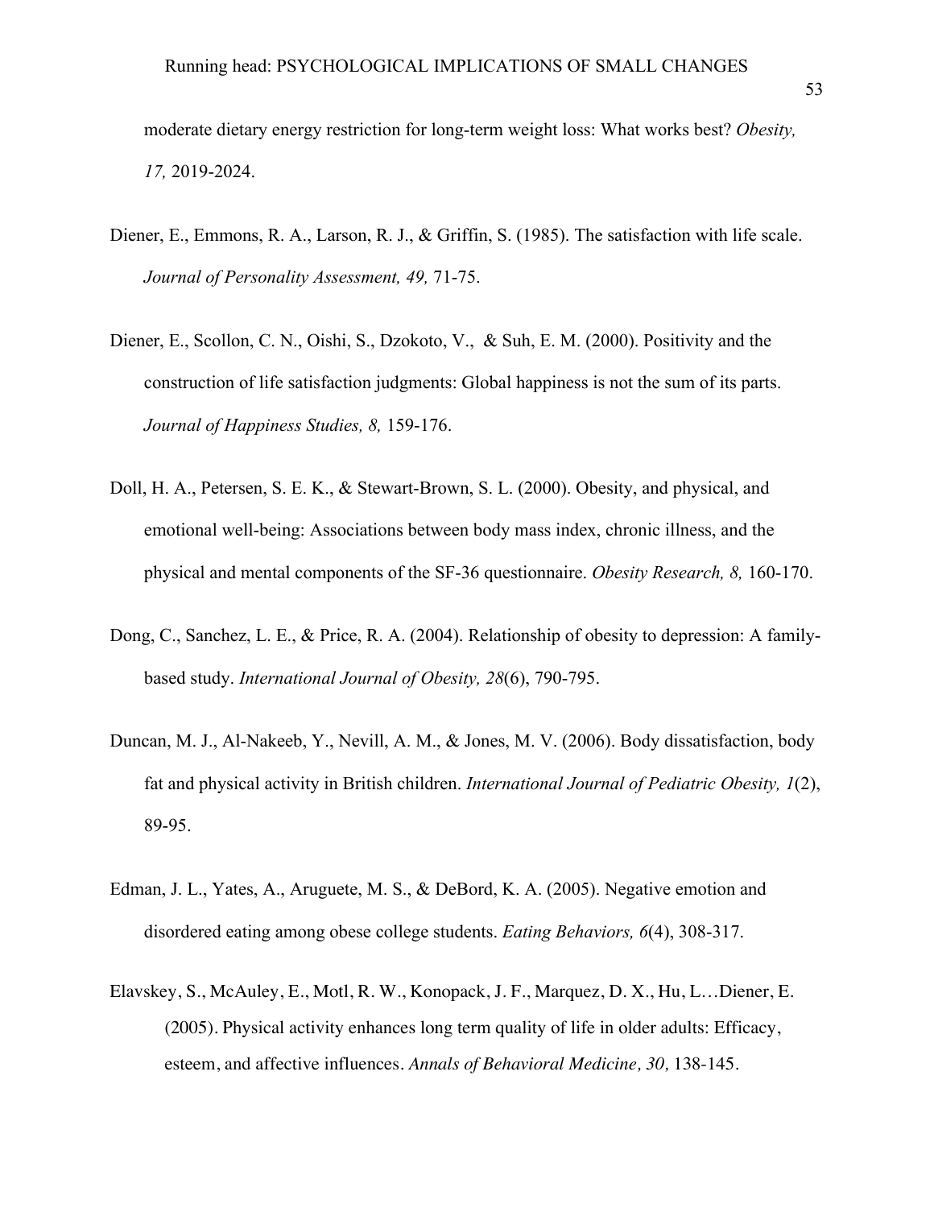moderate dietary energy restriction for long-term weight loss: What works best? *Obesity, 17,* 2019-2024.

Diener, E., Emmons, R. A., Larson, R. J., & Griffin, S. (1985). The satisfaction with life scale. *Journal of Personality Assessment, 49,* 71-75.

Diener, E., Scollon, C. N., Oishi, S., Dzokoto, V., & Suh, E. M. (2000). Positivity and the construction of life satisfaction judgments: Global happiness is not the sum of its parts. *Journal of Happiness Studies, 8,* 159-176.

Doll, H. A., Petersen, S. E. K., & Stewart-Brown, S. L. (2000). Obesity, and physical, and emotional well-being: Associations between body mass index, chronic illness, and the physical and mental components of the SF-36 questionnaire. *Obesity Research, 8,* 160-170.

Dong, C., Sanchez, L. E., & Price, R. A. (2004). Relationship of obesity to depression: A family-based study. *International Journal of Obesity, 28*(6), 790-795.

Duncan, M. J., Al-Nakeeb, Y., Nevill, A. M., & Jones, M. V. (2006). Body dissatisfaction, body fat and physical activity in British children. *International Journal of Pediatric Obesity, 1*(2), 89-95.

Edman, J. L., Yates, A., Aruguete, M. S., & DeBord, K. A. (2005). Negative emotion and disordered eating among obese college students. *Eating Behaviors, 6*(4), 308-317.

Elavskey, S., McAuley, E., Motl, R. W., Konopack, J. F., Marquez, D. X., Hu, L…Diener, E. (2005). Physical activity enhances long term quality of life in older adults: Efficacy, esteem, and affective influences. *Annals of Behavioral Medicine, 30,* 138-145.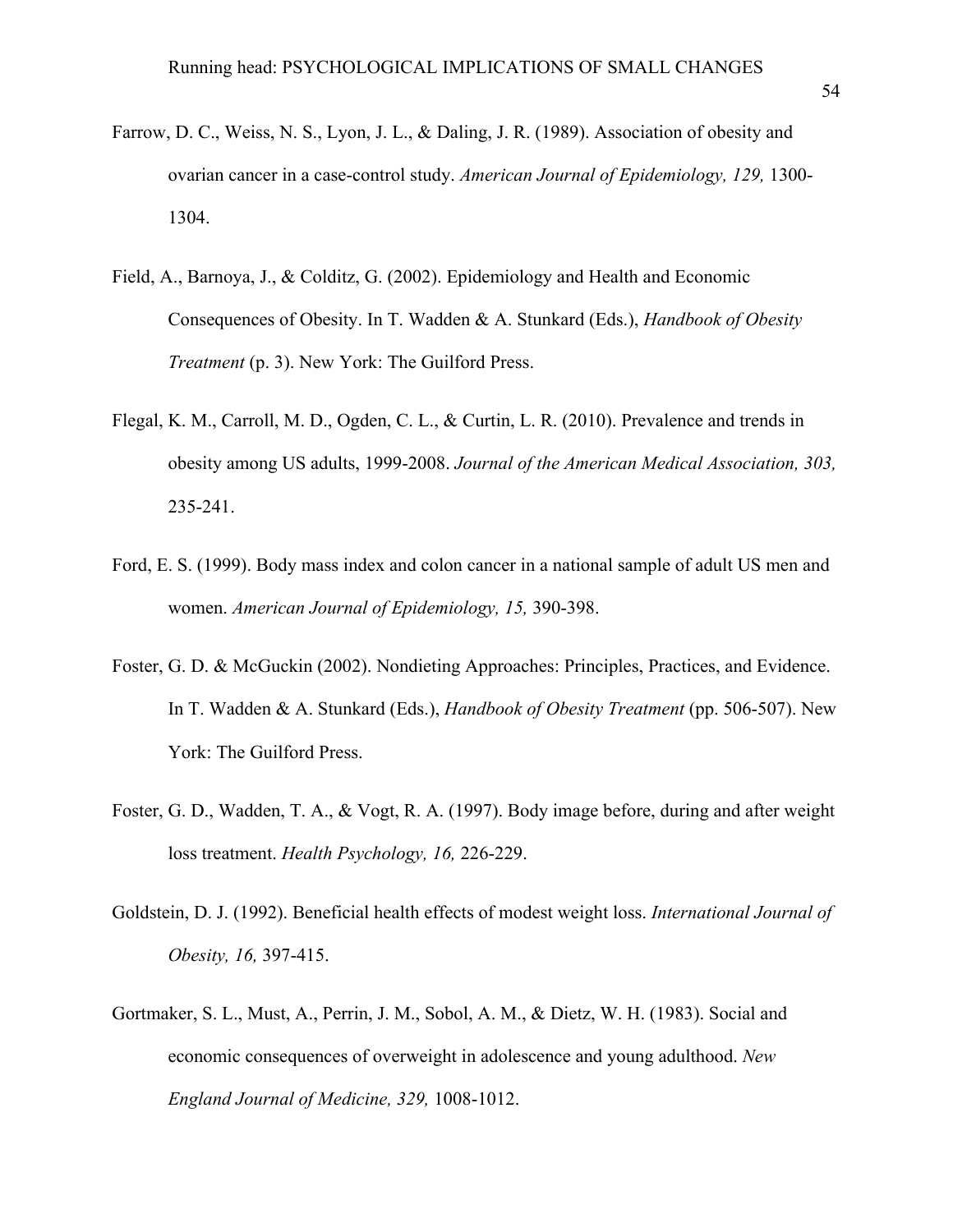Farrow, D. C., Weiss, N. S., Lyon, J. L., & Daling, J. R. (1989). Association of obesity and ovarian cancer in a case-control study. *American Journal of Epidemiology, 129,* 1300-1304.

Field, A., Barnoya, J., & Colditz, G. (2002). Epidemiology and Health and Economic Consequences of Obesity. In T. Wadden & A. Stunkard (Eds.), *Handbook of Obesity Treatment* (p. 3). New York: The Guilford Press.

Flegal, K. M., Carroll, M. D., Ogden, C. L., & Curtin, L. R. (2010). Prevalence and trends in obesity among US adults, 1999-2008. *Journal of the American Medical Association, 303,* 235-241.

Ford, E. S. (1999). Body mass index and colon cancer in a national sample of adult US men and women. *American Journal of Epidemiology, 15,* 390-398.

Foster, G. D. & McGuckin (2002). Nondieting Approaches: Principles, Practices, and Evidence. In T. Wadden & A. Stunkard (Eds.), *Handbook of Obesity Treatment* (pp. 506-507). New York: The Guilford Press.

Foster, G. D., Wadden, T. A., & Vogt, R. A. (1997). Body image before, during and after weight loss treatment. *Health Psychology, 16,* 226-229.

Goldstein, D. J. (1992). Beneficial health effects of modest weight loss. *International Journal of Obesity, 16,* 397-415.

Gortmaker, S. L., Must, A., Perrin, J. M., Sobol, A. M., & Dietz, W. H. (1983). Social and economic consequences of overweight in adolescence and young adulthood. *New England Journal of Medicine, 329,* 1008-1012.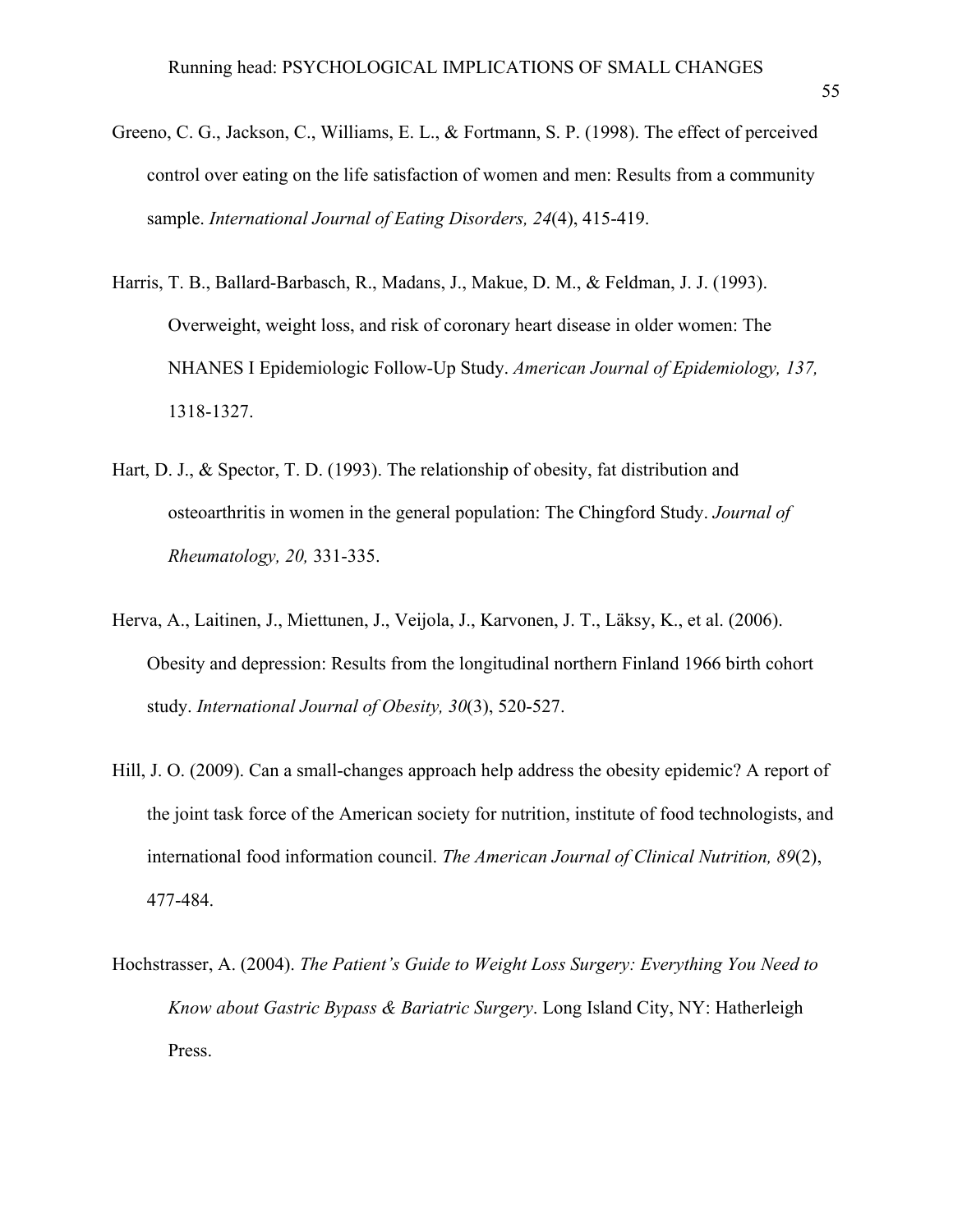Greeno, C. G., Jackson, C., Williams, E. L., & Fortmann, S. P. (1998). The effect of perceived control over eating on the life satisfaction of women and men: Results from a community sample. *International Journal of Eating Disorders, 24*(4), 415-419.

Harris, T. B., Ballard-Barbasch, R., Madans, J., Makue, D. M., & Feldman, J. J. (1993). Overweight, weight loss, and risk of coronary heart disease in older women: The NHANES I Epidemiologic Follow-Up Study. *American Journal of Epidemiology, 137,* 1318-1327.

Hart, D. J., & Spector, T. D. (1993). The relationship of obesity, fat distribution and osteoarthritis in women in the general population: The Chingford Study. *Journal of Rheumatology, 20,* 331-335.

Herva, A., Laitinen, J., Miettunen, J., Veijola, J., Karvonen, J. T., Läksy, K., et al. (2006). Obesity and depression: Results from the longitudinal northern Finland 1966 birth cohort study. *International Journal of Obesity, 30*(3), 520-527.

Hill, J. O. (2009). Can a small-changes approach help address the obesity epidemic? A report of the joint task force of the American society for nutrition, institute of food technologists, and international food information council. *The American Journal of Clinical Nutrition, 89*(2), 477-484.

Hochstrasser, A. (2004). *The Patient's Guide to Weight Loss Surgery: Everything You Need to Know about Gastric Bypass & Bariatric Surgery*. Long Island City, NY: Hatherleigh Press.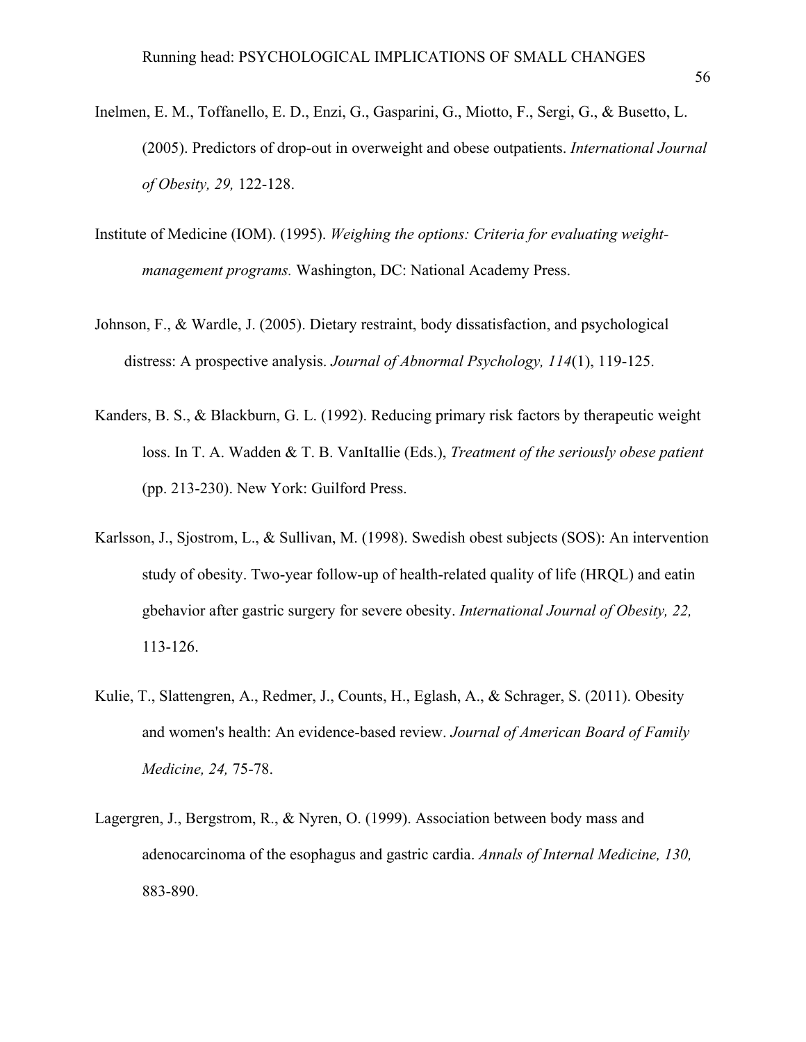Inelmen, E. M., Toffanello, E. D., Enzi, G., Gasparini, G., Miotto, F., Sergi, G., & Busetto, L. (2005). Predictors of drop-out in overweight and obese outpatients. *International Journal of Obesity, 29,* 122-128.

Institute of Medicine (IOM). (1995). *Weighing the options: Criteria for evaluating weight-management programs.* Washington, DC: National Academy Press.

Johnson, F., & Wardle, J. (2005). Dietary restraint, body dissatisfaction, and psychological distress: A prospective analysis. *Journal of Abnormal Psychology, 114*(1), 119-125.

Kanders, B. S., & Blackburn, G. L. (1992). Reducing primary risk factors by therapeutic weight loss. In T. A. Wadden & T. B. VanItallie (Eds.), *Treatment of the seriously obese patient* (pp. 213-230). New York: Guilford Press.

Karlsson, J., Sjostrom, L., & Sullivan, M. (1998). Swedish obest subjects (SOS): An intervention study of obesity. Two-year follow-up of health-related quality of life (HRQL) and eatin gbehavior after gastric surgery for severe obesity. *International Journal of Obesity, 22,* 113-126.

Kulie, T., Slattengren, A., Redmer, J., Counts, H., Eglash, A., & Schrager, S. (2011). Obesity and women's health: An evidence-based review. *Journal of American Board of Family Medicine, 24,* 75-78.

Lagergren, J., Bergstrom, R., & Nyren, O. (1999). Association between body mass and adenocarcinoma of the esophagus and gastric cardia. *Annals of Internal Medicine, 130,* 883-890.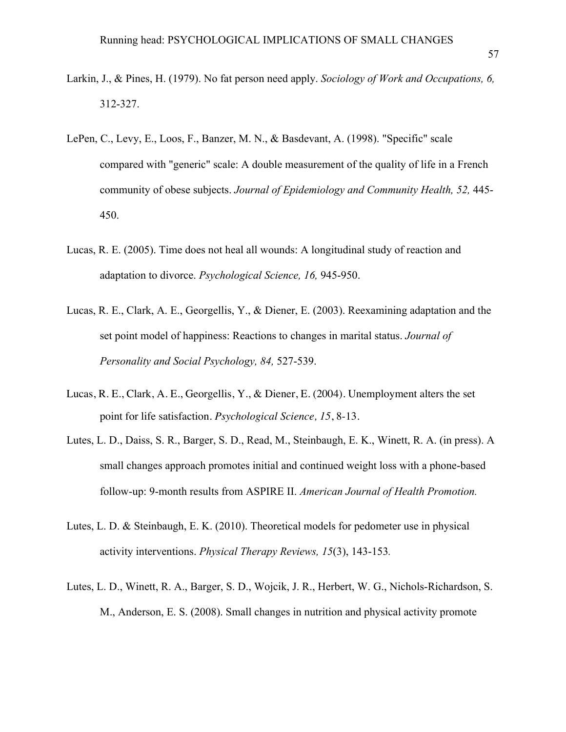Larkin, J., & Pines, H. (1979). No fat person need apply. *Sociology of Work and Occupations, 6,* 312-327.

LePen, C., Levy, E., Loos, F., Banzer, M. N., & Basdevant, A. (1998). "Specific" scale compared with "generic" scale: A double measurement of the quality of life in a French community of obese subjects. *Journal of Epidemiology and Community Health, 52,* 445-450.

Lucas, R. E. (2005). Time does not heal all wounds: A longitudinal study of reaction and adaptation to divorce. *Psychological Science, 16,* 945-950.

Lucas, R. E., Clark, A. E., Georgellis, Y., & Diener, E. (2003). Reexamining adaptation and the set point model of happiness: Reactions to changes in marital status. *Journal of Personality and Social Psychology, 84,* 527-539.

Lucas, R. E., Clark, A. E., Georgellis, Y., & Diener, E. (2004). Unemployment alters the set point for life satisfaction. *Psychological Science, 15*, 8-13.

Lutes, L. D., Daiss, S. R., Barger, S. D., Read, M., Steinbaugh, E. K., Winett, R. A. (in press). A small changes approach promotes initial and continued weight loss with a phone-based follow-up: 9-month results from ASPIRE II. *American Journal of Health Promotion.*

Lutes, L. D. & Steinbaugh, E. K. (2010). Theoretical models for pedometer use in physical activity interventions. *Physical Therapy Reviews, 15*(3), 143-153.

Lutes, L. D., Winett, R. A., Barger, S. D., Wojcik, J. R., Herbert, W. G., Nichols-Richardson, S. M., Anderson, E. S. (2008). Small changes in nutrition and physical activity promote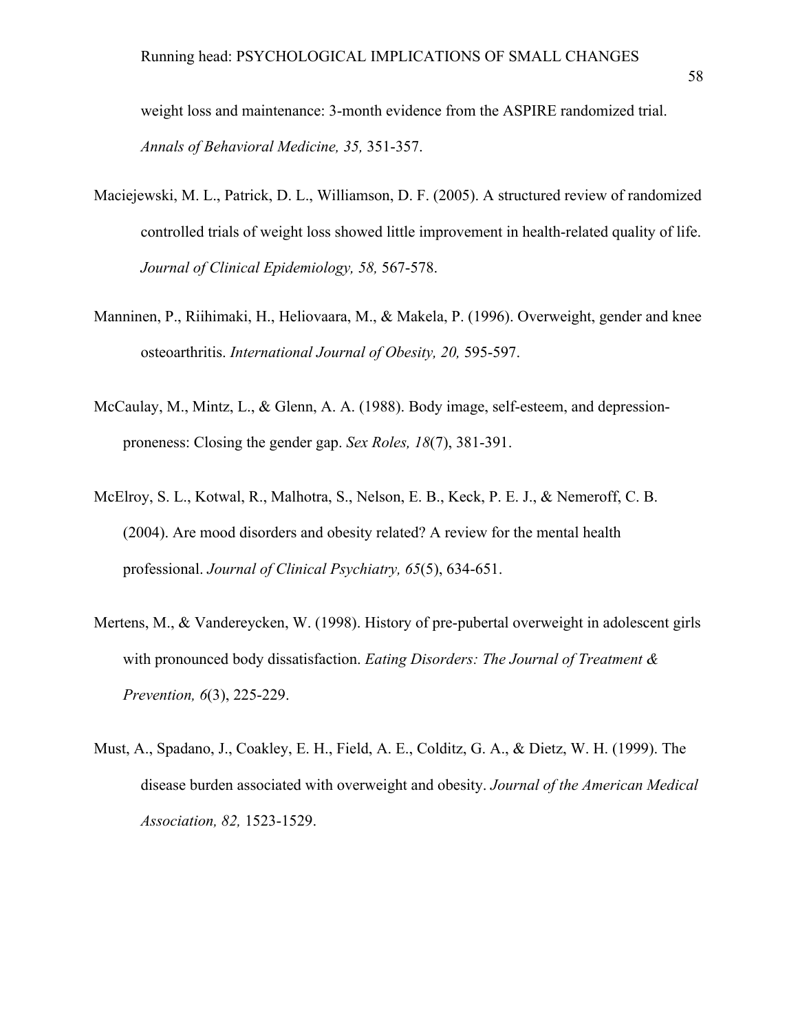weight loss and maintenance: 3-month evidence from the ASPIRE randomized trial. *Annals of Behavioral Medicine, 35,* 351-357.

Maciejewski, M. L., Patrick, D. L., Williamson, D. F. (2005). A structured review of randomized controlled trials of weight loss showed little improvement in health-related quality of life. *Journal of Clinical Epidemiology, 58,* 567-578.

Manninen, P., Riihimaki, H., Heliovaara, M., & Makela, P. (1996). Overweight, gender and knee osteoarthritis. *International Journal of Obesity, 20,* 595-597.

McCaulay, M., Mintz, L., & Glenn, A. A. (1988). Body image, self-esteem, and depression-proneness: Closing the gender gap. *Sex Roles, 18*(7), 381-391.

McElroy, S. L., Kotwal, R., Malhotra, S., Nelson, E. B., Keck, P. E. J., & Nemeroff, C. B. (2004). Are mood disorders and obesity related? A review for the mental health professional. *Journal of Clinical Psychiatry, 65*(5), 634-651.

Mertens, M., & Vandereycken, W. (1998). History of pre-pubertal overweight in adolescent girls with pronounced body dissatisfaction. *Eating Disorders: The Journal of Treatment & Prevention, 6*(3), 225-229.

Must, A., Spadano, J., Coakley, E. H., Field, A. E., Colditz, G. A., & Dietz, W. H. (1999). The disease burden associated with overweight and obesity. *Journal of the American Medical Association, 82,* 1523-1529.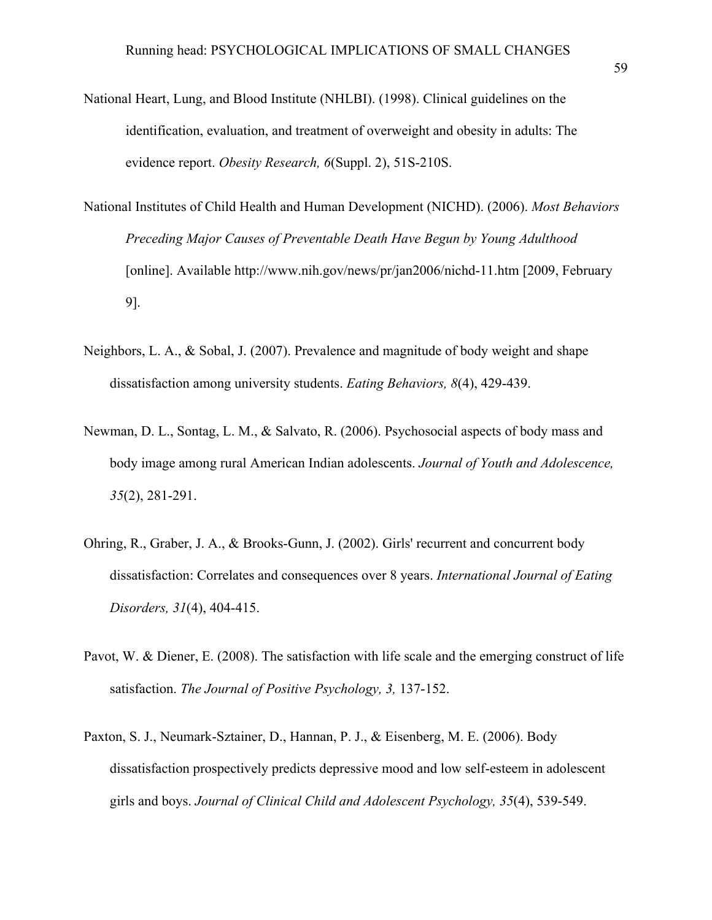National Heart, Lung, and Blood Institute (NHLBI). (1998). Clinical guidelines on the identification, evaluation, and treatment of overweight and obesity in adults: The evidence report. *Obesity Research, 6*(Suppl. 2), 51S-210S.

National Institutes of Child Health and Human Development (NICHD). (2006). *Most Behaviors Preceding Major Causes of Preventable Death Have Begun by Young Adulthood* [online]. Available http://www.nih.gov/news/pr/jan2006/nichd-11.htm [2009, February 9].

Neighbors, L. A., & Sobal, J. (2007). Prevalence and magnitude of body weight and shape dissatisfaction among university students. *Eating Behaviors, 8*(4), 429-439.

Newman, D. L., Sontag, L. M., & Salvato, R. (2006). Psychosocial aspects of body mass and body image among rural American Indian adolescents. *Journal of Youth and Adolescence, 35*(2), 281-291.

Ohring, R., Graber, J. A., & Brooks-Gunn, J. (2002). Girls' recurrent and concurrent body dissatisfaction: Correlates and consequences over 8 years. *International Journal of Eating Disorders, 31*(4), 404-415.

Pavot, W. & Diener, E. (2008). The satisfaction with life scale and the emerging construct of life satisfaction. *The Journal of Positive Psychology, 3,* 137-152.

Paxton, S. J., Neumark-Sztainer, D., Hannan, P. J., & Eisenberg, M. E. (2006). Body dissatisfaction prospectively predicts depressive mood and low self-esteem in adolescent girls and boys. *Journal of Clinical Child and Adolescent Psychology, 35*(4), 539-549.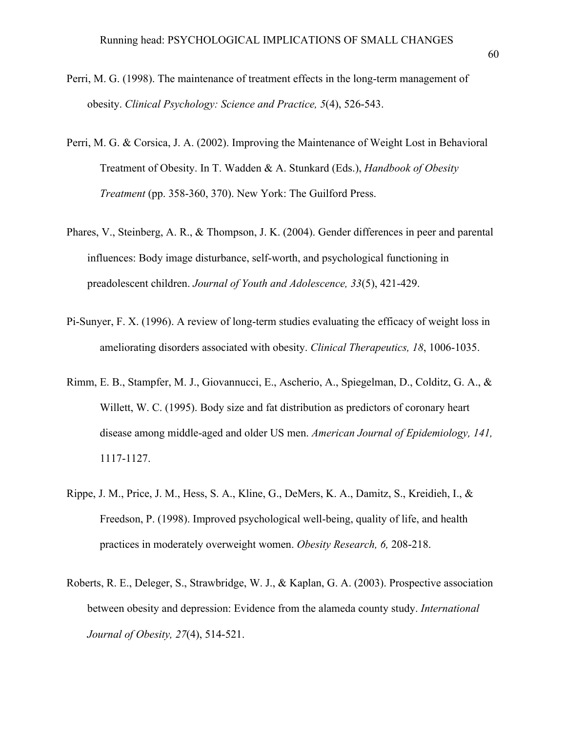Perri, M. G. (1998). The maintenance of treatment effects in the long-term management of obesity. *Clinical Psychology: Science and Practice, 5*(4), 526-543.

Perri, M. G. & Corsica, J. A. (2002). Improving the Maintenance of Weight Lost in Behavioral Treatment of Obesity. In T. Wadden & A. Stunkard (Eds.), *Handbook of Obesity Treatment* (pp. 358-360, 370). New York: The Guilford Press.

Phares, V., Steinberg, A. R., & Thompson, J. K. (2004). Gender differences in peer and parental influences: Body image disturbance, self-worth, and psychological functioning in preadolescent children. *Journal of Youth and Adolescence, 33*(5), 421-429.

Pi-Sunyer, F. X. (1996). A review of long-term studies evaluating the efficacy of weight loss in ameliorating disorders associated with obesity. *Clinical Therapeutics, 18*, 1006-1035.

Rimm, E. B., Stampfer, M. J., Giovannucci, E., Ascherio, A., Spiegelman, D., Colditz, G. A., & Willett, W. C. (1995). Body size and fat distribution as predictors of coronary heart disease among middle-aged and older US men. *American Journal of Epidemiology, 141,* 1117-1127.

Rippe, J. M., Price, J. M., Hess, S. A., Kline, G., DeMers, K. A., Damitz, S., Kreidieh, I., & Freedson, P. (1998). Improved psychological well-being, quality of life, and health practices in moderately overweight women. *Obesity Research, 6,* 208-218.

Roberts, R. E., Deleger, S., Strawbridge, W. J., & Kaplan, G. A. (2003). Prospective association between obesity and depression: Evidence from the alameda county study. *International Journal of Obesity, 27*(4), 514-521.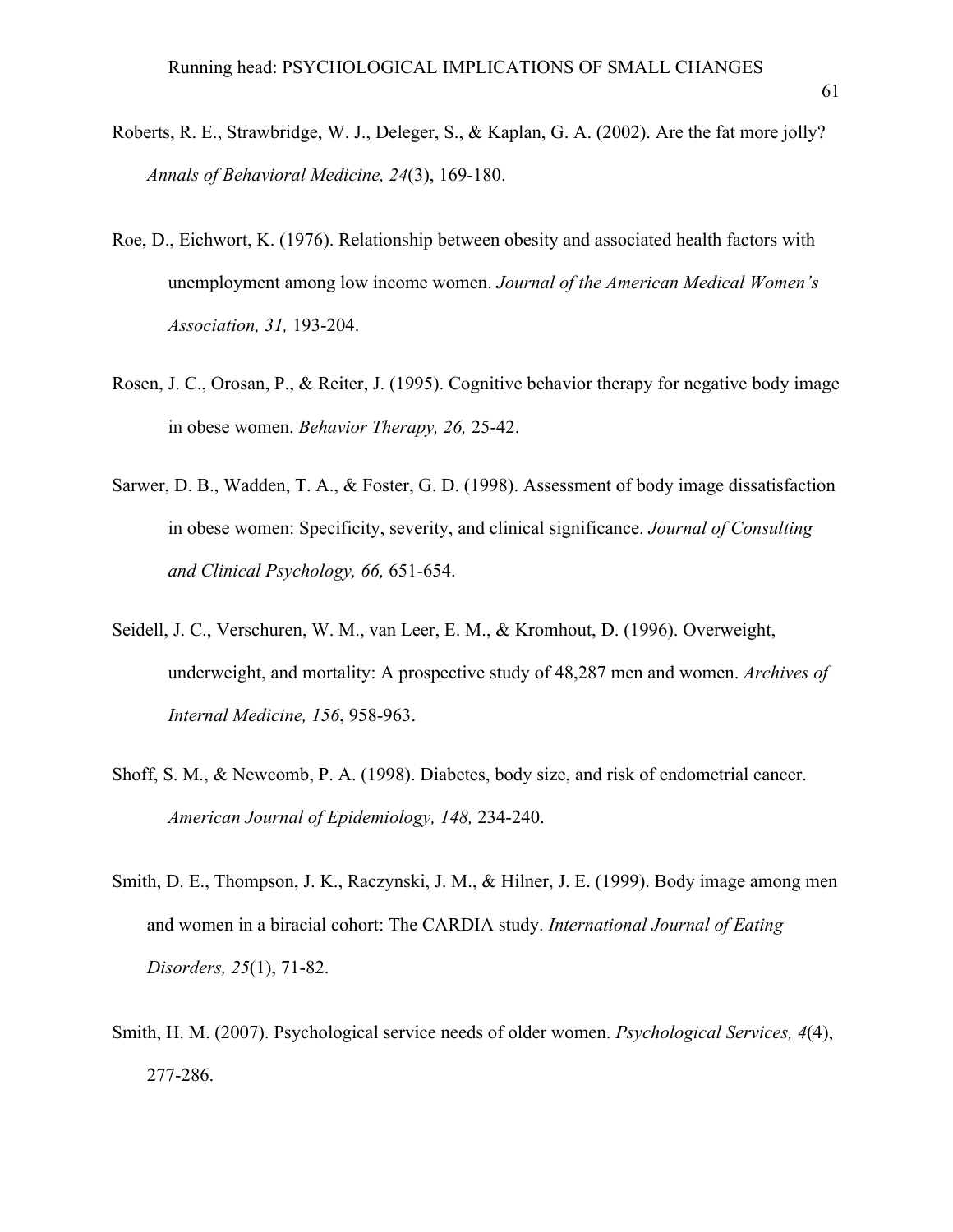Roberts, R. E., Strawbridge, W. J., Deleger, S., & Kaplan, G. A. (2002). Are the fat more jolly? *Annals of Behavioral Medicine, 24*(3), 169-180.

Roe, D., Eichwort, K. (1976). Relationship between obesity and associated health factors with unemployment among low income women. *Journal of the American Medical Women's Association, 31,* 193-204.

Rosen, J. C., Orosan, P., & Reiter, J. (1995). Cognitive behavior therapy for negative body image in obese women. *Behavior Therapy, 26,* 25-42.

Sarwer, D. B., Wadden, T. A., & Foster, G. D. (1998). Assessment of body image dissatisfaction in obese women: Specificity, severity, and clinical significance. *Journal of Consulting and Clinical Psychology, 66,* 651-654.

Seidell, J. C., Verschuren, W. M., van Leer, E. M., & Kromhout, D. (1996). Overweight, underweight, and mortality: A prospective study of 48,287 men and women. *Archives of Internal Medicine, 156*, 958-963.

Shoff, S. M., & Newcomb, P. A. (1998). Diabetes, body size, and risk of endometrial cancer. *American Journal of Epidemiology, 148,* 234-240.

Smith, D. E., Thompson, J. K., Raczynski, J. M., & Hilner, J. E. (1999). Body image among men and women in a biracial cohort: The CARDIA study. *International Journal of Eating Disorders, 25*(1), 71-82.

Smith, H. M. (2007). Psychological service needs of older women. *Psychological Services, 4*(4), 277-286.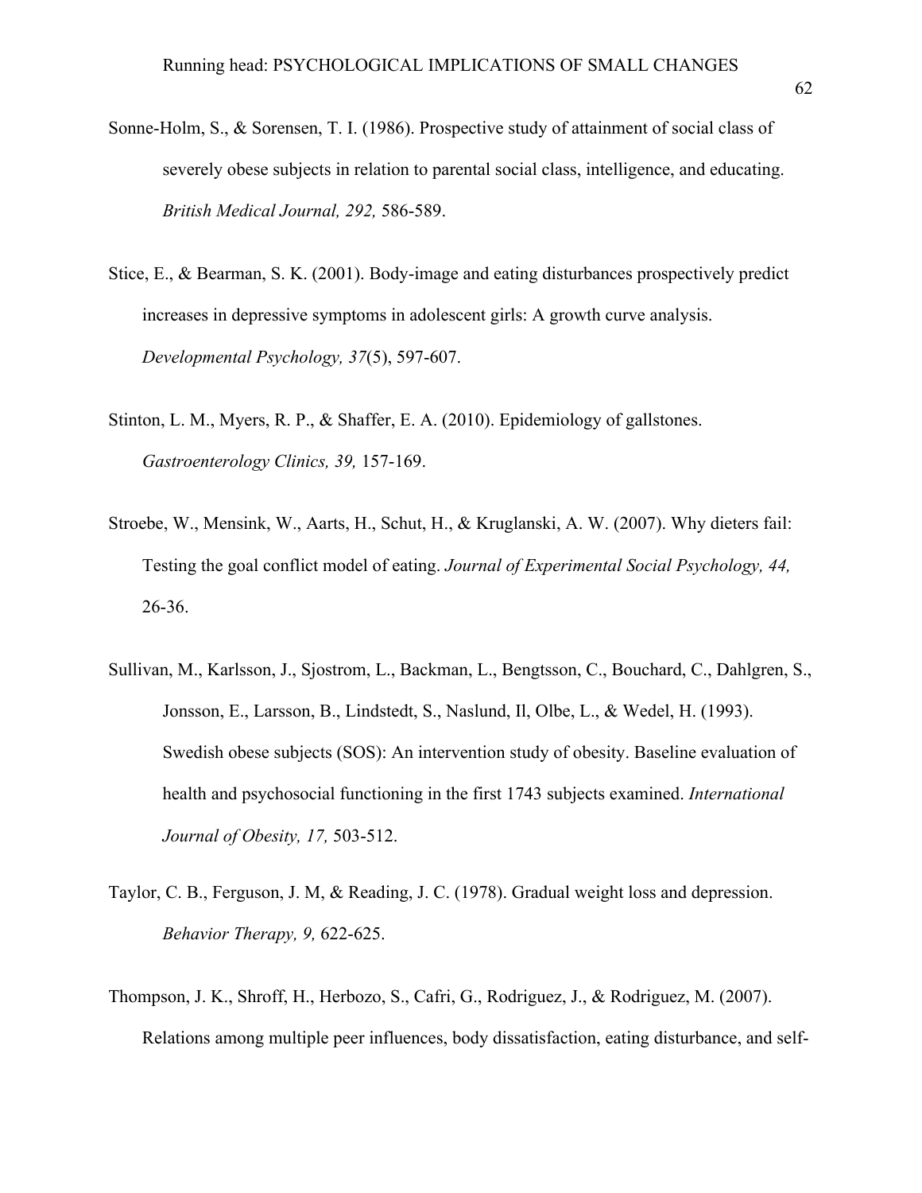Sonne-Holm, S., & Sorensen, T. I. (1986). Prospective study of attainment of social class of severely obese subjects in relation to parental social class, intelligence, and educating. *British Medical Journal, 292,* 586-589.

Stice, E., & Bearman, S. K. (2001). Body-image and eating disturbances prospectively predict increases in depressive symptoms in adolescent girls: A growth curve analysis. *Developmental Psychology, 37*(5), 597-607.

Stinton, L. M., Myers, R. P., & Shaffer, E. A. (2010). Epidemiology of gallstones. *Gastroenterology Clinics, 39,* 157-169.

Stroebe, W., Mensink, W., Aarts, H., Schut, H., & Kruglanski, A. W. (2007). Why dieters fail: Testing the goal conflict model of eating. *Journal of Experimental Social Psychology, 44,* 26-36.

Sullivan, M., Karlsson, J., Sjostrom, L., Backman, L., Bengtsson, C., Bouchard, C., Dahlgren, S., Jonsson, E., Larsson, B., Lindstedt, S., Naslund, Il, Olbe, L., & Wedel, H. (1993). Swedish obese subjects (SOS): An intervention study of obesity. Baseline evaluation of health and psychosocial functioning in the first 1743 subjects examined. *International Journal of Obesity, 17,* 503-512.

Taylor, C. B., Ferguson, J. M, & Reading, J. C. (1978). Gradual weight loss and depression. *Behavior Therapy, 9,* 622-625.

Thompson, J. K., Shroff, H., Herbozo, S., Cafri, G., Rodriguez, J., & Rodriguez, M. (2007). Relations among multiple peer influences, body dissatisfaction, eating disturbance, and self-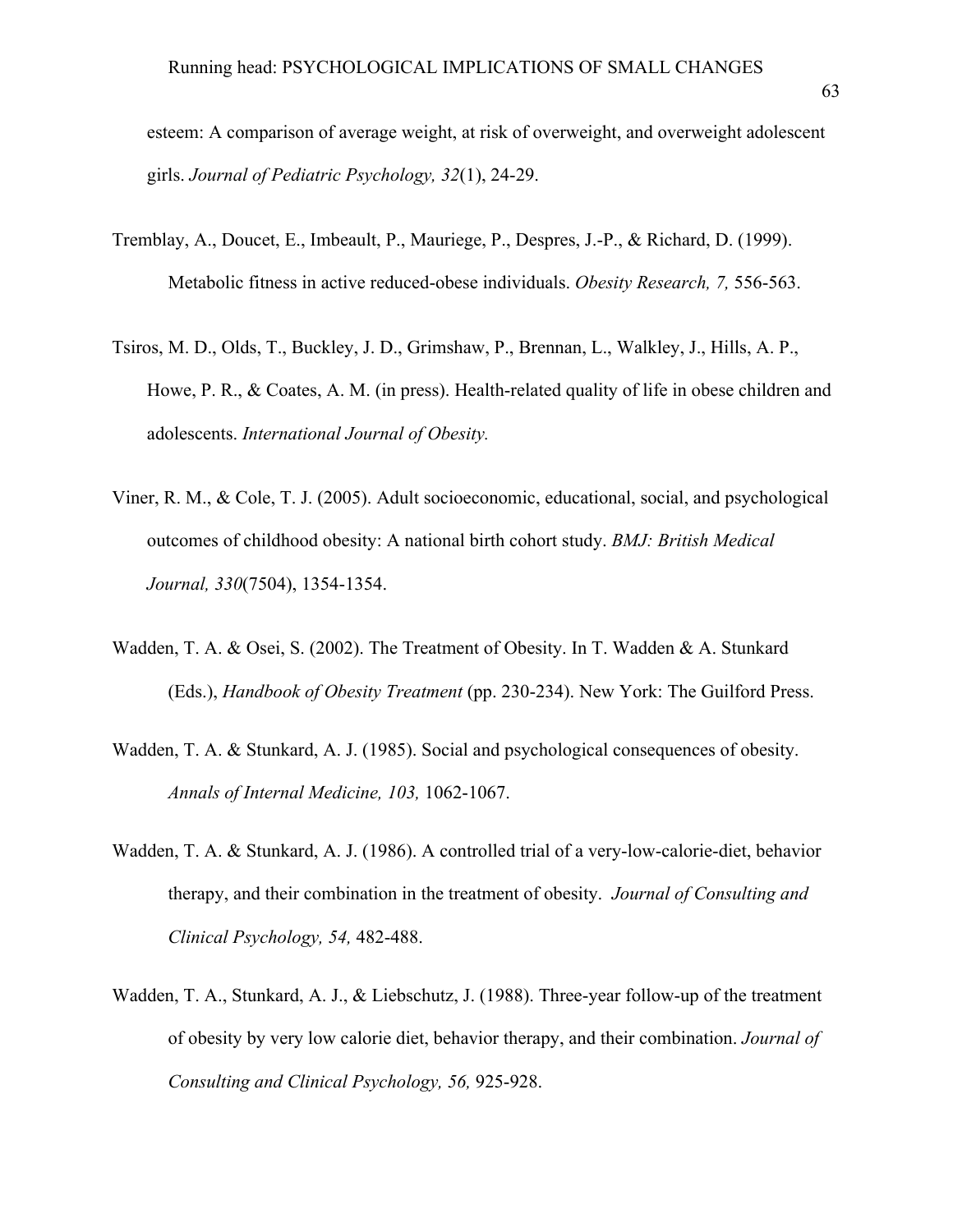esteem: A comparison of average weight, at risk of overweight, and overweight adolescent girls. *Journal of Pediatric Psychology, 32*(1), 24-29.

Tremblay, A., Doucet, E., Imbeault, P., Mauriege, P., Despres, J.-P., & Richard, D. (1999). Metabolic fitness in active reduced-obese individuals. *Obesity Research, 7,* 556-563.

Tsiros, M. D., Olds, T., Buckley, J. D., Grimshaw, P., Brennan, L., Walkley, J., Hills, A. P., Howe, P. R., & Coates, A. M. (in press). Health-related quality of life in obese children and adolescents. *International Journal of Obesity.*

Viner, R. M., & Cole, T. J. (2005). Adult socioeconomic, educational, social, and psychological outcomes of childhood obesity: A national birth cohort study. *BMJ: British Medical Journal, 330*(7504), 1354-1354.

Wadden, T. A. & Osei, S. (2002). The Treatment of Obesity. In T. Wadden & A. Stunkard (Eds.), *Handbook of Obesity Treatment* (pp. 230-234). New York: The Guilford Press.

Wadden, T. A. & Stunkard, A. J. (1985). Social and psychological consequences of obesity. *Annals of Internal Medicine, 103,* 1062-1067.

Wadden, T. A. & Stunkard, A. J. (1986). A controlled trial of a very-low-calorie-diet, behavior therapy, and their combination in the treatment of obesity. *Journal of Consulting and Clinical Psychology, 54,* 482-488.

Wadden, T. A., Stunkard, A. J., & Liebschutz, J. (1988). Three-year follow-up of the treatment of obesity by very low calorie diet, behavior therapy, and their combination. *Journal of Consulting and Clinical Psychology, 56,* 925-928.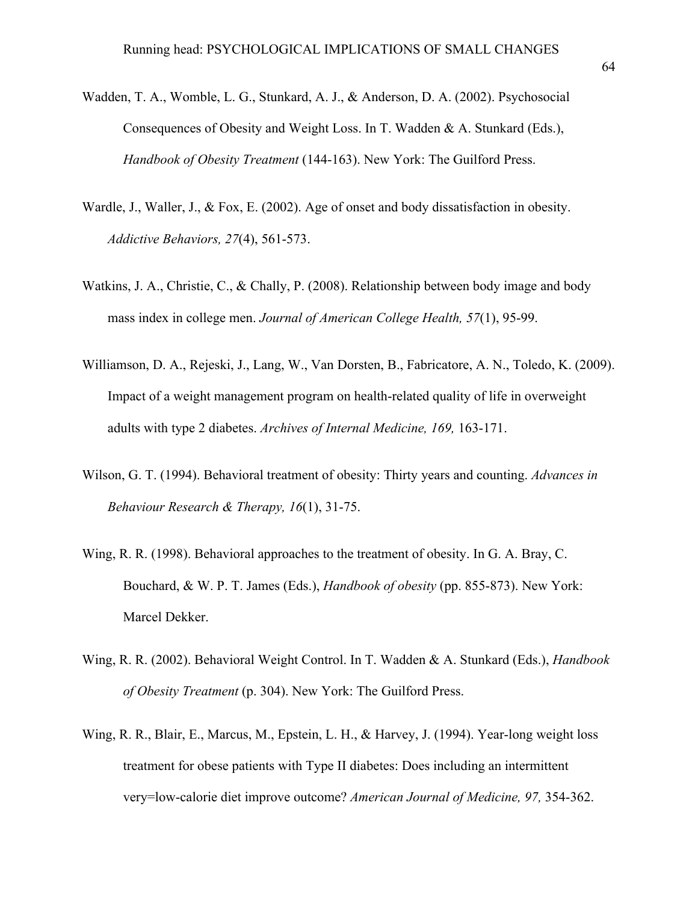Wadden, T. A., Womble, L. G., Stunkard, A. J., & Anderson, D. A. (2002). Psychosocial Consequences of Obesity and Weight Loss. In T. Wadden & A. Stunkard (Eds.), *Handbook of Obesity Treatment* (144-163). New York: The Guilford Press.

Wardle, J., Waller, J., & Fox, E. (2002). Age of onset and body dissatisfaction in obesity. *Addictive Behaviors, 27*(4), 561-573.

Watkins, J. A., Christie, C., & Chally, P. (2008). Relationship between body image and body mass index in college men. *Journal of American College Health, 57*(1), 95-99.

Williamson, D. A., Rejeski, J., Lang, W., Van Dorsten, B., Fabricatore, A. N., Toledo, K. (2009). Impact of a weight management program on health-related quality of life in overweight adults with type 2 diabetes. *Archives of Internal Medicine, 169,* 163-171.

Wilson, G. T. (1994). Behavioral treatment of obesity: Thirty years and counting. *Advances in Behaviour Research & Therapy, 16*(1), 31-75.

Wing, R. R. (1998). Behavioral approaches to the treatment of obesity. In G. A. Bray, C. Bouchard, & W. P. T. James (Eds.), *Handbook of obesity* (pp. 855-873). New York: Marcel Dekker.

Wing, R. R. (2002). Behavioral Weight Control. In T. Wadden & A. Stunkard (Eds.), *Handbook of Obesity Treatment* (p. 304). New York: The Guilford Press.

Wing, R. R., Blair, E., Marcus, M., Epstein, L. H., & Harvey, J. (1994). Year-long weight loss treatment for obese patients with Type II diabetes: Does including an intermittent very=low-calorie diet improve outcome? *American Journal of Medicine, 97,* 354-362.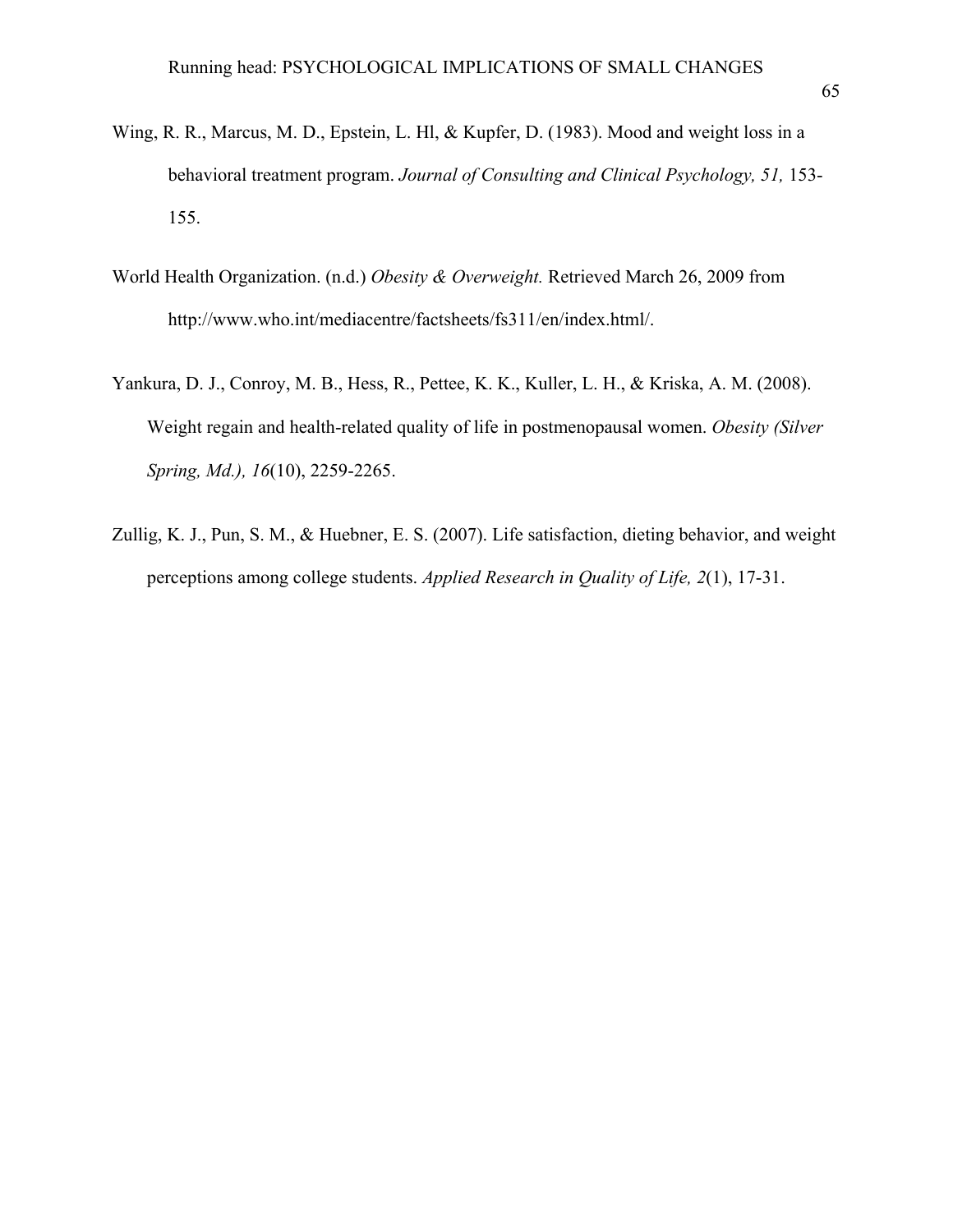Wing, R. R., Marcus, M. D., Epstein, L. Hl, & Kupfer, D. (1983). Mood and weight loss in a behavioral treatment program. *Journal of Consulting and Clinical Psychology, 51,* 153-155.

World Health Organization. (n.d.) *Obesity & Overweight.* Retrieved March 26, 2009 from http://www.who.int/mediacentre/factsheets/fs311/en/index.html/.

Yankura, D. J., Conroy, M. B., Hess, R., Pettee, K. K., Kuller, L. H., & Kriska, A. M. (2008). Weight regain and health-related quality of life in postmenopausal women. *Obesity (Silver Spring, Md.), 16*(10), 2259-2265.

Zullig, K. J., Pun, S. M., & Huebner, E. S. (2007). Life satisfaction, dieting behavior, and weight perceptions among college students. *Applied Research in Quality of Life, 2*(1), 17-31.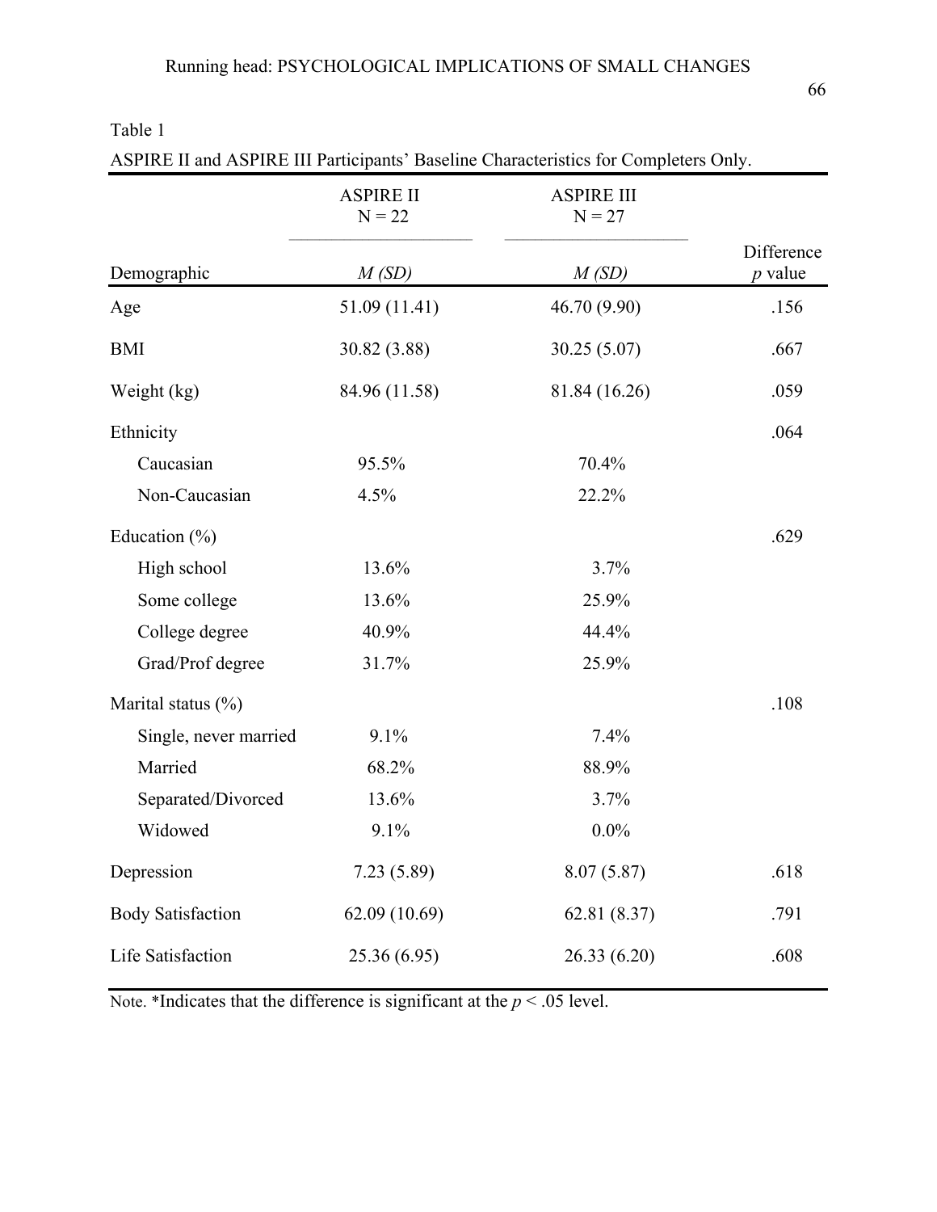Table 1

ASPIRE II and ASPIRE III Participants' Baseline Characteristics for Completers Only.

| | ASPIRE II N = 22 | ASPIRE III N = 27 | |
|---|---|---|---|
| Demographic | *M (SD)* | *M (SD)* | Difference *p* value |
| Age | 51.09 (11.41) | 46.70 (9.90) | .156 |
| BMI | 30.82 (3.88) | 30.25 (5.07) | .667 |
| Weight (kg) | 84.96 (11.58) | 81.84 (16.26) | .059 |
| Ethnicity | | | .064 |
| Caucasian | 95.5% | 70.4% | |
| Non-Caucasian | 4.5% | 22.2% | |
| Education (%) | | | .629 |
| High school | 13.6% | 3.7% | |
| Some college | 13.6% | 25.9% | |
| College degree | 40.9% | 44.4% | |
| Grad/Prof degree | 31.7% | 25.9% | |
| Marital status (%) | | | .108 |
| Single, never married | 9.1% | 7.4% | |
| Married | 68.2% | 88.9% | |
| Separated/Divorced | 13.6% | 3.7% | |
| Widowed | 9.1% | 0.0% | |
| Depression | 7.23 (5.89) | 8.07 (5.87) | .618 |
| Body Satisfaction | 62.09 (10.69) | 62.81 (8.37) | .791 |
| Life Satisfaction | 25.36 (6.95) | 26.33 (6.20) | .608 |

Note. *Indicates that the difference is significant at the $p < .05$ level.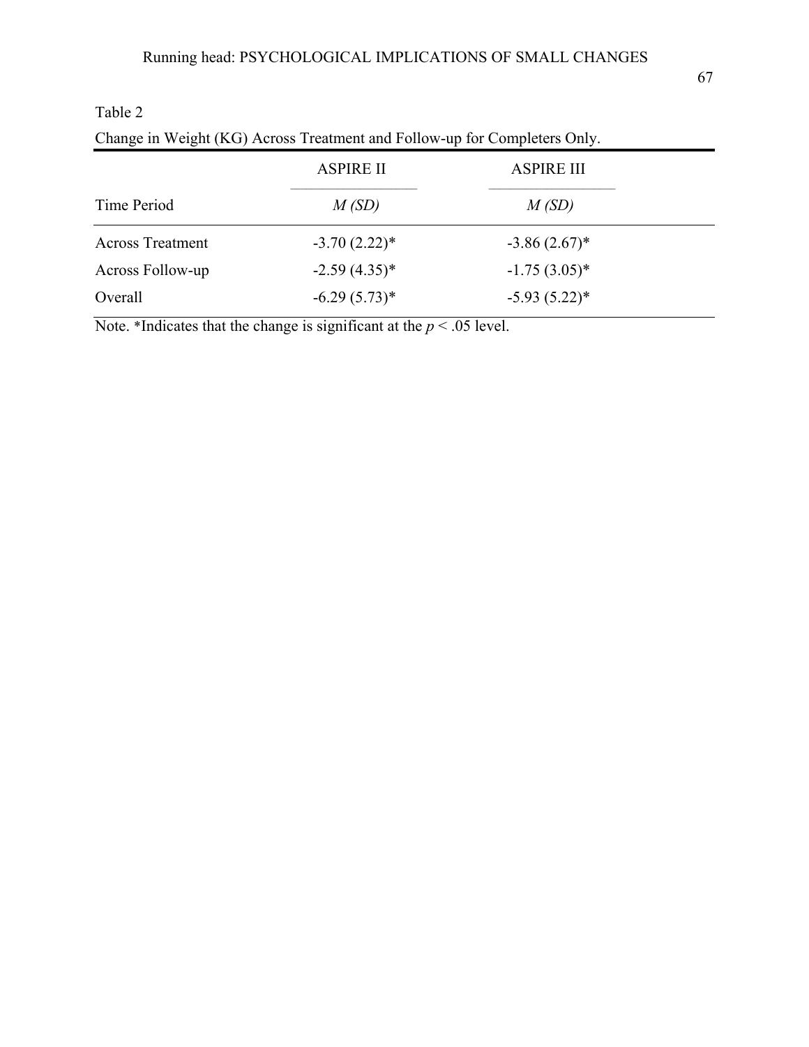Table 2

Change in Weight (KG) Across Treatment and Follow-up for Completers Only.

| | ASPIRE II | ASPIRE III |
|---|---|---|
| Time Period | *M (SD)* | *M (SD)* |
| Across Treatment | -3.70 (2.22)* | -3.86 (2.67)* |
| Across Follow-up | -2.59 (4.35)* | -1.75 (3.05)* |
| Overall | -6.29 (5.73)* | -5.93 (5.22)* |

Note. *Indicates that the change is significant at the $p < .05$ level.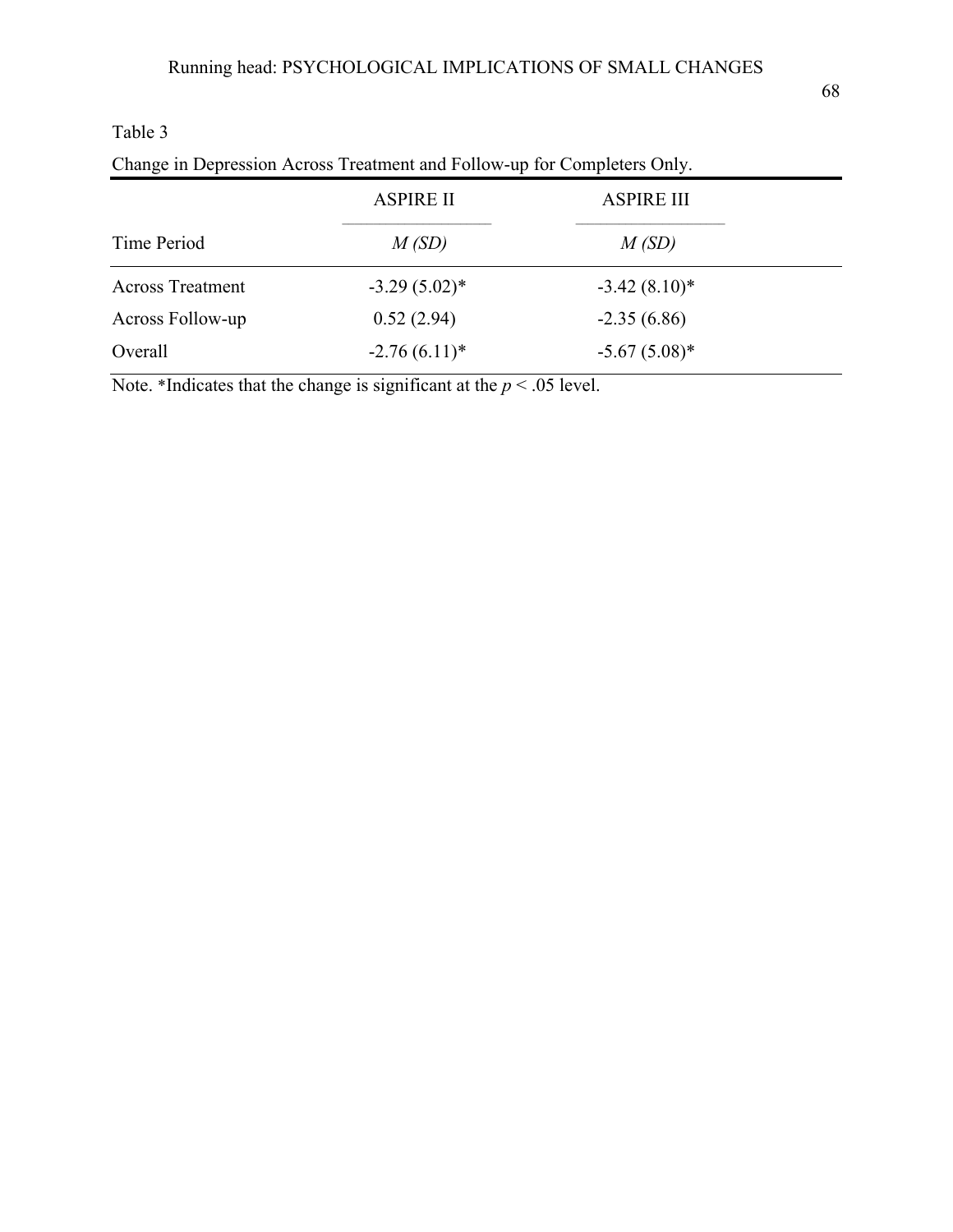Table 3

Change in Depression Across Treatment and Follow-up for Completers Only.

| | ASPIRE II | ASPIRE III |
|---|---|---|
| Time Period | *M (SD)* | *M (SD)* |
| Across Treatment | -3.29 (5.02)* | -3.42 (8.10)* |
| Across Follow-up | 0.52 (2.94) | -2.35 (6.86) |
| Overall | -2.76 (6.11)* | -5.67 (5.08)* |

Note. *Indicates that the change is significant at the $p < .05$ level.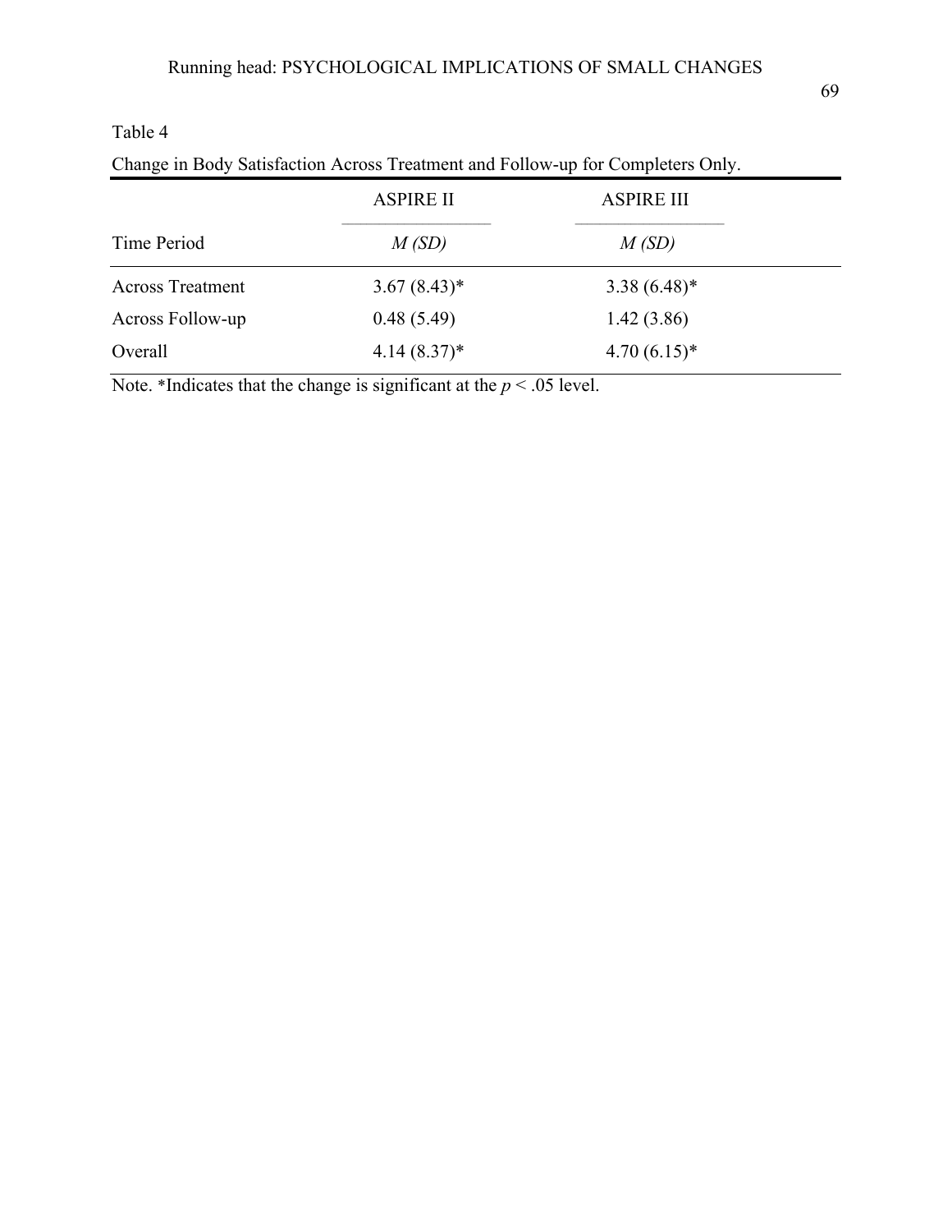Table 4

Change in Body Satisfaction Across Treatment and Follow-up for Completers Only.

| | ASPIRE II | ASPIRE III |
|---|---|---|
| Time Period | *M (SD)* | *M (SD)* |
| Across Treatment | 3.67 (8.43)* | 3.38 (6.48)* |
| Across Follow-up | 0.48 (5.49) | 1.42 (3.86) |
| Overall | 4.14 (8.37)* | 4.70 (6.15)* |

Note. *Indicates that the change is significant at the $p < .05$ level.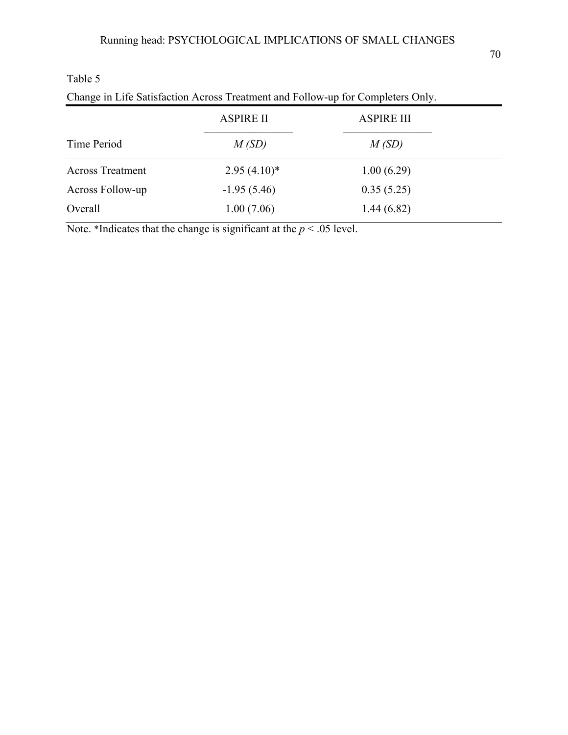Table 5

Change in Life Satisfaction Across Treatment and Follow-up for Completers Only.

| | ASPIRE II | ASPIRE III |
|---|---|---|
| Time Period | *M (SD)* | *M (SD)* |
| Across Treatment | 2.95 (4.10)* | 1.00 (6.29) |
| Across Follow-up | -1.95 (5.46) | 0.35 (5.25) |
| Overall | 1.00 (7.06) | 1.44 (6.82) |

Note. *Indicates that the change is significant at the $p < .05$ level.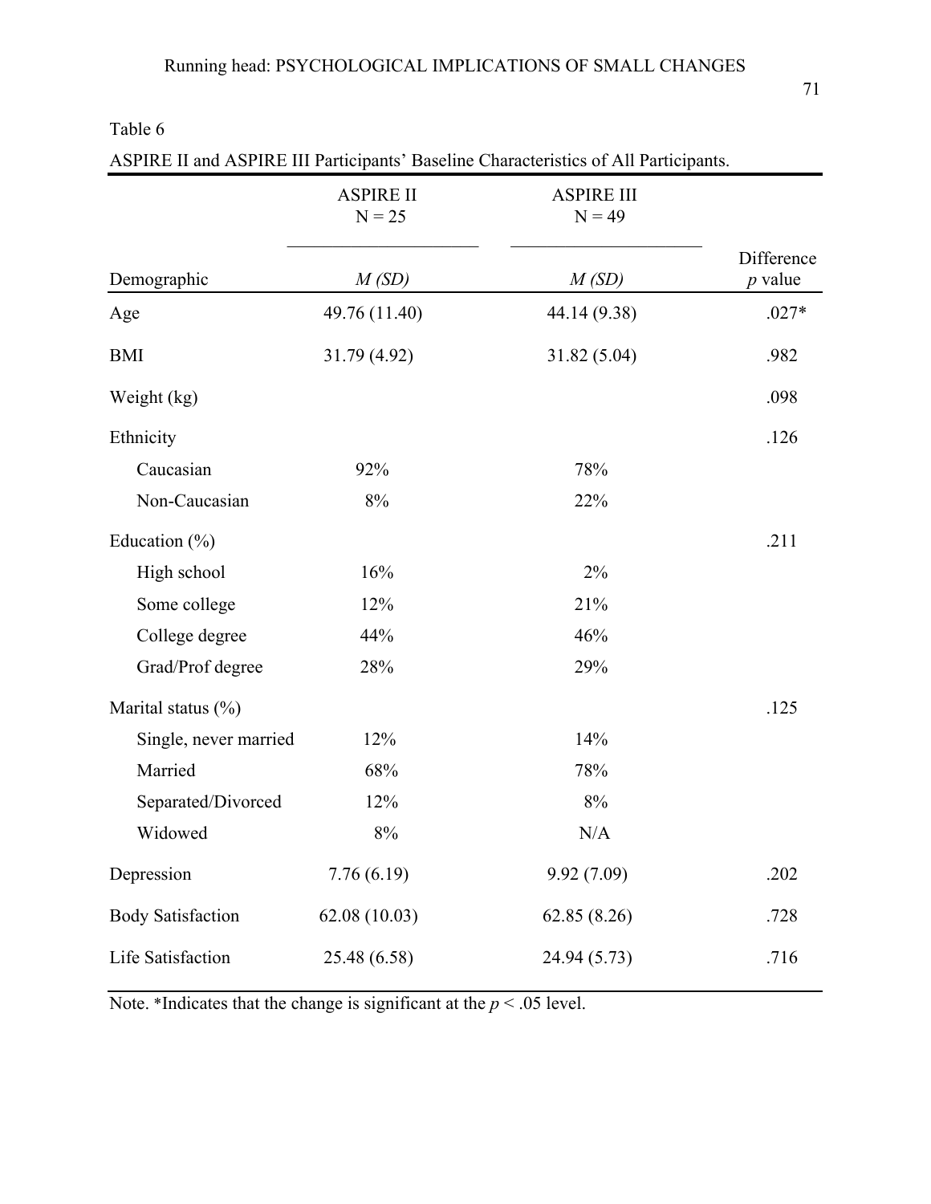Table 6

ASPIRE II and ASPIRE III Participants' Baseline Characteristics of All Participants.

| Demographic | ASPIRE II N = 25 *M (SD)* | ASPIRE III N = 49 *M (SD)* | Difference *p* value |
|---|---|---|---|
| Age | 49.76 (11.40) | 44.14 (9.38) | .027* |
| BMI | 31.79 (4.92) | 31.82 (5.04) | .982 |
| Weight (kg) | | | .098 |
| Ethnicity | | | .126 |
| Caucasian | 92% | 78% | |
| Non-Caucasian | 8% | 22% | |
| Education (%) | | | .211 |
| High school | 16% | 2% | |
| Some college | 12% | 21% | |
| College degree | 44% | 46% | |
| Grad/Prof degree | 28% | 29% | |
| Marital status (%) | | | .125 |
| Single, never married | 12% | 14% | |
| Married | 68% | 78% | |
| Separated/Divorced | 12% | 8% | |
| Widowed | 8% | N/A | |
| Depression | 7.76 (6.19) | 9.92 (7.09) | .202 |
| Body Satisfaction | 62.08 (10.03) | 62.85 (8.26) | .728 |
| Life Satisfaction | 25.48 (6.58) | 24.94 (5.73) | .716 |

Note. *Indicates that the change is significant at the $p < .05$ level.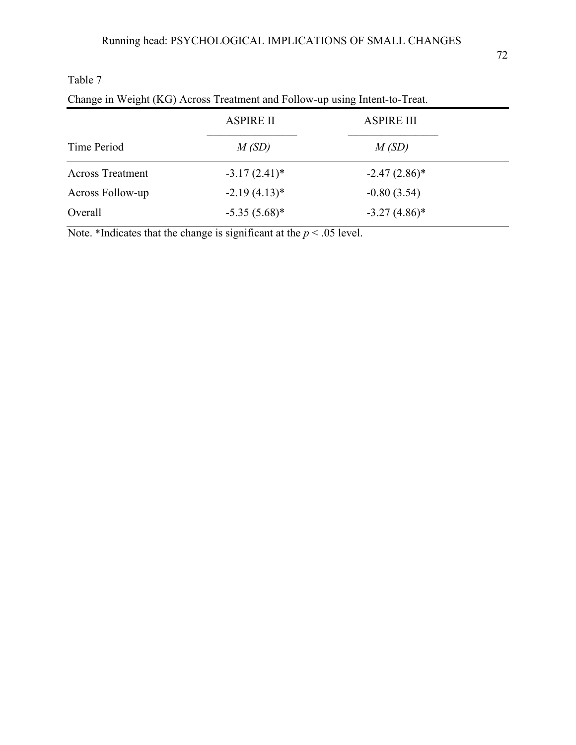Table 7

Change in Weight (KG) Across Treatment and Follow-up using Intent-to-Treat.

| | ASPIRE II | ASPIRE III |
|---|---|---|
| Time Period | *M (SD)* | *M (SD)* |
| Across Treatment | -3.17 (2.41)* | -2.47 (2.86)* |
| Across Follow-up | -2.19 (4.13)* | -0.80 (3.54) |
| Overall | -5.35 (5.68)* | -3.27 (4.86)* |

Note. *Indicates that the change is significant at the $p < .05$ level.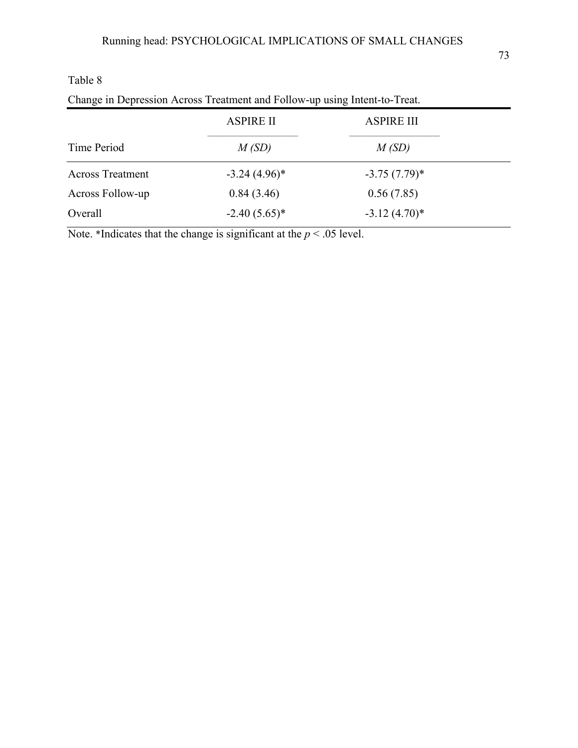Table 8

Change in Depression Across Treatment and Follow-up using Intent-to-Treat.

| Time Period | ASPIRE II *M (SD)* | ASPIRE III *M (SD)* |
|---|---|---|
| Across Treatment | -3.24 (4.96)* | -3.75 (7.79)* |
| Across Follow-up | 0.84 (3.46) | 0.56 (7.85) |
| Overall | -2.40 (5.65)* | -3.12 (4.70)* |

Note. *Indicates that the change is significant at the $p < .05$ level.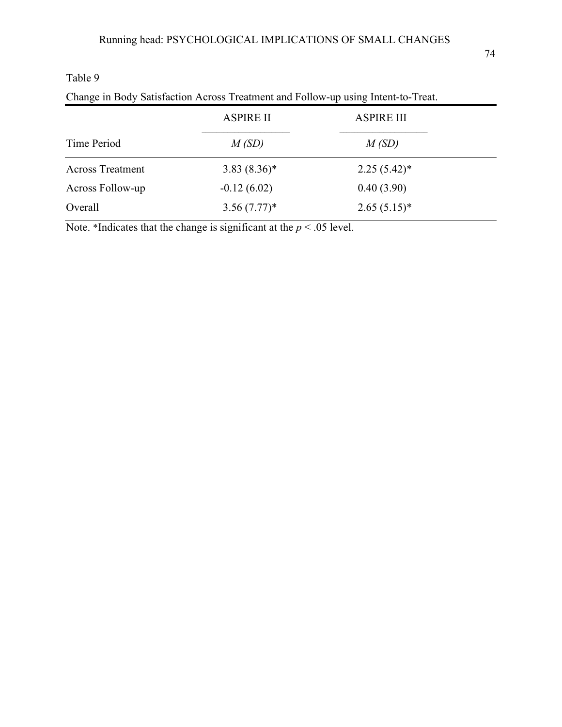Table 9

Change in Body Satisfaction Across Treatment and Follow-up using Intent-to-Treat.

| | ASPIRE II | ASPIRE III |
|---|---|---|
| Time Period | *M (SD)* | *M (SD)* |
| Across Treatment | 3.83 (8.36)* | 2.25 (5.42)* |
| Across Follow-up | -0.12 (6.02) | 0.40 (3.90) |
| Overall | 3.56 (7.77)* | 2.65 (5.15)* |

Note. *Indicates that the change is significant at the $p < .05$ level.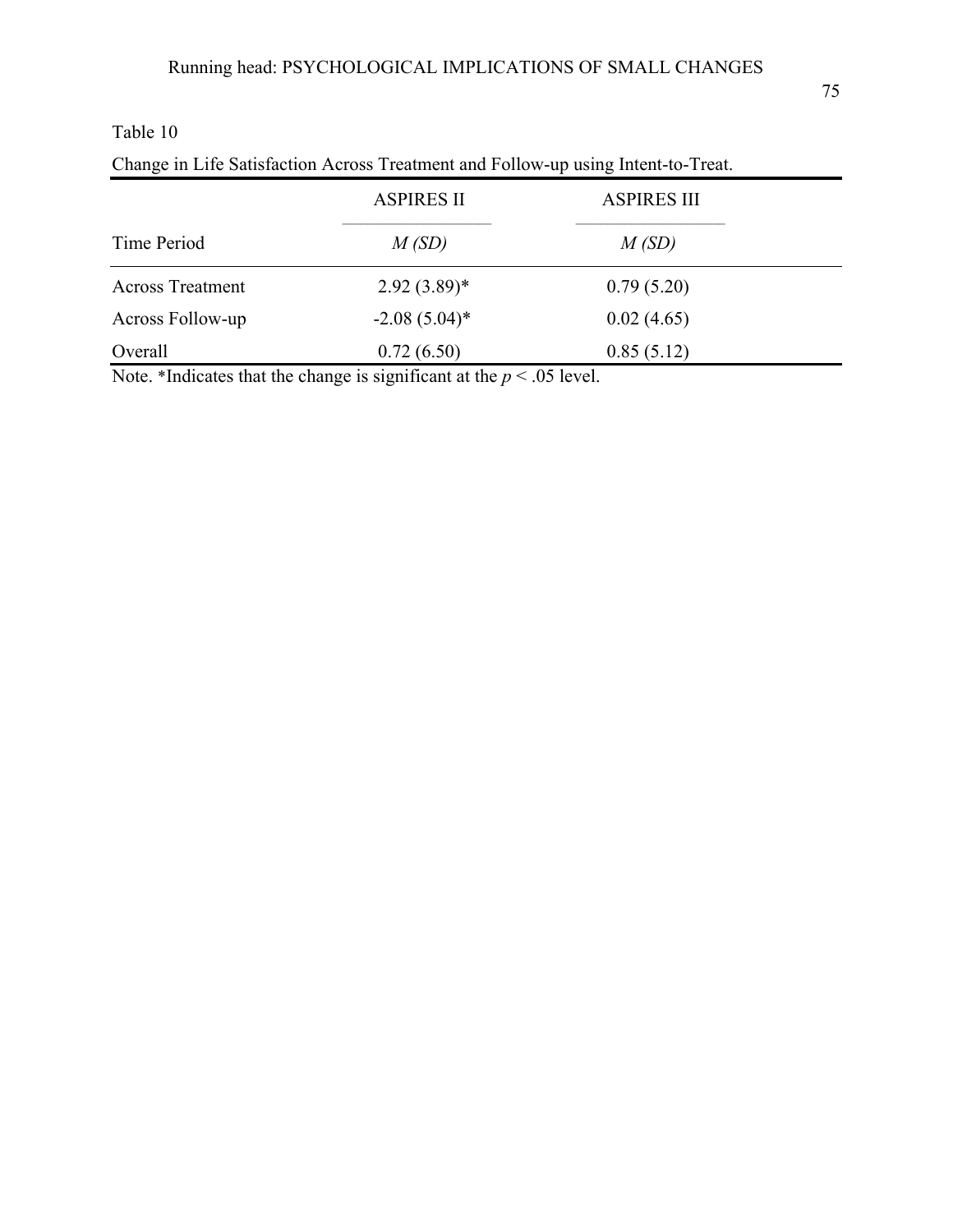Table 10

Change in Life Satisfaction Across Treatment and Follow-up using Intent-to-Treat.

| | ASPIRES II | ASPIRES III |
|---|---|---|
| Time Period | *M (SD)* | *M (SD)* |
| Across Treatment | 2.92 (3.89)* | 0.79 (5.20) |
| Across Follow-up | -2.08 (5.04)* | 0.02 (4.65) |
| Overall | 0.72 (6.50) | 0.85 (5.12) |

Note. *Indicates that the change is significant at the $p < .05$ level.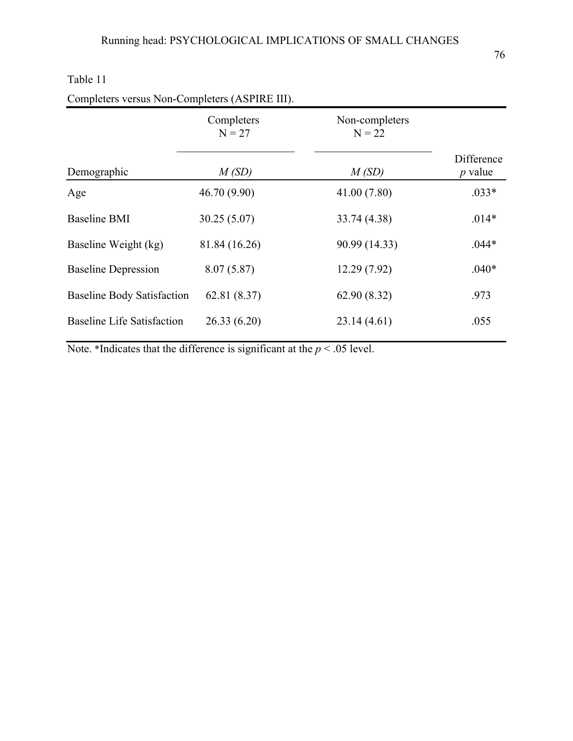Table 11

Completers versus Non-Completers (ASPIRE III).

| | Completers N = 27 | Non-completers N = 22 | |
|---|---|---|---|
| Demographic | *M (SD)* | *M (SD)* | Difference *p* value |
| Age | 46.70 (9.90) | 41.00 (7.80) | .033* |
| Baseline BMI | 30.25 (5.07) | 33.74 (4.38) | .014* |
| Baseline Weight (kg) | 81.84 (16.26) | 90.99 (14.33) | .044* |
| Baseline Depression | 8.07 (5.87) | 12.29 (7.92) | .040* |
| Baseline Body Satisfaction | 62.81 (8.37) | 62.90 (8.32) | .973 |
| Baseline Life Satisfaction | 26.33 (6.20) | 23.14 (4.61) | .055 |

Note. *Indicates that the difference is significant at the $p < .05$ level.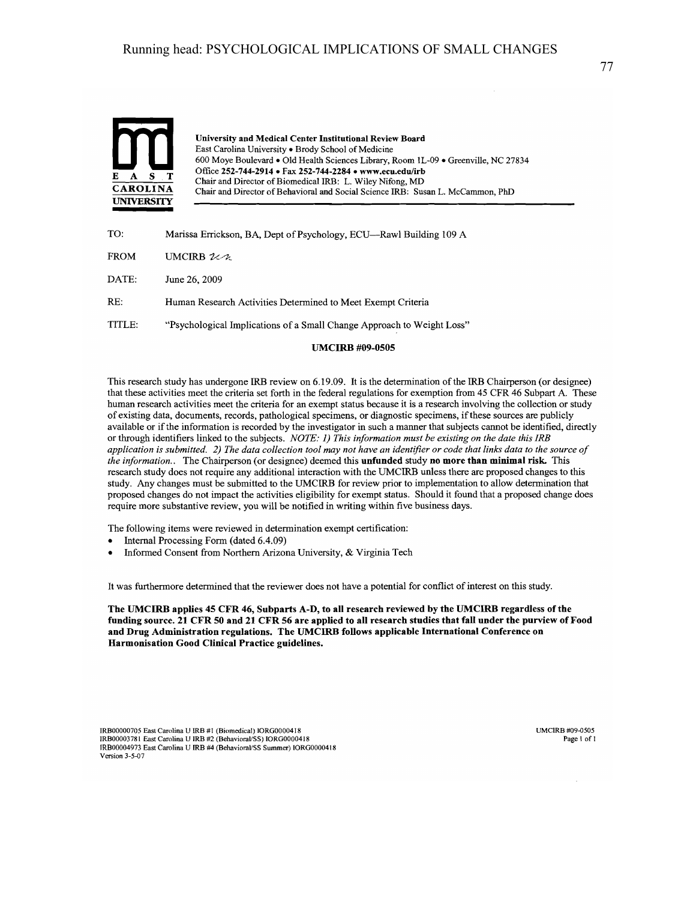**University and Medical Center Institutional Review Board**
East Carolina University • Brody School of Medicine
600 Moye Boulevard • Old Health Sciences Library, Room 1L-09 • Greenville, NC 27834
Office **252-744-2914** • Fax **252-744-2284** • **www.ecu.edu/irb**
Chair and Director of Biomedical IRB: L. Wiley Nifong, MD
Chair and Director of Behavioral and Social Science IRB: Susan L. McCammon, PhD

TO: Marissa Errickson, BA, Dept of Psychology, ECU—Rawl Building 109 A

FROM UMCIRB

DATE: June 26, 2009

RE: Human Research Activities Determined to Meet Exempt Criteria

TITLE: "Psychological Implications of a Small Change Approach to Weight Loss"

**UMCIRB #09-0505**

This research study has undergone IRB review on 6.19.09. It is the determination of the IRB Chairperson (or designee) that these activities meet the criteria set forth in the federal regulations for exemption from 45 CFR 46 Subpart A. These human research activities meet the criteria for an exempt status because it is a research involving the collection or study of existing data, documents, records, pathological specimens, or diagnostic specimens, if these sources are publicly available or if the information is recorded by the investigator in such a manner that subjects cannot be identified, directly or through identifiers linked to the subjects. *NOTE: 1) This information must be existing on the date this IRB application is submitted. 2) The data collection tool may not have an identifier or code that links data to the source of the information..* The Chairperson (or designee) deemed this **unfunded** study **no more than minimal risk.** This research study does not require any additional interaction with the UMCIRB unless there are proposed changes to this study. Any changes must be submitted to the UMCIRB for review prior to implementation to allow determination that proposed changes do not impact the activities eligibility for exempt status. Should it found that a proposed change does require more substantive review, you will be notified in writing within five business days.

The following items were reviewed in determination exempt certification:

- Internal Processing Form (dated 6.4.09)
- Informed Consent from Northern Arizona University, & Virginia Tech

It was furthermore determined that the reviewer does not have a potential for conflict of interest on this study.

**The UMCIRB applies 45 CFR 46, Subparts A-D, to all research reviewed by the UMCIRB regardless of the funding source. 21 CFR 50 and 21 CFR 56 are applied to all research studies that fall under the purview of Food and Drug Administration regulations. The UMCIRB follows applicable International Conference on Harmonisation Good Clinical Practice guidelines.**

IRB00000705 East Carolina U IRB #1 (Biomedical) IORG0000418
IRB00003781 East Carolina U IRB #2 (Behavioral/SS) IORG0000418
IRB00004973 East Carolina U IRB #4 (Behavioral/SS Summer) IORG0000418
Version 3-5-07

UMCIRB #09-0505